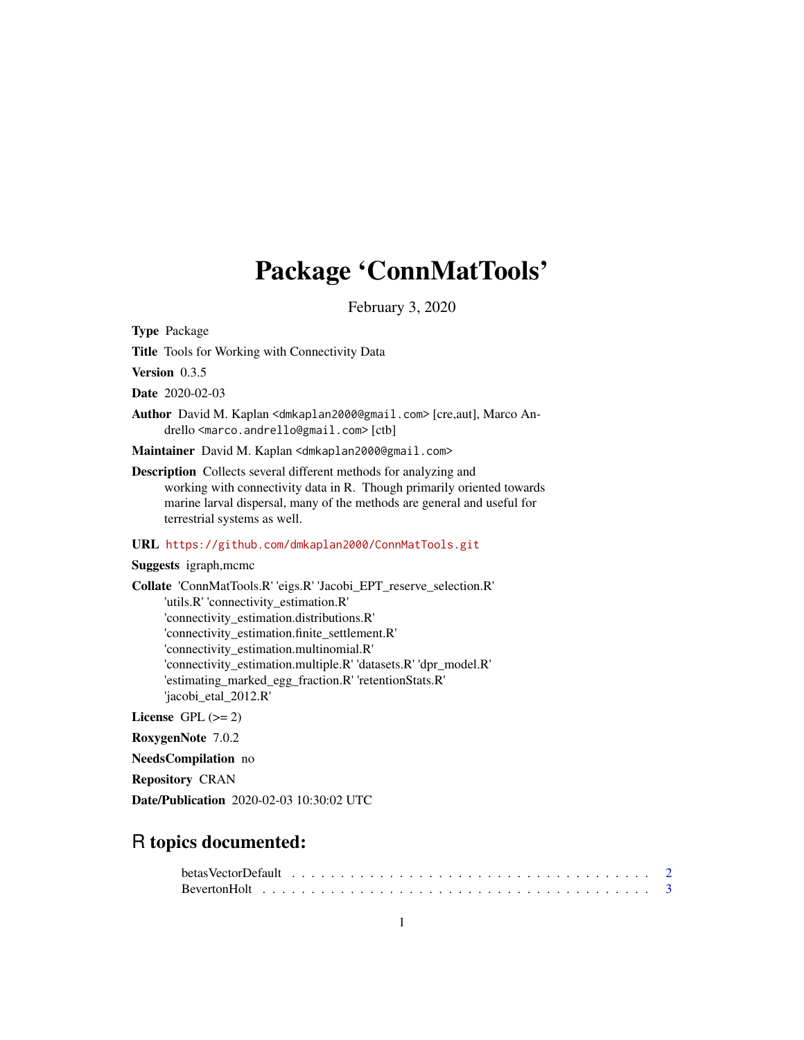# Package 'ConnMatTools'

February 3, 2020

**Type** Package

**Title** Tools for Working with Connectivity Data

**Version** 0.3.5

**Date** 2020-02-03

**Author** David M. Kaplan <dmkaplan2000@gmail.com> [cre,aut], Marco Andrello <marco.andrello@gmail.com> [ctb]

**Maintainer** David M. Kaplan <dmkaplan2000@gmail.com>

**Description** Collects several different methods for analyzing and working with connectivity data in R. Though primarily oriented towards marine larval dispersal, many of the methods are general and useful for terrestrial systems as well.

**URL** https://github.com/dmkaplan2000/ConnMatTools.git

**Suggests** igraph,mcmc

**Collate** 'ConnMatTools.R' 'eigs.R' 'Jacobi_EPT_reserve_selection.R' 'utils.R' 'connectivity_estimation.R' 'connectivity_estimation.distributions.R' 'connectivity_estimation.finite_settlement.R' 'connectivity_estimation.multinomial.R' 'connectivity_estimation.multiple.R' 'datasets.R' 'dpr_model.R' 'estimating_marked_egg_fraction.R' 'retentionStats.R' 'jacobi_etal_2012.R'

**License** GPL (>= 2)

**RoxygenNote** 7.0.2

**NeedsCompilation** no

**Repository** CRAN

**Date/Publication** 2020-02-03 10:30:02 UTC

## R topics documented:

betasVectorDefault . . . . . . . . . . . . . . . . . . . . . . . . . . . . . . . . . . . . . 2
BevertonHolt . . . . . . . . . . . . . . . . . . . . . . . . . . . . . . . . . . . . . . . . 3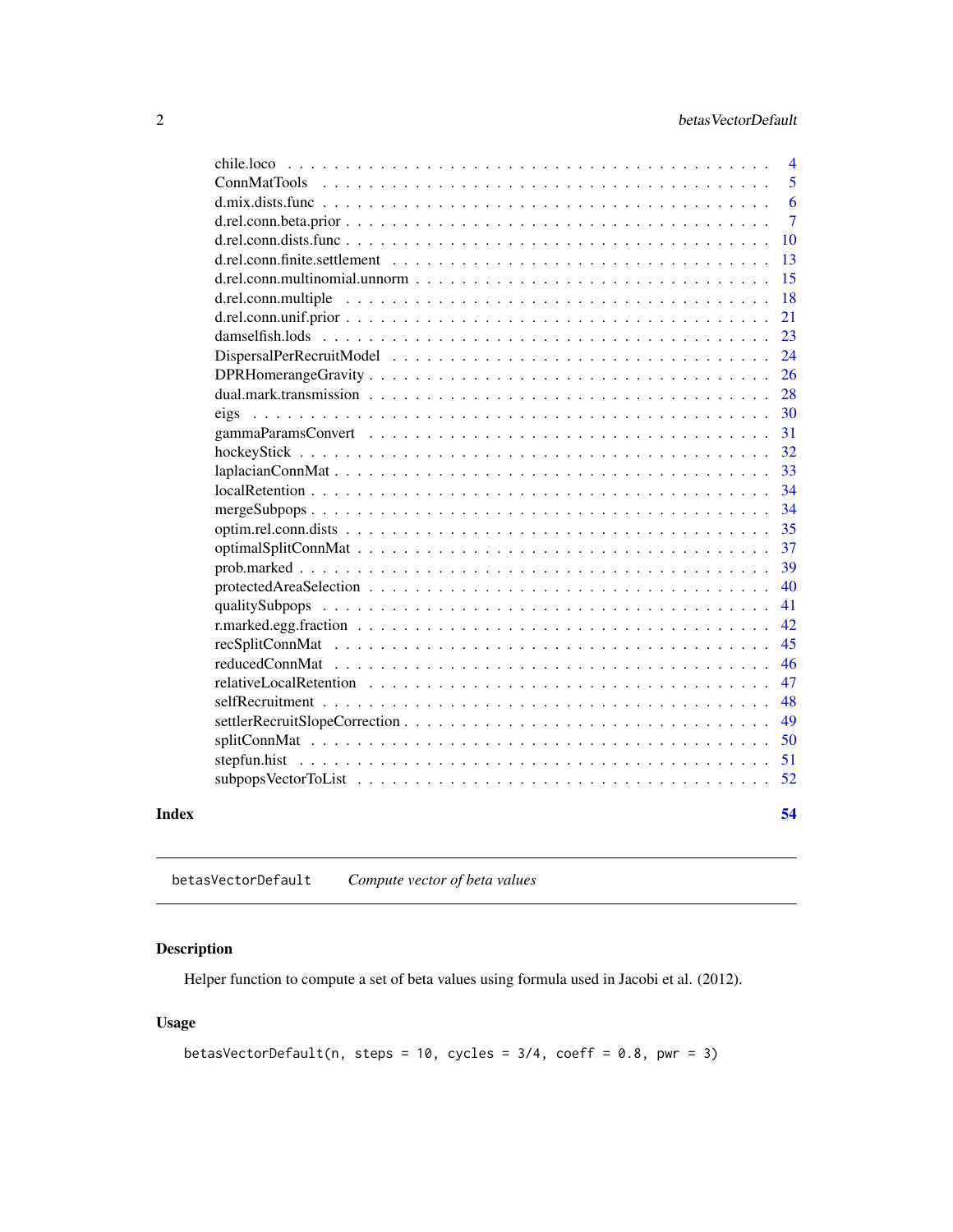| | |
|---|---|
| chile.loco | 4 |
| ConnMatTools | 5 |
| d.mix.dists.func | 6 |
| d.rel.conn.beta.prior | 7 |
| d.rel.conn.dists.func | 10 |
| d.rel.conn.finite.settlement | 13 |
| d.rel.conn.multinomial.unnorm | 15 |
| d.rel.conn.multiple | 18 |
| d.rel.conn.unif.prior | 21 |
| damselfish.lods | 23 |
| DispersalPerRecruitModel | 24 |
| DPRHomerangeGravity | 26 |
| dual.mark.transmission | 28 |
| eigs | 30 |
| gammaParamsConvert | 31 |
| hockeyStick | 32 |
| laplacianConnMat | 33 |
| localRetention | 34 |
| mergeSubpops | 34 |
| optim.rel.conn.dists | 35 |
| optimalSplitConnMat | 37 |
| prob.marked | 39 |
| protectedAreaSelection | 40 |
| qualitySubpops | 41 |
| r.marked.egg.fraction | 42 |
| recSplitConnMat | 45 |
| reducedConnMat | 46 |
| relativeLocalRetention | 47 |
| selfRecruitment | 48 |
| settlerRecruitSlopeCorrection | 49 |
| splitConnMat | 50 |
| stepfun.hist | 51 |
| subpopsVectorToList | 52 |
| **Index** | **54** |

---

`betasVectorDefault` *Compute vector of beta values*

---

## Description

Helper function to compute a set of beta values using formula used in Jacobi et al. (2012).

## Usage

```
betasVectorDefault(n, steps = 10, cycles = 3/4, coeff = 0.8, pwr = 3)
```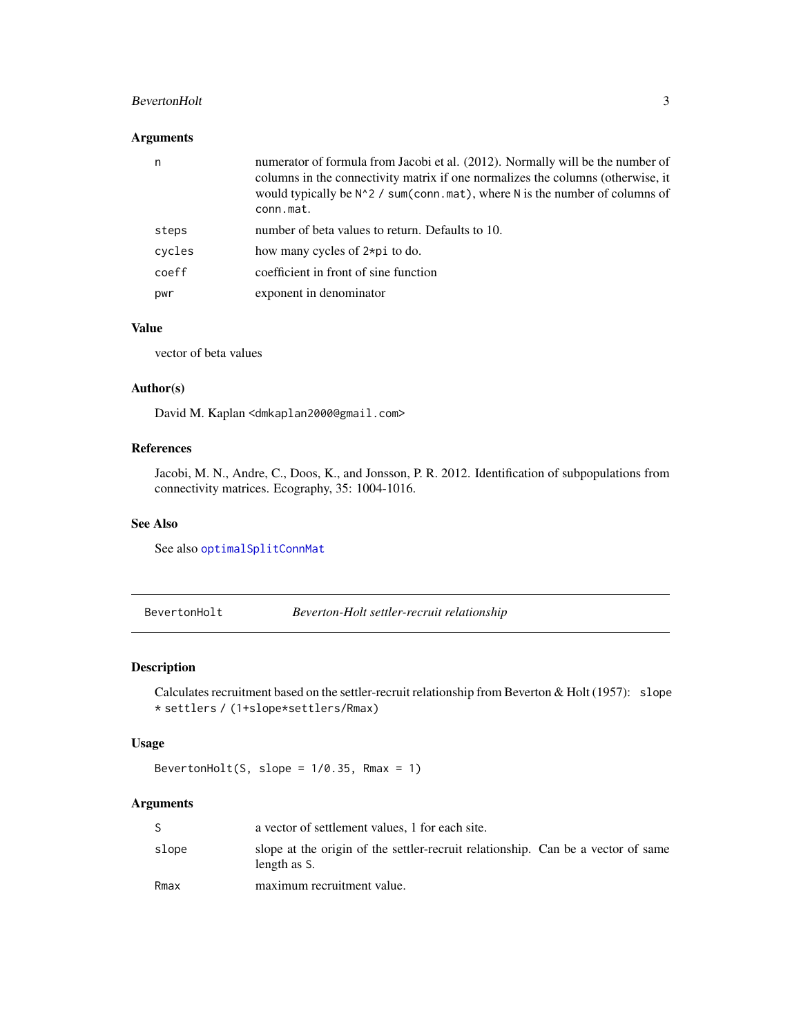### Arguments

| | |
|---|---|
| n | numerator of formula from Jacobi et al. (2012). Normally will be the number of columns in the connectivity matrix if one normalizes the columns (otherwise, it would typically be `N^2 / sum(conn.mat)`, where `N` is the number of columns of `conn.mat`. |
| steps | number of beta values to return. Defaults to 10. |
| cycles | how many cycles of `2*pi` to do. |
| coeff | coefficient in front of sine function |
| pwr | exponent in denominator |

### Value

vector of beta values

### Author(s)

David M. Kaplan <dmkaplan2000@gmail.com>

### References

Jacobi, M. N., Andre, C., Doos, K., and Jonsson, P. R. 2012. Identification of subpopulations from connectivity matrices. Ecography, 35: 1004-1016.

### See Also

See also `optimalSplitConnMat`

---

## BevertonHolt — *Beverton-Holt settler-recruit relationship*

### Description

Calculates recruitment based on the settler-recruit relationship from Beverton & Holt (1957): `slope * settlers / (1+slope*settlers/Rmax)`

### Usage

```
BevertonHolt(S, slope = 1/0.35, Rmax = 1)
```

### Arguments

| | |
|---|---|
| S | a vector of settlement values, 1 for each site. |
| slope | slope at the origin of the settler-recruit relationship. Can be a vector of same length as S. |
| Rmax | maximum recruitment value. |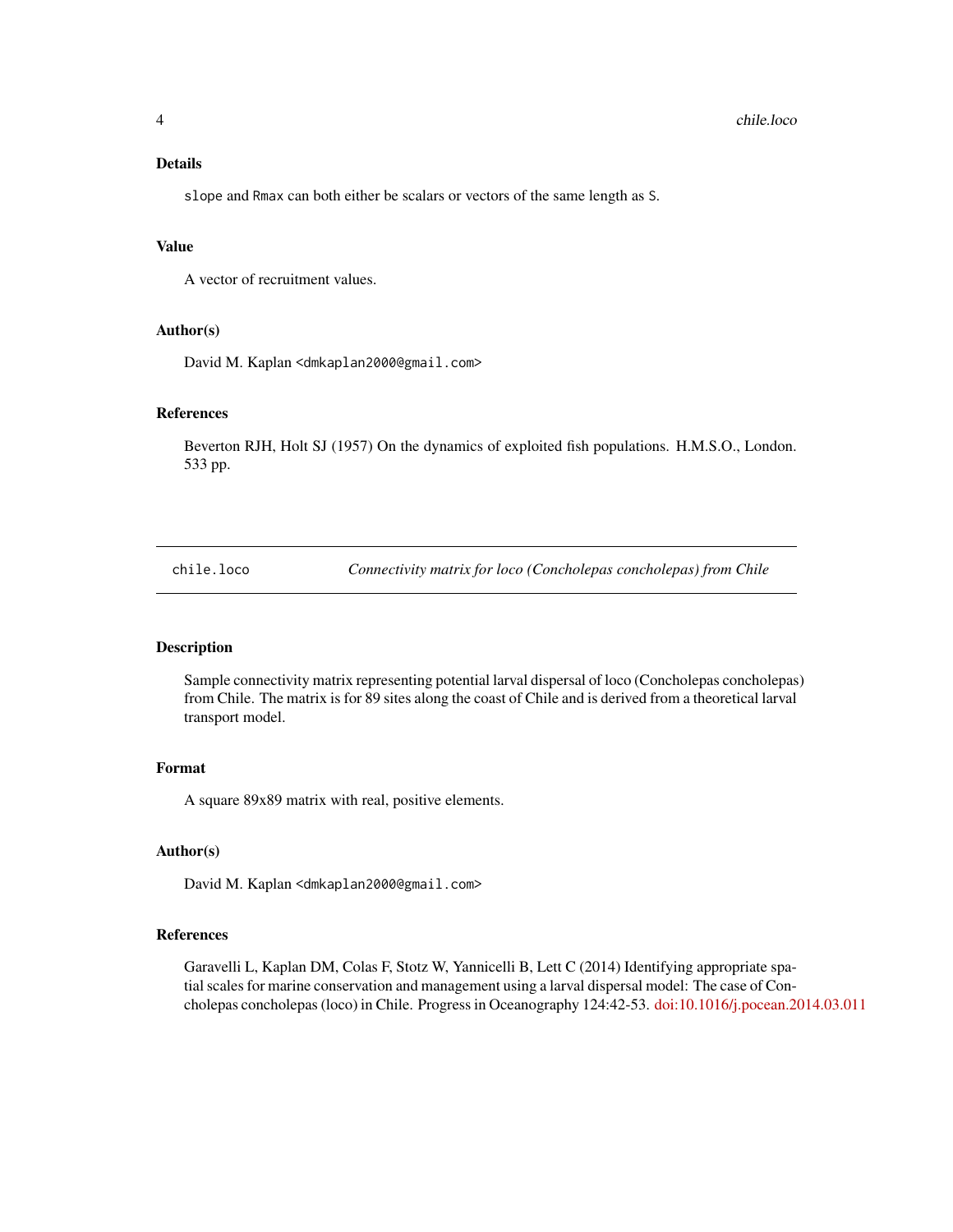### Details

`slope` and `Rmax` can both either be scalars or vectors of the same length as `S`.

### Value

A vector of recruitment values.

### Author(s)

David M. Kaplan <dmkaplan2000@gmail.com>

### References

Beverton RJH, Holt SJ (1957) On the dynamics of exploited fish populations. H.M.S.O., London. 533 pp.

---

## chile.loco — *Connectivity matrix for loco (Concholepas concholepas) from Chile*

---

### Description

Sample connectivity matrix representing potential larval dispersal of loco (Concholepas concholepas) from Chile. The matrix is for 89 sites along the coast of Chile and is derived from a theoretical larval transport model.

### Format

A square 89x89 matrix with real, positive elements.

### Author(s)

David M. Kaplan <dmkaplan2000@gmail.com>

### References

Garavelli L, Kaplan DM, Colas F, Stotz W, Yannicelli B, Lett C (2014) Identifying appropriate spatial scales for marine conservation and management using a larval dispersal model: The case of Concholepas concholepas (loco) in Chile. Progress in Oceanography 124:42-53. doi:10.1016/j.pocean.2014.03.011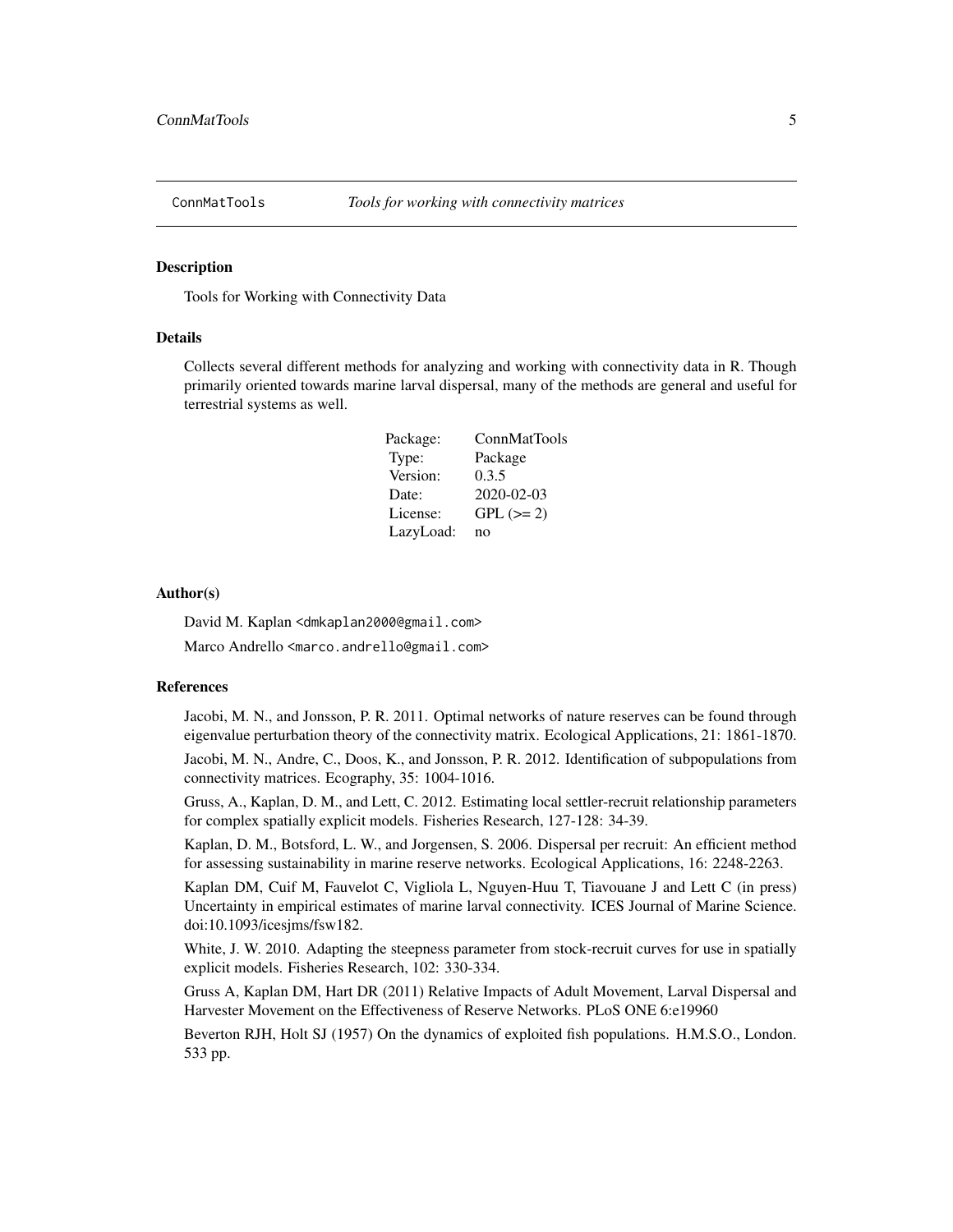# ConnMatTools — *Tools for working with connectivity matrices*

## Description

Tools for Working with Connectivity Data

## Details

Collects several different methods for analyzing and working with connectivity data in R. Though primarily oriented towards marine larval dispersal, many of the methods are general and useful for terrestrial systems as well.

| | |
|---|---|
| Package: | ConnMatTools |
| Type: | Package |
| Version: | 0.3.5 |
| Date: | 2020-02-03 |
| License: | GPL (>= 2) |
| LazyLoad: | no |

## Author(s)

David M. Kaplan <dmkaplan2000@gmail.com>

Marco Andrello <marco.andrello@gmail.com>

## References

Jacobi, M. N., and Jonsson, P. R. 2011. Optimal networks of nature reserves can be found through eigenvalue perturbation theory of the connectivity matrix. Ecological Applications, 21: 1861-1870.

Jacobi, M. N., Andre, C., Doos, K., and Jonsson, P. R. 2012. Identification of subpopulations from connectivity matrices. Ecography, 35: 1004-1016.

Gruss, A., Kaplan, D. M., and Lett, C. 2012. Estimating local settler-recruit relationship parameters for complex spatially explicit models. Fisheries Research, 127-128: 34-39.

Kaplan, D. M., Botsford, L. W., and Jorgensen, S. 2006. Dispersal per recruit: An efficient method for assessing sustainability in marine reserve networks. Ecological Applications, 16: 2248-2263.

Kaplan DM, Cuif M, Fauvelot C, Vigliola L, Nguyen-Huu T, Tiavouane J and Lett C (in press) Uncertainty in empirical estimates of marine larval connectivity. ICES Journal of Marine Science. doi:10.1093/icesjms/fsw182.

White, J. W. 2010. Adapting the steepness parameter from stock-recruit curves for use in spatially explicit models. Fisheries Research, 102: 330-334.

Gruss A, Kaplan DM, Hart DR (2011) Relative Impacts of Adult Movement, Larval Dispersal and Harvester Movement on the Effectiveness of Reserve Networks. PLoS ONE 6:e19960

Beverton RJH, Holt SJ (1957) On the dynamics of exploited fish populations. H.M.S.O., London. 533 pp.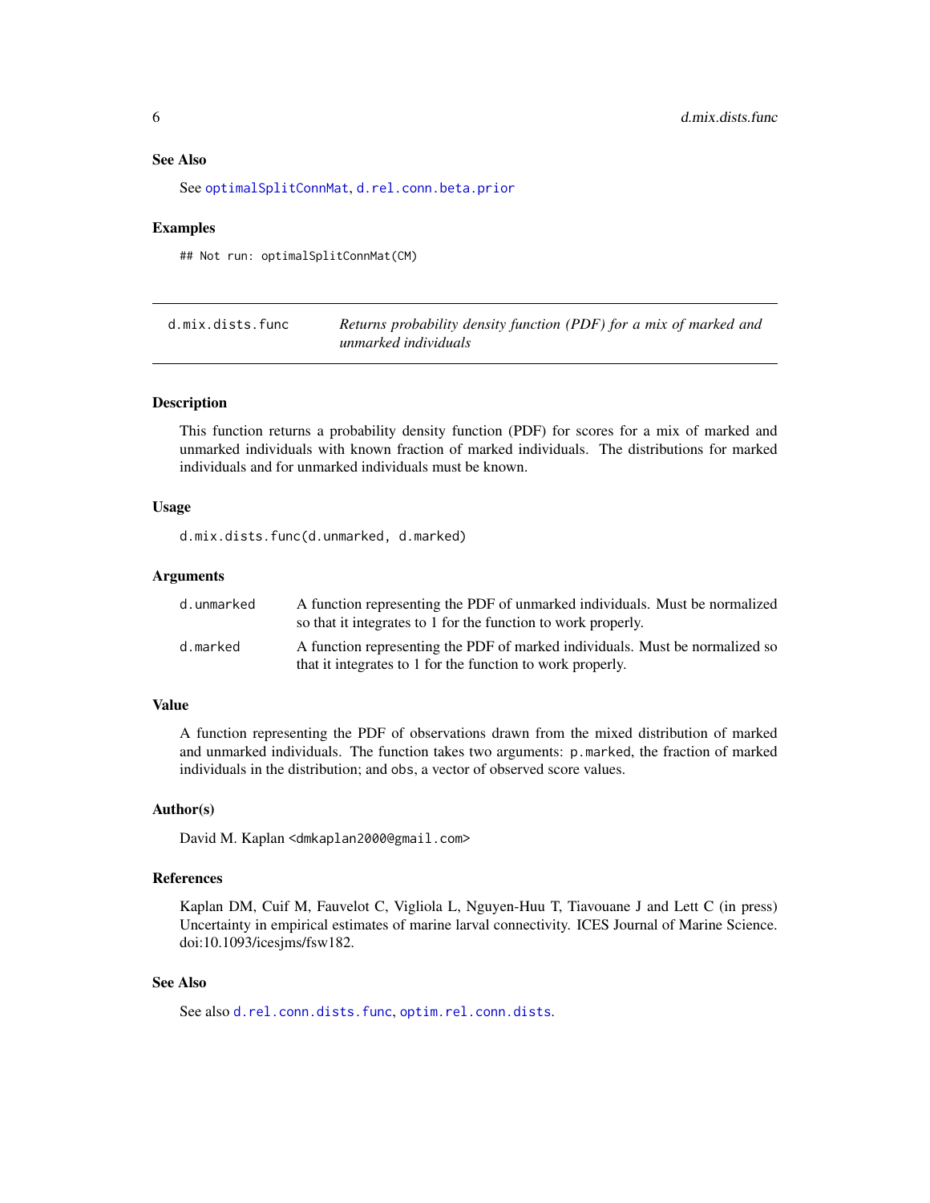### See Also

See `optimalSplitConnMat`, `d.rel.conn.beta.prior`

### Examples

```
## Not run: optimalSplitConnMat(CM)
```

## d.mix.dists.func — *Returns probability density function (PDF) for a mix of marked and unmarked individuals*

### Description

This function returns a probability density function (PDF) for scores for a mix of marked and unmarked individuals with known fraction of marked individuals. The distributions for marked individuals and for unmarked individuals must be known.

### Usage

```
d.mix.dists.func(d.unmarked, d.marked)
```

### Arguments

| | |
|---|---|
| `d.unmarked` | A function representing the PDF of unmarked individuals. Must be normalized so that it integrates to 1 for the function to work properly. |
| `d.marked` | A function representing the PDF of marked individuals. Must be normalized so that it integrates to 1 for the function to work properly. |

### Value

A function representing the PDF of observations drawn from the mixed distribution of marked and unmarked individuals. The function takes two arguments: `p.marked`, the fraction of marked individuals in the distribution; and `obs`, a vector of observed score values.

### Author(s)

David M. Kaplan <dmkaplan2000@gmail.com>

### References

Kaplan DM, Cuif M, Fauvelot C, Vigliola L, Nguyen-Huu T, Tiavouane J and Lett C (in press) Uncertainty in empirical estimates of marine larval connectivity. ICES Journal of Marine Science. doi:10.1093/icesjms/fsw182.

### See Also

See also `d.rel.conn.dists.func`, `optim.rel.conn.dists`.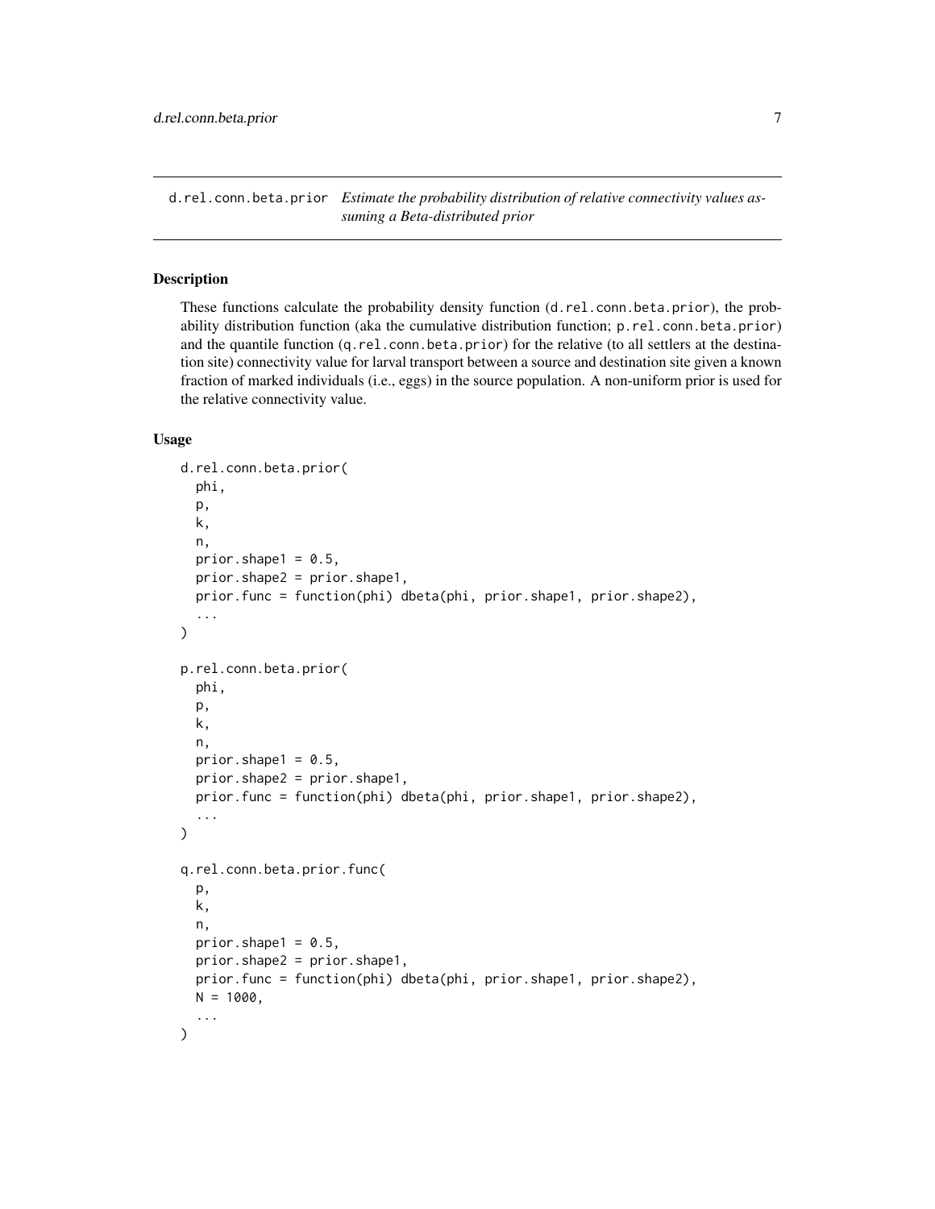d.rel.conn.beta.prior *Estimate the probability distribution of relative connectivity values assuming a Beta-distributed prior*

## Description

These functions calculate the probability density function (d.rel.conn.beta.prior), the probability distribution function (aka the cumulative distribution function; p.rel.conn.beta.prior) and the quantile function (q.rel.conn.beta.prior) for the relative (to all settlers at the destination site) connectivity value for larval transport between a source and destination site given a known fraction of marked individuals (i.e., eggs) in the source population. A non-uniform prior is used for the relative connectivity value.

## Usage

```
d.rel.conn.beta.prior(
  phi,
  p,
  k,
  n,
  prior.shape1 = 0.5,
  prior.shape2 = prior.shape1,
  prior.func = function(phi) dbeta(phi, prior.shape1, prior.shape2),
  ...
)

p.rel.conn.beta.prior(
  phi,
  p,
  k,
  n,
  prior.shape1 = 0.5,
  prior.shape2 = prior.shape1,
  prior.func = function(phi) dbeta(phi, prior.shape1, prior.shape2),
  ...
)

q.rel.conn.beta.prior.func(
  p,
  k,
  n,
  prior.shape1 = 0.5,
  prior.shape2 = prior.shape1,
  prior.func = function(phi) dbeta(phi, prior.shape1, prior.shape2),
  N = 1000,
  ...
)
```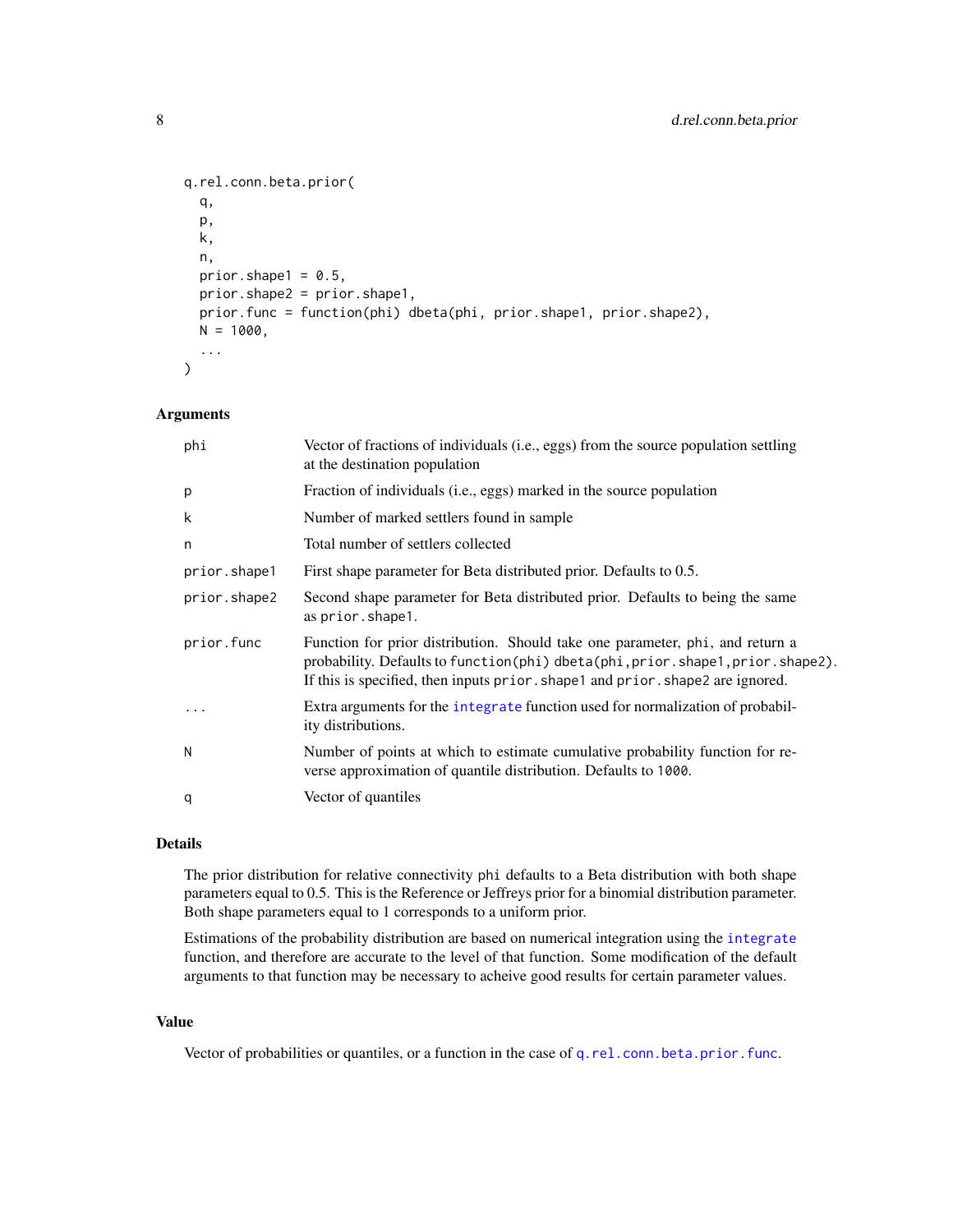```
q.rel.conn.beta.prior(
  q,
  p,
  k,
  n,
  prior.shape1 = 0.5,
  prior.shape2 = prior.shape1,
  prior.func = function(phi) dbeta(phi, prior.shape1, prior.shape2),
  N = 1000,
  ...
)
```

### Arguments

| | |
|---|---|
| `phi` | Vector of fractions of individuals (i.e., eggs) from the source population settling at the destination population |
| `p` | Fraction of individuals (i.e., eggs) marked in the source population |
| `k` | Number of marked settlers found in sample |
| `n` | Total number of settlers collected |
| `prior.shape1` | First shape parameter for Beta distributed prior. Defaults to 0.5. |
| `prior.shape2` | Second shape parameter for Beta distributed prior. Defaults to being the same as `prior.shape1`. |
| `prior.func` | Function for prior distribution. Should take one parameter, `phi`, and return a probability. Defaults to `function(phi) dbeta(phi,prior.shape1,prior.shape2)`. If this is specified, then inputs `prior.shape1` and `prior.shape2` are ignored. |
| `...` | Extra arguments for the `integrate` function used for normalization of probability distributions. |
| `N` | Number of points at which to estimate cumulative probability function for reverse approximation of quantile distribution. Defaults to `1000`. |
| `q` | Vector of quantiles |

### Details

The prior distribution for relative connectivity `phi` defaults to a Beta distribution with both shape parameters equal to 0.5. This is the Reference or Jeffreys prior for a binomial distribution parameter. Both shape parameters equal to 1 corresponds to a uniform prior.

Estimations of the probability distribution are based on numerical integration using the `integrate` function, and therefore are accurate to the level of that function. Some modification of the default arguments to that function may be necessary to acheive good results for certain parameter values.

### Value

Vector of probabilities or quantiles, or a function in the case of `q.rel.conn.beta.prior.func`.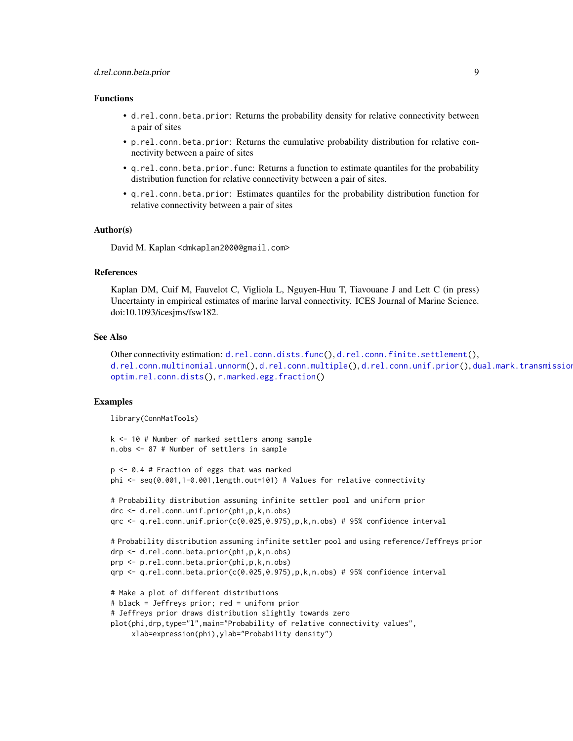## Functions

- `d.rel.conn.beta.prior`: Returns the probability density for relative connectivity between a pair of sites
- `p.rel.conn.beta.prior`: Returns the cumulative probability distribution for relative connectivity between a paire of sites
- `q.rel.conn.beta.prior.func`: Returns a function to estimate quantiles for the probability distribution function for relative connectivity between a pair of sites.
- `q.rel.conn.beta.prior`: Estimates quantiles for the probability distribution function for relative connectivity between a pair of sites

## Author(s)

David M. Kaplan <dmkaplan2000@gmail.com>

## References

Kaplan DM, Cuif M, Fauvelot C, Vigliola L, Nguyen-Huu T, Tiavouane J and Lett C (in press) Uncertainty in empirical estimates of marine larval connectivity. ICES Journal of Marine Science. doi:10.1093/icesjms/fsw182.

## See Also

Other connectivity estimation: `d.rel.conn.dists.func()`, `d.rel.conn.finite.settlement()`, `d.rel.conn.multinomial.unnorm()`, `d.rel.conn.multiple()`, `d.rel.conn.unif.prior()`, `dual.mark.transmission`, `optim.rel.conn.dists()`, `r.marked.egg.fraction()`

## Examples

```
library(ConnMatTools)

k <- 10 # Number of marked settlers among sample
n.obs <- 87 # Number of settlers in sample

p <- 0.4 # Fraction of eggs that was marked
phi <- seq(0.001,1-0.001,length.out=101) # Values for relative connectivity

# Probability distribution assuming infinite settler pool and uniform prior
drc <- d.rel.conn.unif.prior(phi,p,k,n.obs)
qrc <- q.rel.conn.unif.prior(c(0.025,0.975),p,k,n.obs) # 95% confidence interval

# Probability distribution assuming infinite settler pool and using reference/Jeffreys prior
drp <- d.rel.conn.beta.prior(phi,p,k,n.obs)
prp <- p.rel.conn.beta.prior(phi,p,k,n.obs)
qrp <- q.rel.conn.beta.prior(c(0.025,0.975),p,k,n.obs) # 95% confidence interval

# Make a plot of different distributions
# black = Jeffreys prior; red = uniform prior
# Jeffreys prior draws distribution slightly towards zero
plot(phi,drp,type="l",main="Probability of relative connectivity values",
     xlab=expression(phi),ylab="Probability density")
```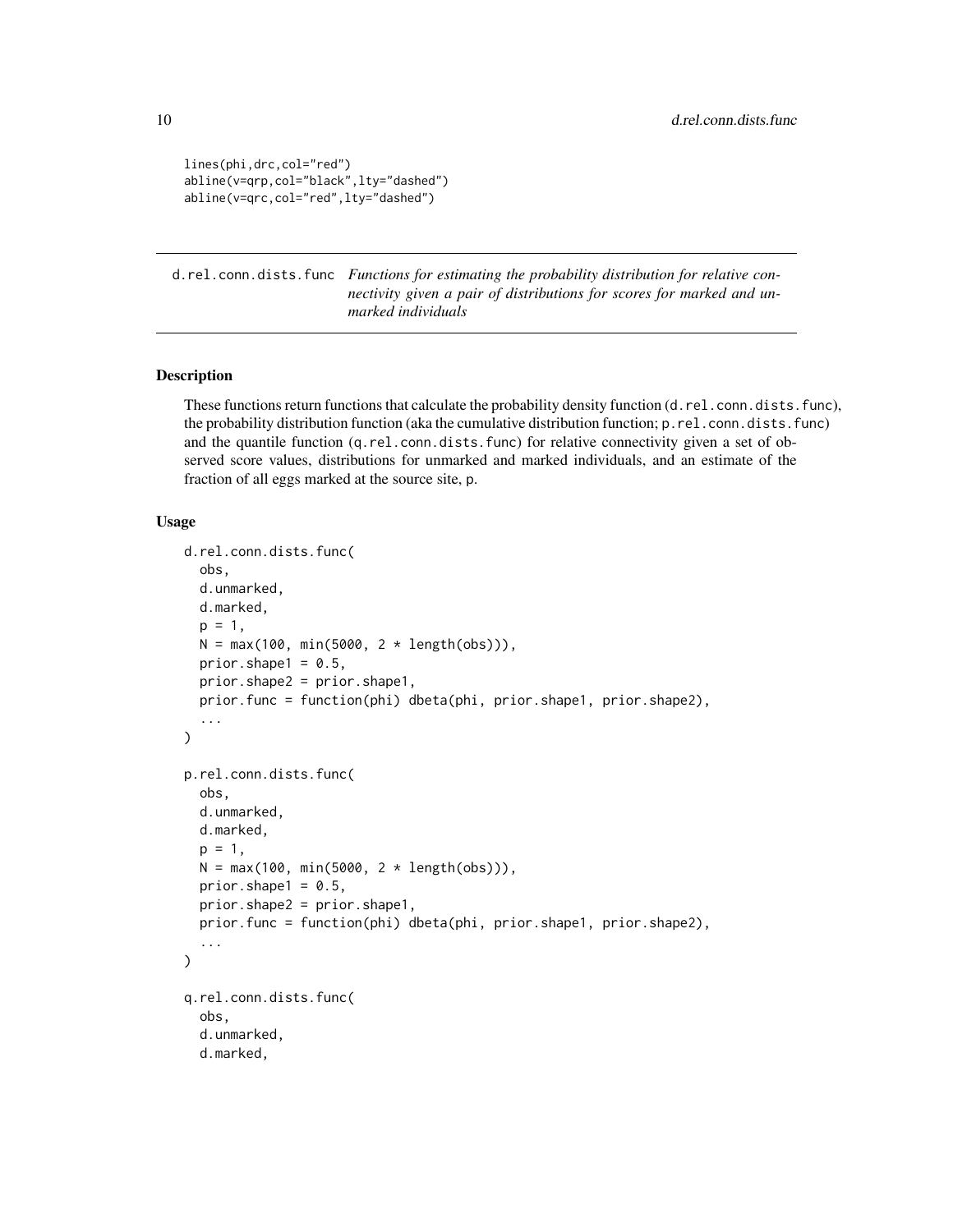```
lines(phi,drc,col="red")
abline(v=qrp,col="black",lty="dashed")
abline(v=qrc,col="red",lty="dashed")
```

## d.rel.conn.dists.func

*Functions for estimating the probability distribution for relative connectivity given a pair of distributions for scores for marked and unmarked individuals*

### Description

These functions return functions that calculate the probability density function (d.rel.conn.dists.func), the probability distribution function (aka the cumulative distribution function; p.rel.conn.dists.func) and the quantile function (q.rel.conn.dists.func) for relative connectivity given a set of observed score values, distributions for unmarked and marked individuals, and an estimate of the fraction of all eggs marked at the source site, p.

### Usage

```
d.rel.conn.dists.func(
  obs,
  d.unmarked,
  d.marked,
  p = 1,
  N = max(100, min(5000, 2 * length(obs))),
  prior.shape1 = 0.5,
  prior.shape2 = prior.shape1,
  prior.func = function(phi) dbeta(phi, prior.shape1, prior.shape2),
  ...
)

p.rel.conn.dists.func(
  obs,
  d.unmarked,
  d.marked,
  p = 1,
  N = max(100, min(5000, 2 * length(obs))),
  prior.shape1 = 0.5,
  prior.shape2 = prior.shape1,
  prior.func = function(phi) dbeta(phi, prior.shape1, prior.shape2),
  ...
)

q.rel.conn.dists.func(
  obs,
  d.unmarked,
  d.marked,
```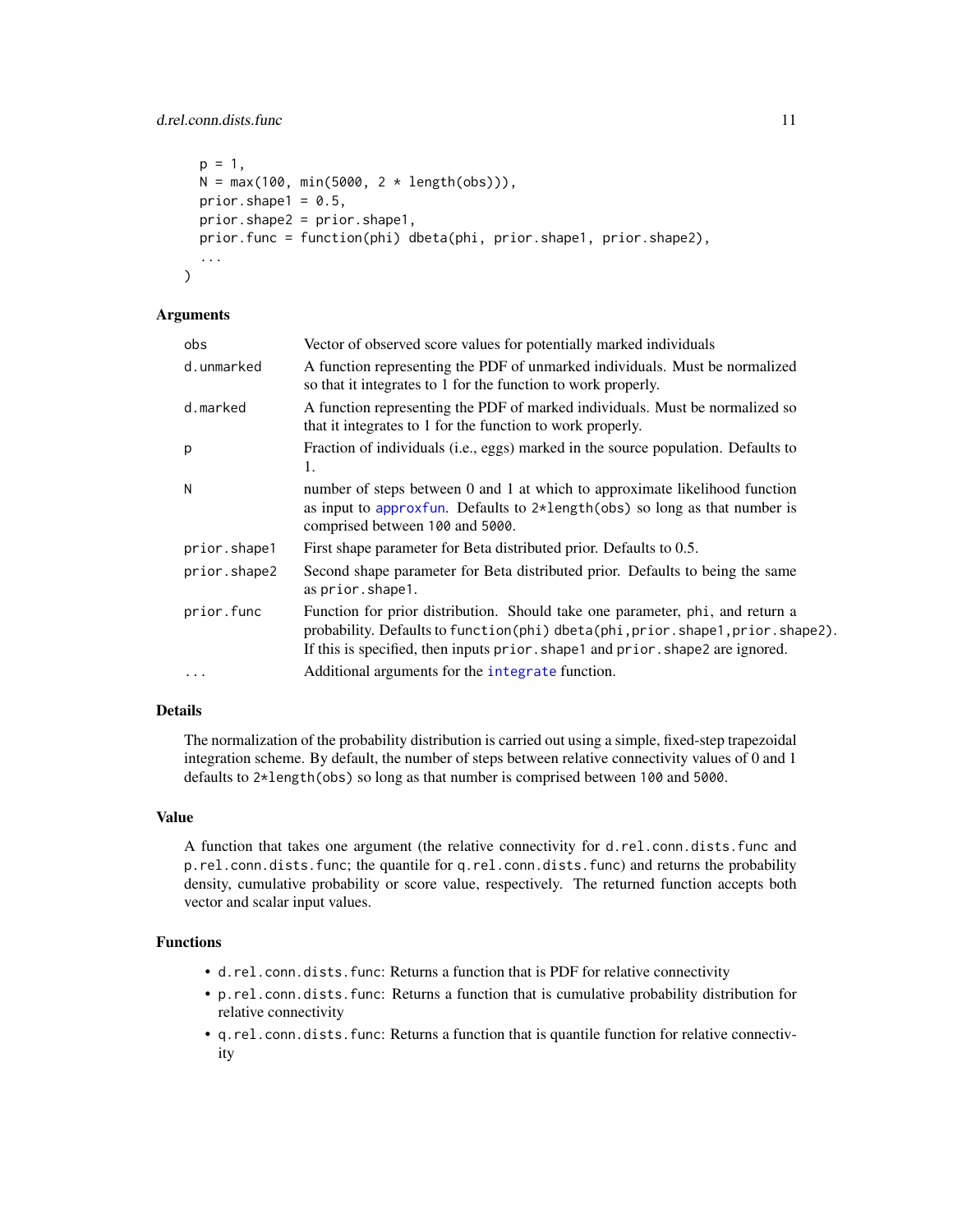```
  p = 1,
  N = max(100, min(5000, 2 * length(obs))),
  prior.shape1 = 0.5,
  prior.shape2 = prior.shape1,
  prior.func = function(phi) dbeta(phi, prior.shape1, prior.shape2),
  ...
)
```

## Arguments

| | |
|---|---|
| `obs` | Vector of observed score values for potentially marked individuals |
| `d.unmarked` | A function representing the PDF of unmarked individuals. Must be normalized so that it integrates to 1 for the function to work properly. |
| `d.marked` | A function representing the PDF of marked individuals. Must be normalized so that it integrates to 1 for the function to work properly. |
| `p` | Fraction of individuals (i.e., eggs) marked in the source population. Defaults to 1. |
| `N` | number of steps between 0 and 1 at which to approximate likelihood function as input to `approxfun`. Defaults to `2*length(obs)` so long as that number is comprised between `100` and `5000`. |
| `prior.shape1` | First shape parameter for Beta distributed prior. Defaults to 0.5. |
| `prior.shape2` | Second shape parameter for Beta distributed prior. Defaults to being the same as `prior.shape1`. |
| `prior.func` | Function for prior distribution. Should take one parameter, `phi`, and return a probability. Defaults to `function(phi) dbeta(phi,prior.shape1,prior.shape2)`. If this is specified, then inputs `prior.shape1` and `prior.shape2` are ignored. |
| `...` | Additional arguments for the `integrate` function. |

## Details

The normalization of the probability distribution is carried out using a simple, fixed-step trapezoidal integration scheme. By default, the number of steps between relative connectivity values of 0 and 1 defaults to `2*length(obs)` so long as that number is comprised between `100` and `5000`.

## Value

A function that takes one argument (the relative connectivity for `d.rel.conn.dists.func` and `p.rel.conn.dists.func`; the quantile for `q.rel.conn.dists.func`) and returns the probability density, cumulative probability or score value, respectively. The returned function accepts both vector and scalar input values.

## Functions

- `d.rel.conn.dists.func`: Returns a function that is PDF for relative connectivity
- `p.rel.conn.dists.func`: Returns a function that is cumulative probability distribution for relative connectivity
- `q.rel.conn.dists.func`: Returns a function that is quantile function for relative connectivity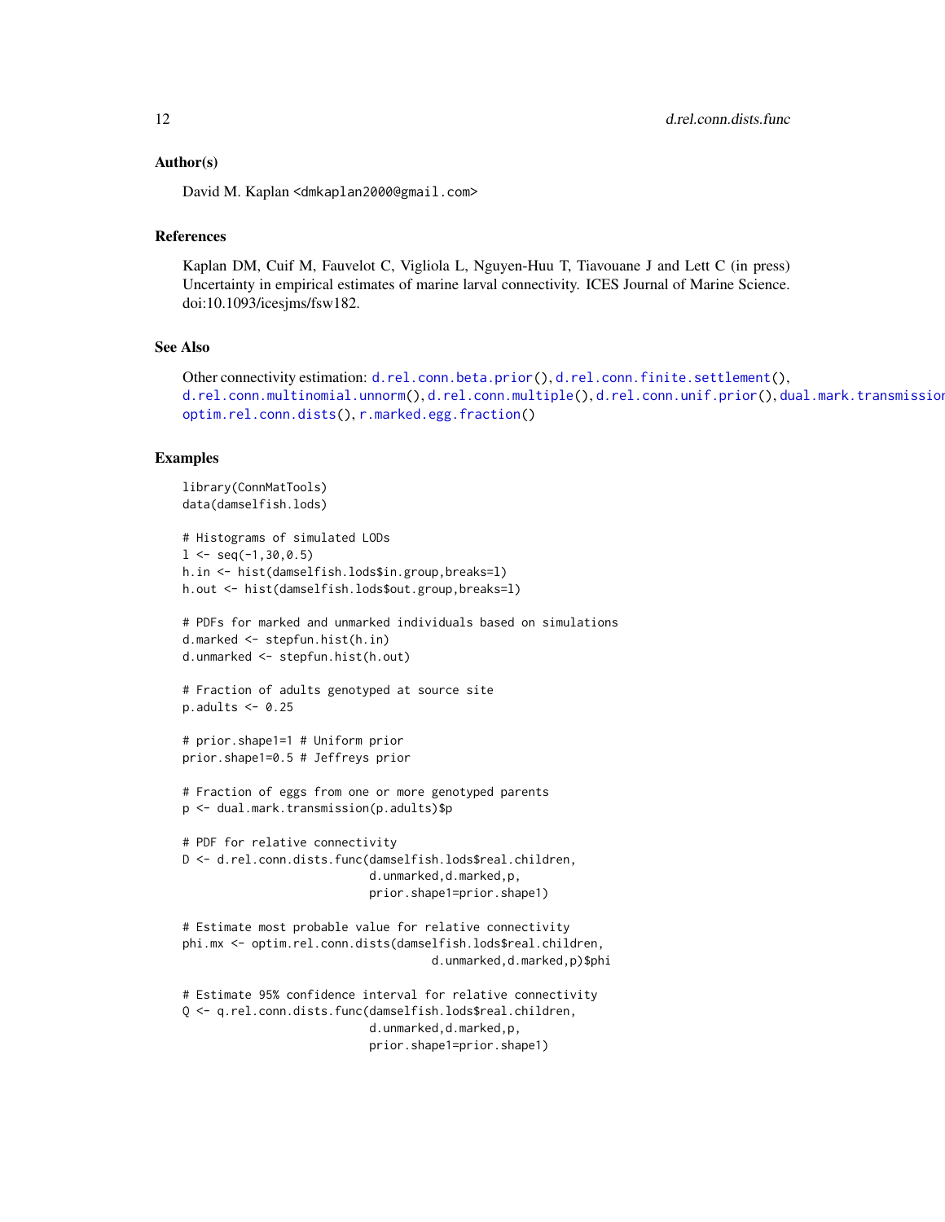## Author(s)

David M. Kaplan <dmkaplan2000@gmail.com>

## References

Kaplan DM, Cuif M, Fauvelot C, Vigliola L, Nguyen-Huu T, Tiavouane J and Lett C (in press) Uncertainty in empirical estimates of marine larval connectivity. ICES Journal of Marine Science. doi:10.1093/icesjms/fsw182.

## See Also

Other connectivity estimation: d.rel.conn.beta.prior(), d.rel.conn.finite.settlement(), d.rel.conn.multinomial.unnorm(), d.rel.conn.multiple(), d.rel.conn.unif.prior(), dual.mark.transmission(), optim.rel.conn.dists(), r.marked.egg.fraction()

## Examples

```
library(ConnMatTools)
data(damselfish.lods)

# Histograms of simulated LODs
l <- seq(-1,30,0.5)
h.in <- hist(damselfish.lods$in.group,breaks=l)
h.out <- hist(damselfish.lods$out.group,breaks=l)

# PDFs for marked and unmarked individuals based on simulations
d.marked <- stepfun.hist(h.in)
d.unmarked <- stepfun.hist(h.out)

# Fraction of adults genotyped at source site
p.adults <- 0.25

# prior.shape1=1 # Uniform prior
prior.shape1=0.5 # Jeffreys prior

# Fraction of eggs from one or more genotyped parents
p <- dual.mark.transmission(p.adults)$p

# PDF for relative connectivity
D <- d.rel.conn.dists.func(damselfish.lods$real.children,
                           d.unmarked,d.marked,p,
                           prior.shape1=prior.shape1)

# Estimate most probable value for relative connectivity
phi.mx <- optim.rel.conn.dists(damselfish.lods$real.children,
                                    d.unmarked,d.marked,p)$phi

# Estimate 95% confidence interval for relative connectivity
Q <- q.rel.conn.dists.func(damselfish.lods$real.children,
                           d.unmarked,d.marked,p,
                           prior.shape1=prior.shape1)
```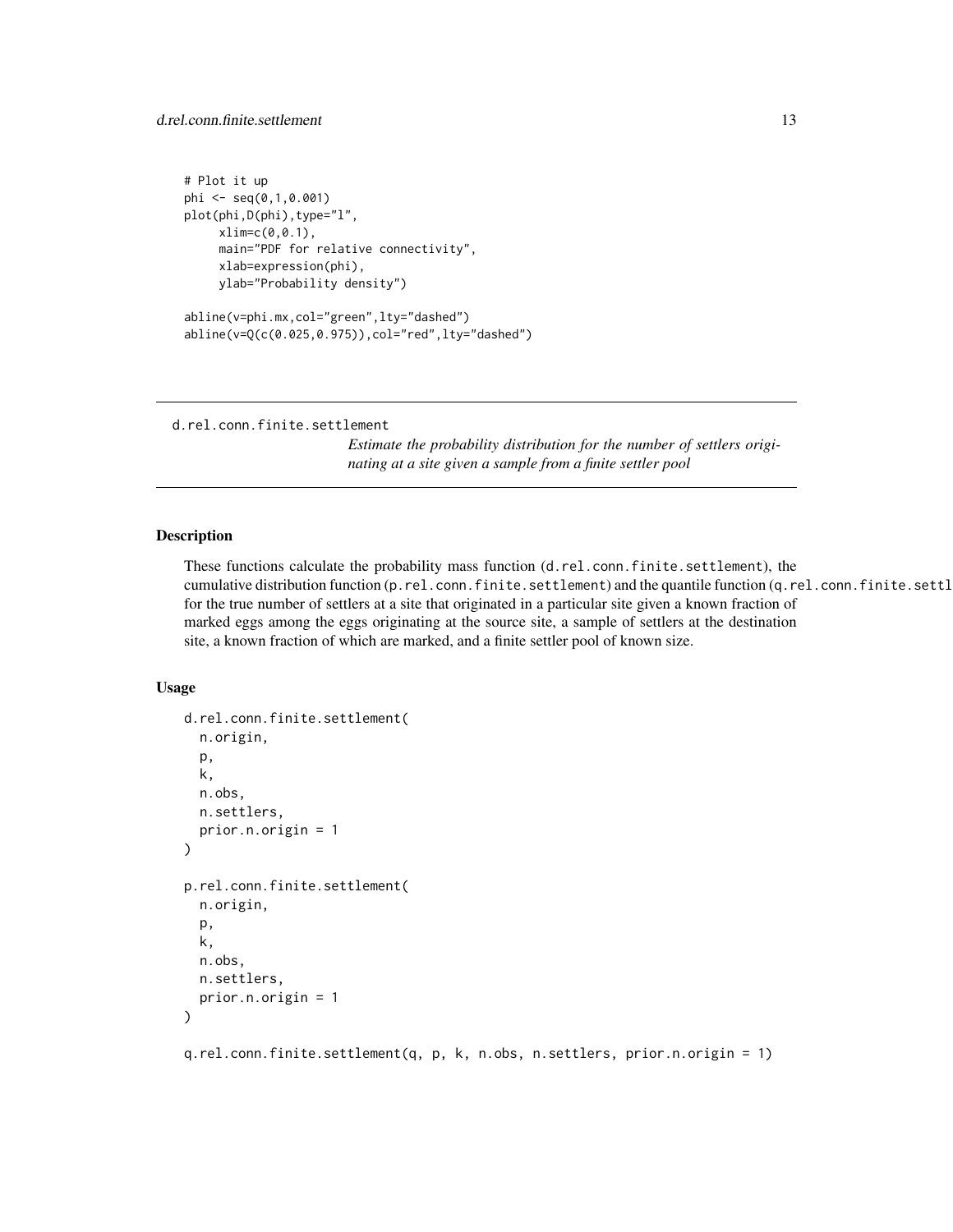```
# Plot it up
phi <- seq(0,1,0.001)
plot(phi,D(phi),type="l",
     xlim=c(0,0.1),
     main="PDF for relative connectivity",
     xlab=expression(phi),
     ylab="Probability density")

abline(v=phi.mx,col="green",lty="dashed")
abline(v=Q(c(0.025,0.975)),col="red",lty="dashed")
```

---

## d.rel.conn.finite.settlement

*Estimate the probability distribution for the number of settlers originating at a site given a sample from a finite settler pool*

---

### Description

These functions calculate the probability mass function (`d.rel.conn.finite.settlement`), the cumulative distribution function (`p.rel.conn.finite.settlement`) and the quantile function (`q.rel.conn.finite.settl`
for the true number of settlers at a site that originated in a particular site given a known fraction of marked eggs among the eggs originating at the source site, a sample of settlers at the destination site, a known fraction of which are marked, and a finite settler pool of known size.

### Usage

```
d.rel.conn.finite.settlement(
  n.origin,
  p,
  k,
  n.obs,
  n.settlers,
  prior.n.origin = 1
)

p.rel.conn.finite.settlement(
  n.origin,
  p,
  k,
  n.obs,
  n.settlers,
  prior.n.origin = 1
)

q.rel.conn.finite.settlement(q, p, k, n.obs, n.settlers, prior.n.origin = 1)
```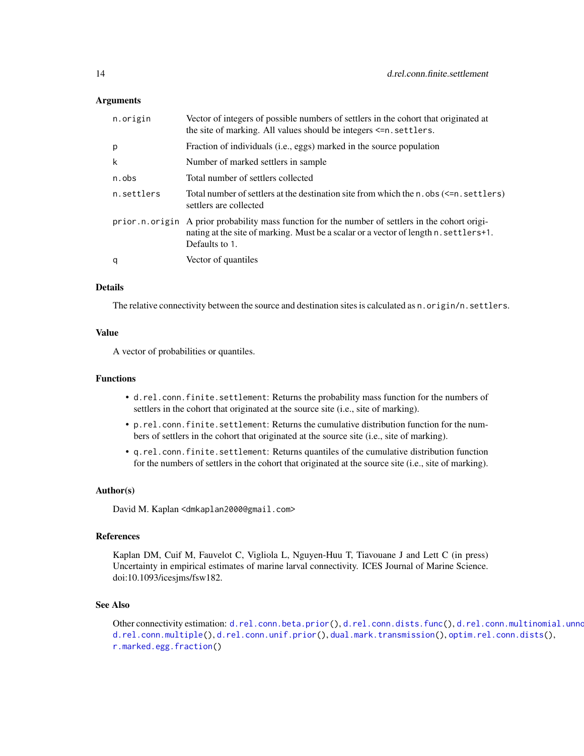### Arguments

| | |
|---|---|
| `n.origin` | Vector of integers of possible numbers of settlers in the cohort that originated at the site of marking. All values should be integers <=`n.settlers`. |
| `p` | Fraction of individuals (i.e., eggs) marked in the source population |
| `k` | Number of marked settlers in sample |
| `n.obs` | Total number of settlers collected |
| `n.settlers` | Total number of settlers at the destination site from which the `n.obs` (<=`n.settlers`) settlers are collected |
| `prior.n.origin` | A prior probability mass function for the number of settlers in the cohort originating at the site of marking. Must be a scalar or a vector of length `n.settlers+1`. Defaults to `1`. |
| `q` | Vector of quantiles |

### Details

The relative connectivity between the source and destination sites is calculated as `n.origin/n.settlers`.

### Value

A vector of probabilities or quantiles.

### Functions

- `d.rel.conn.finite.settlement`: Returns the probability mass function for the numbers of settlers in the cohort that originated at the source site (i.e., site of marking).
- `p.rel.conn.finite.settlement`: Returns the cumulative distribution function for the numbers of settlers in the cohort that originated at the source site (i.e., site of marking).
- `q.rel.conn.finite.settlement`: Returns quantiles of the cumulative distribution function for the numbers of settlers in the cohort that originated at the source site (i.e., site of marking).

### Author(s)

David M. Kaplan <dmkaplan2000@gmail.com>

### References

Kaplan DM, Cuif M, Fauvelot C, Vigliola L, Nguyen-Huu T, Tiavouane J and Lett C (in press) Uncertainty in empirical estimates of marine larval connectivity. ICES Journal of Marine Science. doi:10.1093/icesjms/fsw182.

### See Also

Other connectivity estimation: `d.rel.conn.beta.prior()`, `d.rel.conn.dists.func()`, `d.rel.conn.multinomial.unmix()`, `d.rel.conn.multiple()`, `d.rel.conn.unif.prior()`, `dual.mark.transmission()`, `optim.rel.conn.dists()`, `r.marked.egg.fraction()`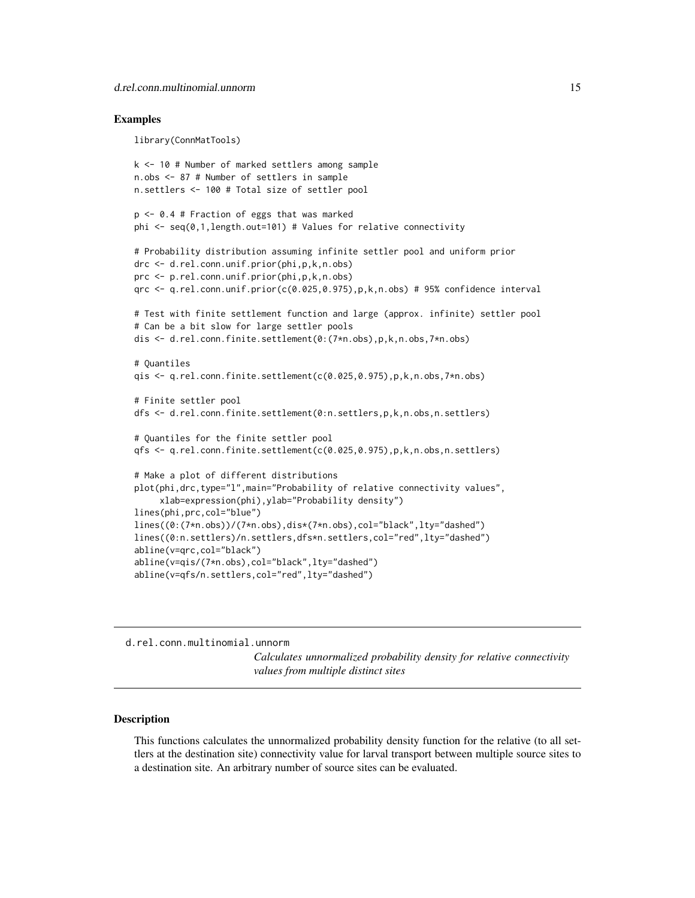### Examples

```
library(ConnMatTools)

k <- 10 # Number of marked settlers among sample
n.obs <- 87 # Number of settlers in sample
n.settlers <- 100 # Total size of settler pool

p <- 0.4 # Fraction of eggs that was marked
phi <- seq(0,1,length.out=101) # Values for relative connectivity

# Probability distribution assuming infinite settler pool and uniform prior
drc <- d.rel.conn.unif.prior(phi,p,k,n.obs)
prc <- p.rel.conn.unif.prior(phi,p,k,n.obs)
qrc <- q.rel.conn.unif.prior(c(0.025,0.975),p,k,n.obs) # 95% confidence interval

# Test with finite settlement function and large (approx. infinite) settler pool
# Can be a bit slow for large settler pools
dis <- d.rel.conn.finite.settlement(0:(7*n.obs),p,k,n.obs,7*n.obs)

# Quantiles
qis <- q.rel.conn.finite.settlement(c(0.025,0.975),p,k,n.obs,7*n.obs)

# Finite settler pool
dfs <- d.rel.conn.finite.settlement(0:n.settlers,p,k,n.obs,n.settlers)

# Quantiles for the finite settler pool
qfs <- q.rel.conn.finite.settlement(c(0.025,0.975),p,k,n.obs,n.settlers)

# Make a plot of different distributions
plot(phi,drc,type="l",main="Probability of relative connectivity values",
     xlab=expression(phi),ylab="Probability density")
lines(phi,prc,col="blue")
lines((0:(7*n.obs))/(7*n.obs),dis*(7*n.obs),col="black",lty="dashed")
lines((0:n.settlers)/n.settlers,dfs*n.settlers,col="red",lty="dashed")
abline(v=qrc,col="black")
abline(v=qis/(7*n.obs),col="black",lty="dashed")
abline(v=qfs/n.settlers,col="red",lty="dashed")
```

---

## d.rel.conn.multinomial.unnorm

*Calculates unnormalized probability density for relative connectivity values from multiple distinct sites*

---

### Description

This functions calculates the unnormalized probability density function for the relative (to all settlers at the destination site) connectivity value for larval transport between multiple source sites to a destination site. An arbitrary number of source sites can be evaluated.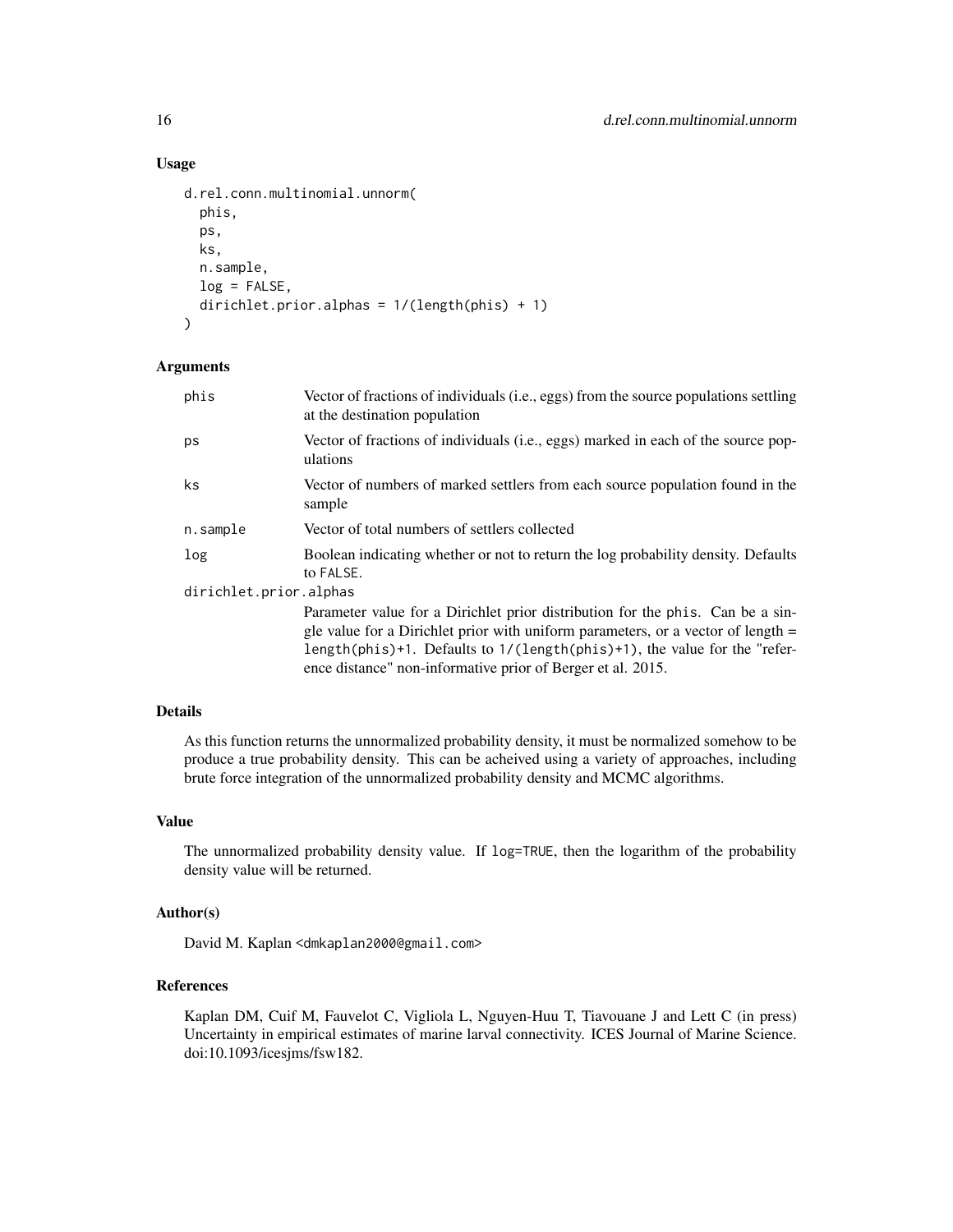## Usage

```
d.rel.conn.multinomial.unnorm(
  phis,
  ps,
  ks,
  n.sample,
  log = FALSE,
  dirichlet.prior.alphas = 1/(length(phis) + 1)
)
```

## Arguments

| | |
|---|---|
| phis | Vector of fractions of individuals (i.e., eggs) from the source populations settling at the destination population |
| ps | Vector of fractions of individuals (i.e., eggs) marked in each of the source populations |
| ks | Vector of numbers of marked settlers from each source population found in the sample |
| n.sample | Vector of total numbers of settlers collected |
| log | Boolean indicating whether or not to return the log probability density. Defaults to FALSE. |
| dirichlet.prior.alphas | Parameter value for a Dirichlet prior distribution for the phis. Can be a single value for a Dirichlet prior with uniform parameters, or a vector of length = length(phis)+1. Defaults to 1/(length(phis)+1), the value for the "reference distance" non-informative prior of Berger et al. 2015. |

## Details

As this function returns the unnormalized probability density, it must be normalized somehow to be produce a true probability density. This can be acheived using a variety of approaches, including brute force integration of the unnormalized probability density and MCMC algorithms.

## Value

The unnormalized probability density value. If log=TRUE, then the logarithm of the probability density value will be returned.

## Author(s)

David M. Kaplan <dmkaplan2000@gmail.com>

## References

Kaplan DM, Cuif M, Fauvelot C, Vigliola L, Nguyen-Huu T, Tiavouane J and Lett C (in press) Uncertainty in empirical estimates of marine larval connectivity. ICES Journal of Marine Science. doi:10.1093/icesjms/fsw182.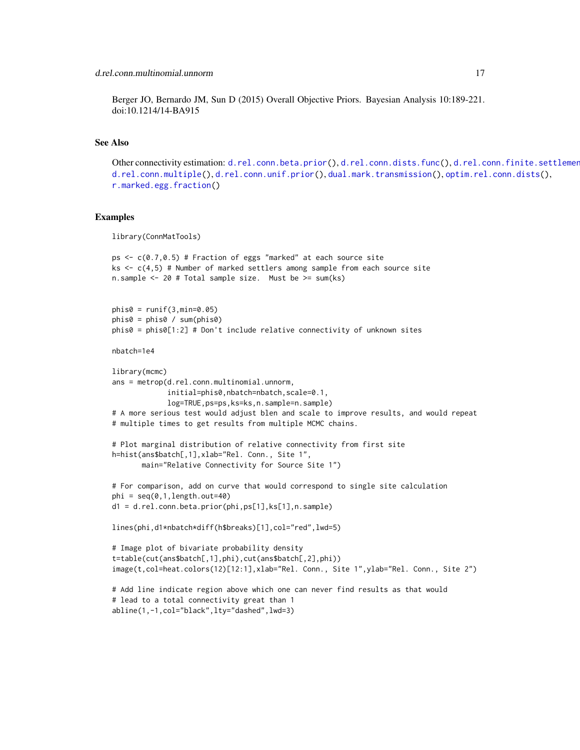Berger JO, Bernardo JM, Sun D (2015) Overall Objective Priors. Bayesian Analysis 10:189-221. doi:10.1214/14-BA915

## See Also

Other connectivity estimation: d.rel.conn.beta.prior(), d.rel.conn.dists.func(), d.rel.conn.finite.settlemen d.rel.conn.multiple(), d.rel.conn.unif.prior(), dual.mark.transmission(), optim.rel.conn.dists(), r.marked.egg.fraction()

## Examples

```
library(ConnMatTools)

ps <- c(0.7,0.5) # Fraction of eggs "marked" at each source site
ks <- c(4,5) # Number of marked settlers among sample from each source site
n.sample <- 20 # Total sample size.  Must be >= sum(ks)


phis0 = runif(3,min=0.05)
phis0 = phis0 / sum(phis0)
phis0 = phis0[1:2] # Don't include relative connectivity of unknown sites

nbatch=1e4

library(mcmc)
ans = metrop(d.rel.conn.multinomial.unnorm,
             initial=phis0,nbatch=nbatch,scale=0.1,
             log=TRUE,ps=ps,ks=ks,n.sample=n.sample)
# A more serious test would adjust blen and scale to improve results, and would repeat
# multiple times to get results from multiple MCMC chains.

# Plot marginal distribution of relative connectivity from first site
h=hist(ans$batch[,1],xlab="Rel. Conn., Site 1",
       main="Relative Connectivity for Source Site 1")

# For comparison, add on curve that would correspond to single site calculation
phi = seq(0,1,length.out=40)
d1 = d.rel.conn.beta.prior(phi,ps[1],ks[1],n.sample)

lines(phi,d1*nbatch*diff(h$breaks)[1],col="red",lwd=5)

# Image plot of bivariate probability density
t=table(cut(ans$batch[,1],phi),cut(ans$batch[,2],phi))
image(t,col=heat.colors(12)[12:1],xlab="Rel. Conn., Site 1",ylab="Rel. Conn., Site 2")

# Add line indicate region above which one can never find results as that would
# lead to a total connectivity great than 1
abline(1,-1,col="black",lty="dashed",lwd=3)
```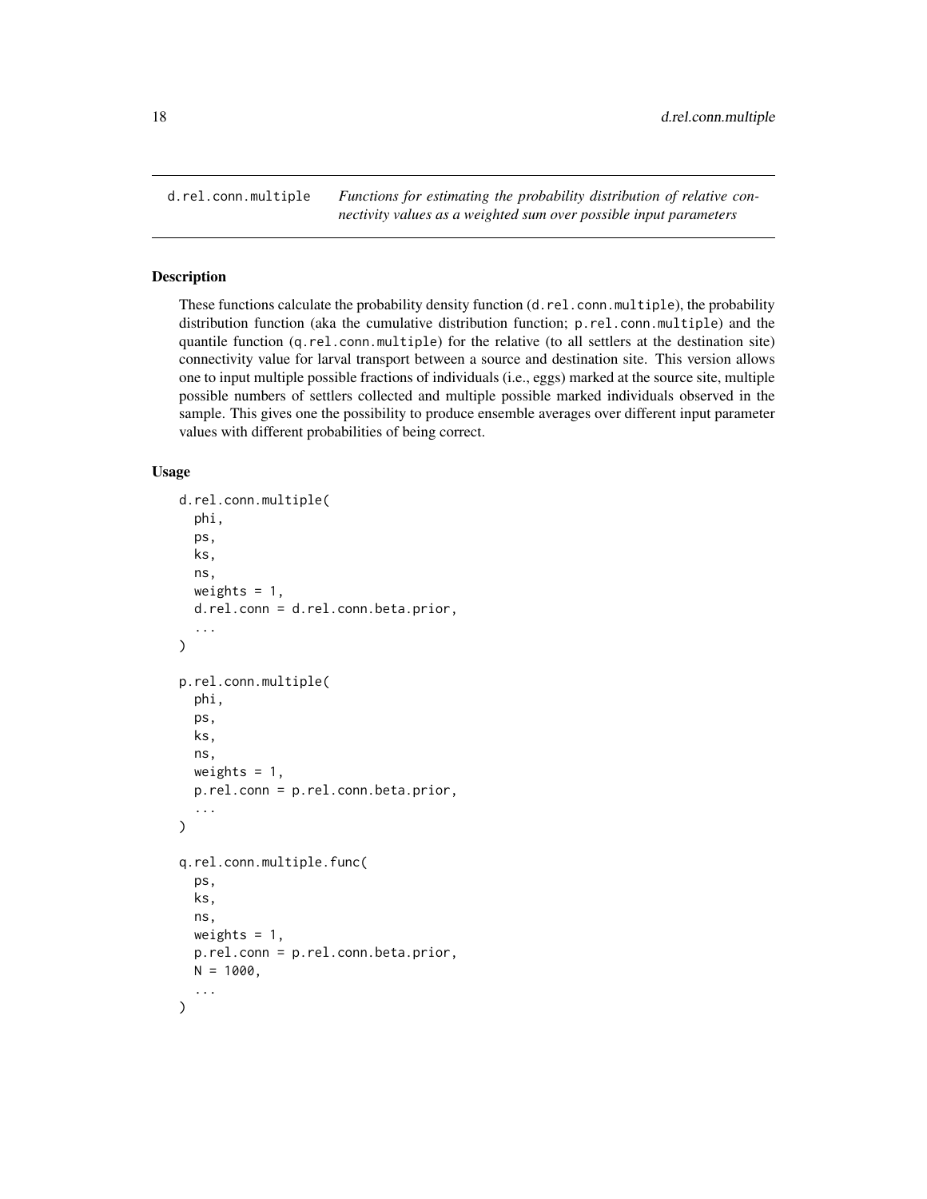# d.rel.conn.multiple

*Functions for estimating the probability distribution of relative connectivity values as a weighted sum over possible input parameters*

## Description

These functions calculate the probability density function (`d.rel.conn.multiple`), the probability distribution function (aka the cumulative distribution function; `p.rel.conn.multiple`) and the quantile function (`q.rel.conn.multiple`) for the relative (to all settlers at the destination site) connectivity value for larval transport between a source and destination site. This version allows one to input multiple possible fractions of individuals (i.e., eggs) marked at the source site, multiple possible numbers of settlers collected and multiple possible marked individuals observed in the sample. This gives one the possibility to produce ensemble averages over different input parameter values with different probabilities of being correct.

## Usage

```
d.rel.conn.multiple(
  phi,
  ps,
  ks,
  ns,
  weights = 1,
  d.rel.conn = d.rel.conn.beta.prior,
  ...
)

p.rel.conn.multiple(
  phi,
  ps,
  ks,
  ns,
  weights = 1,
  p.rel.conn = p.rel.conn.beta.prior,
  ...
)

q.rel.conn.multiple.func(
  ps,
  ks,
  ns,
  weights = 1,
  p.rel.conn = p.rel.conn.beta.prior,
  N = 1000,
  ...
)
```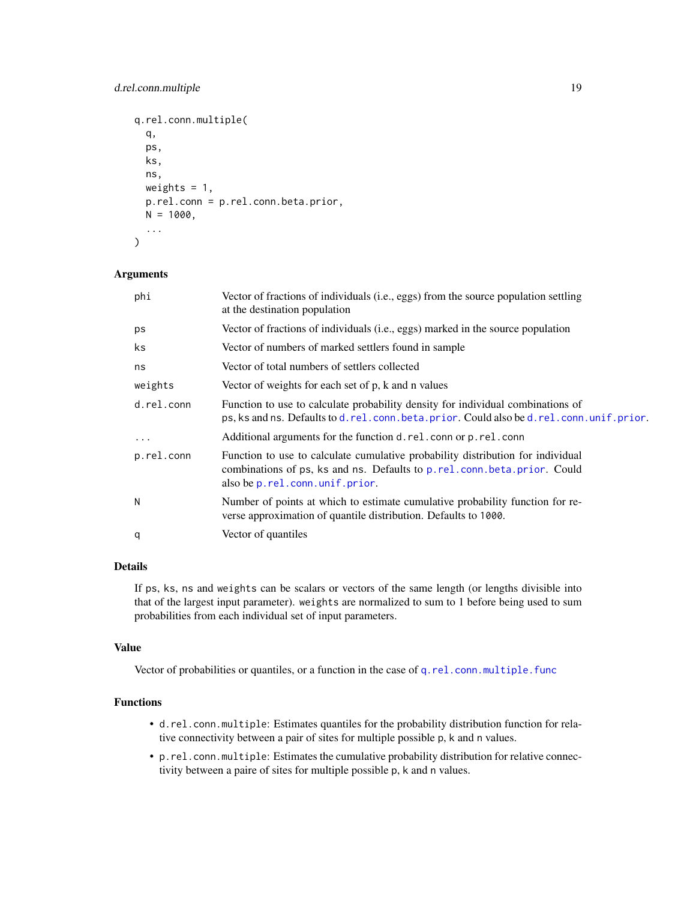```
q.rel.conn.multiple(
  q,
  ps,
  ks,
  ns,
  weights = 1,
  p.rel.conn = p.rel.conn.beta.prior,
  N = 1000,
  ...
)
```

### Arguments

| | |
|---|---|
| phi | Vector of fractions of individuals (i.e., eggs) from the source population settling at the destination population |
| ps | Vector of fractions of individuals (i.e., eggs) marked in the source population |
| ks | Vector of numbers of marked settlers found in sample |
| ns | Vector of total numbers of settlers collected |
| weights | Vector of weights for each set of p, k and n values |
| d.rel.conn | Function to use to calculate probability density for individual combinations of ps, ks and ns. Defaults to d.rel.conn.beta.prior. Could also be d.rel.conn.unif.prior. |
| ... | Additional arguments for the function d.rel.conn or p.rel.conn |
| p.rel.conn | Function to use to calculate cumulative probability distribution for individual combinations of ps, ks and ns. Defaults to p.rel.conn.beta.prior. Could also be p.rel.conn.unif.prior. |
| N | Number of points at which to estimate cumulative probability function for reverse approximation of quantile distribution. Defaults to 1000. |
| q | Vector of quantiles |

### Details

If ps, ks, ns and weights can be scalars or vectors of the same length (or lengths divisible into that of the largest input parameter). weights are normalized to sum to 1 before being used to sum probabilities from each individual set of input parameters.

### Value

Vector of probabilities or quantiles, or a function in the case of q.rel.conn.multiple.func

### Functions

- d.rel.conn.multiple: Estimates quantiles for the probability distribution function for relative connectivity between a pair of sites for multiple possible p, k and n values.
- p.rel.conn.multiple: Estimates the cumulative probability distribution for relative connectivity between a paire of sites for multiple possible p, k and n values.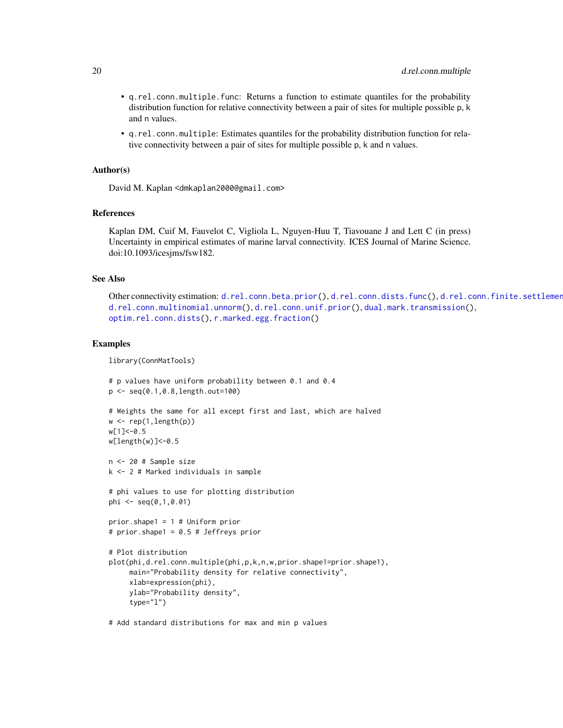- q.rel.conn.multiple.func: Returns a function to estimate quantiles for the probability distribution function for relative connectivity between a pair of sites for multiple possible p, k and n values.
- q.rel.conn.multiple: Estimates quantiles for the probability distribution function for relative connectivity between a pair of sites for multiple possible p, k and n values.

### Author(s)

David M. Kaplan <dmkaplan2000@gmail.com>

### References

Kaplan DM, Cuif M, Fauvelot C, Vigliola L, Nguyen-Huu T, Tiavouane J and Lett C (in press) Uncertainty in empirical estimates of marine larval connectivity. ICES Journal of Marine Science. doi:10.1093/icesjms/fsw182.

### See Also

Other connectivity estimation: d.rel.conn.beta.prior(), d.rel.conn.dists.func(), d.rel.conn.finite.settlement(), d.rel.conn.multinomial.unnorm(), d.rel.conn.unif.prior(), dual.mark.transmission(), optim.rel.conn.dists(), r.marked.egg.fraction()

### Examples

```
library(ConnMatTools)

# p values have uniform probability between 0.1 and 0.4
p <- seq(0.1,0.8,length.out=100)

# Weights the same for all except first and last, which are halved
w <- rep(1,length(p))
w[1]<-0.5
w[length(w)]<-0.5

n <- 20 # Sample size
k <- 2 # Marked individuals in sample

# phi values to use for plotting distribution
phi <- seq(0,1,0.01)

prior.shape1 = 1 # Uniform prior
# prior.shape1 = 0.5 # Jeffreys prior

# Plot distribution
plot(phi,d.rel.conn.multiple(phi,p,k,n,w,prior.shape1=prior.shape1),
     main="Probability density for relative connectivity",
     xlab=expression(phi),
     ylab="Probability density",
     type="l")

# Add standard distributions for max and min p values
```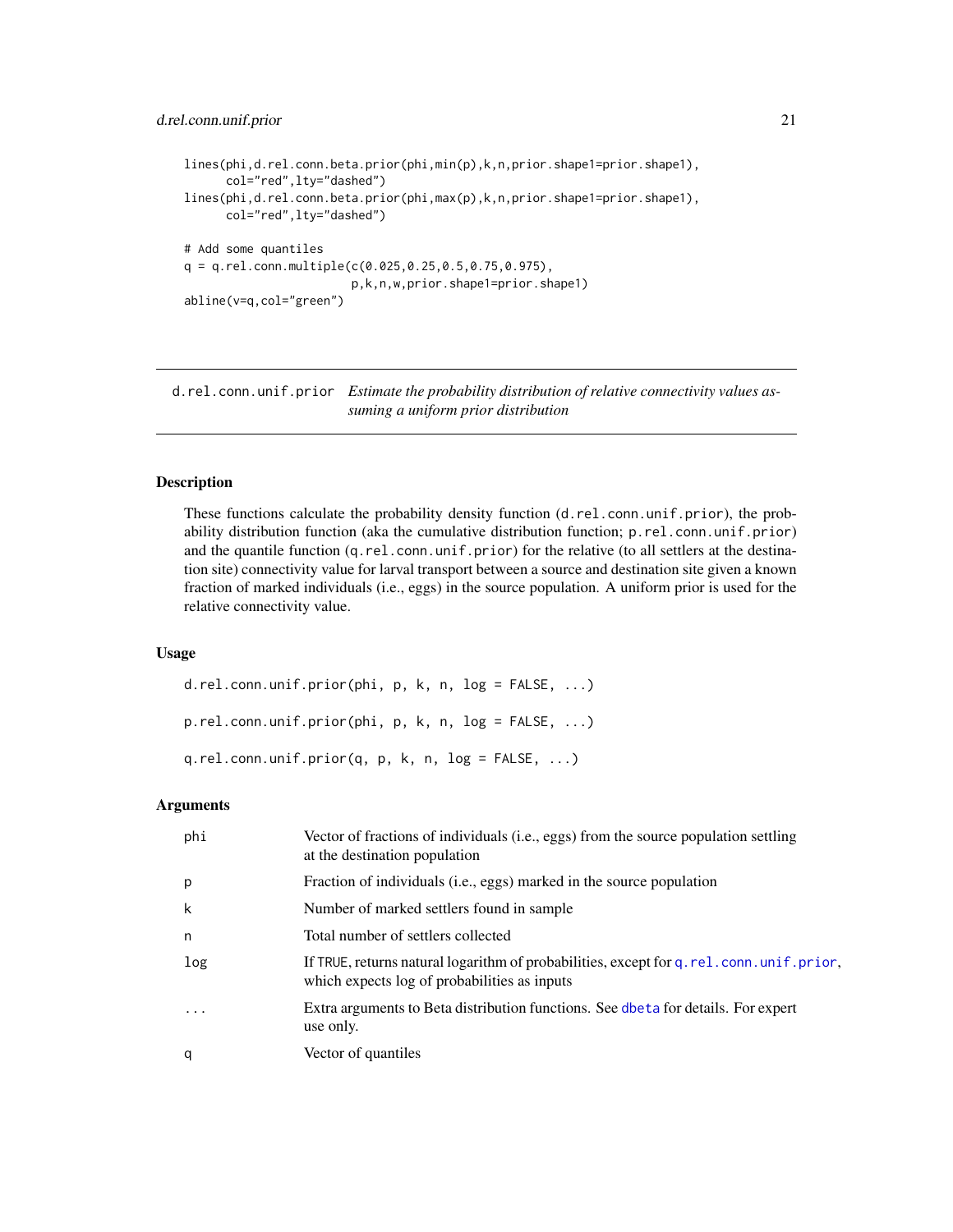```
lines(phi,d.rel.conn.beta.prior(phi,min(p),k,n,prior.shape1=prior.shape1),
      col="red",lty="dashed")
lines(phi,d.rel.conn.beta.prior(phi,max(p),k,n,prior.shape1=prior.shape1),
      col="red",lty="dashed")

# Add some quantiles
q = q.rel.conn.multiple(c(0.025,0.25,0.5,0.75,0.975),
                        p,k,n,w,prior.shape1=prior.shape1)
abline(v=q,col="green")
```

---

## d.rel.conn.unif.prior    *Estimate the probability distribution of relative connectivity values assuming a uniform prior distribution*

---

### Description

These functions calculate the probability density function (`d.rel.conn.unif.prior`), the probability distribution function (aka the cumulative distribution function; `p.rel.conn.unif.prior`) and the quantile function (`q.rel.conn.unif.prior`) for the relative (to all settlers at the destination site) connectivity value for larval transport between a source and destination site given a known fraction of marked individuals (i.e., eggs) in the source population. A uniform prior is used for the relative connectivity value.

### Usage

```
d.rel.conn.unif.prior(phi, p, k, n, log = FALSE, ...)

p.rel.conn.unif.prior(phi, p, k, n, log = FALSE, ...)

q.rel.conn.unif.prior(q, p, k, n, log = FALSE, ...)
```

### Arguments

| | |
|---|---|
| `phi` | Vector of fractions of individuals (i.e., eggs) from the source population settling at the destination population |
| `p` | Fraction of individuals (i.e., eggs) marked in the source population |
| `k` | Number of marked settlers found in sample |
| `n` | Total number of settlers collected |
| `log` | If `TRUE`, returns natural logarithm of probabilities, except for `q.rel.conn.unif.prior`, which expects log of probabilities as inputs |
| `...` | Extra arguments to Beta distribution functions. See `dbeta` for details. For expert use only. |
| `q` | Vector of quantiles |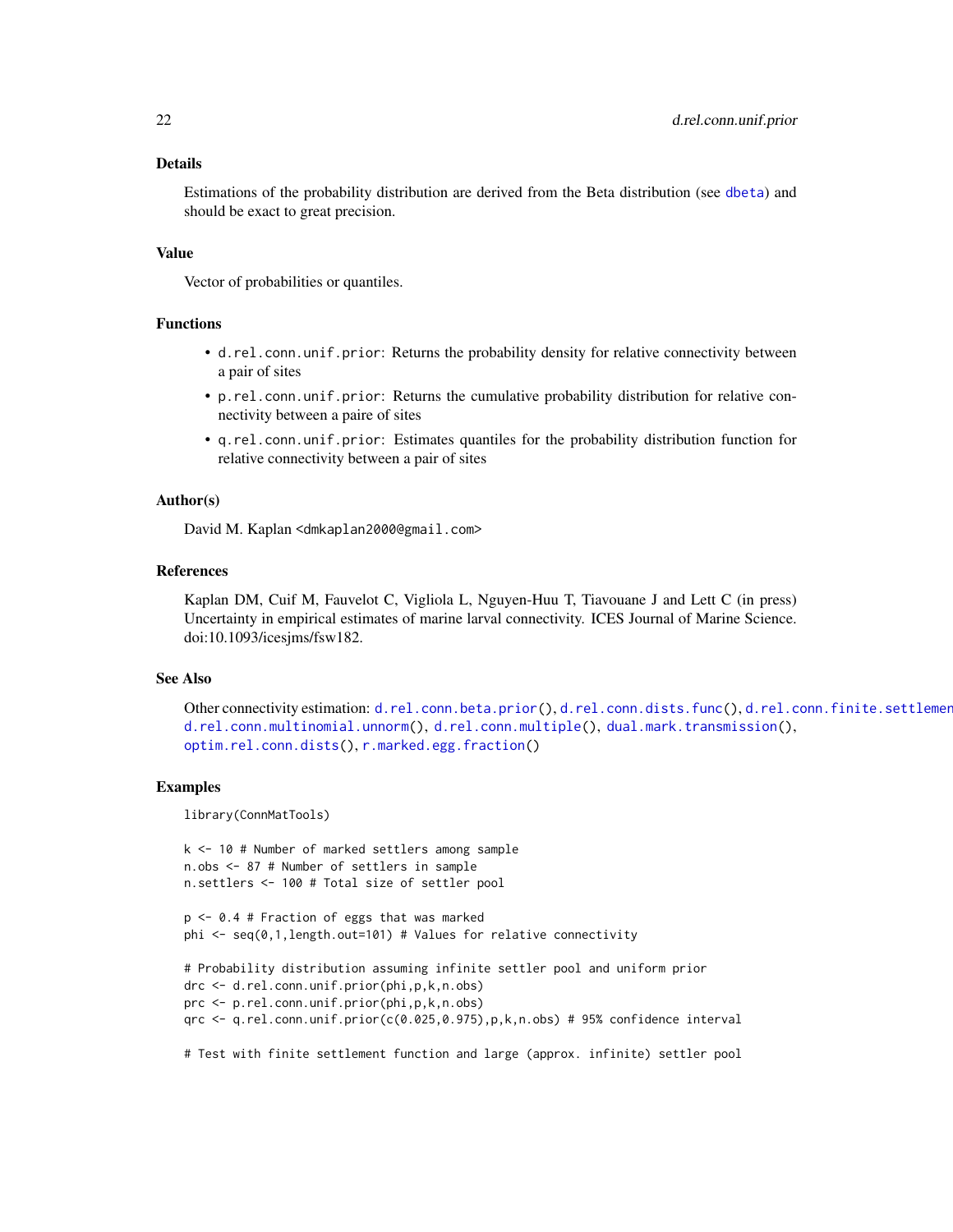### Details

Estimations of the probability distribution are derived from the Beta distribution (see dbeta) and should be exact to great precision.

### Value

Vector of probabilities or quantiles.

### Functions

- d.rel.conn.unif.prior: Returns the probability density for relative connectivity between a pair of sites
- p.rel.conn.unif.prior: Returns the cumulative probability distribution for relative connectivity between a paire of sites
- q.rel.conn.unif.prior: Estimates quantiles for the probability distribution function for relative connectivity between a pair of sites

### Author(s)

David M. Kaplan <dmkaplan2000@gmail.com>

### References

Kaplan DM, Cuif M, Fauvelot C, Vigliola L, Nguyen-Huu T, Tiavouane J and Lett C (in press) Uncertainty in empirical estimates of marine larval connectivity. ICES Journal of Marine Science. doi:10.1093/icesjms/fsw182.

### See Also

Other connectivity estimation: d.rel.conn.beta.prior(), d.rel.conn.dists.func(), d.rel.conn.finite.settlement(), d.rel.conn.multinomial.unnorm(), d.rel.conn.multiple(), dual.mark.transmission(), optim.rel.conn.dists(), r.marked.egg.fraction()

### Examples

```
library(ConnMatTools)

k <- 10 # Number of marked settlers among sample
n.obs <- 87 # Number of settlers in sample
n.settlers <- 100 # Total size of settler pool

p <- 0.4 # Fraction of eggs that was marked
phi <- seq(0,1,length.out=101) # Values for relative connectivity

# Probability distribution assuming infinite settler pool and uniform prior
drc <- d.rel.conn.unif.prior(phi,p,k,n.obs)
prc <- p.rel.conn.unif.prior(phi,p,k,n.obs)
qrc <- q.rel.conn.unif.prior(c(0.025,0.975),p,k,n.obs) # 95% confidence interval

# Test with finite settlement function and large (approx. infinite) settler pool
```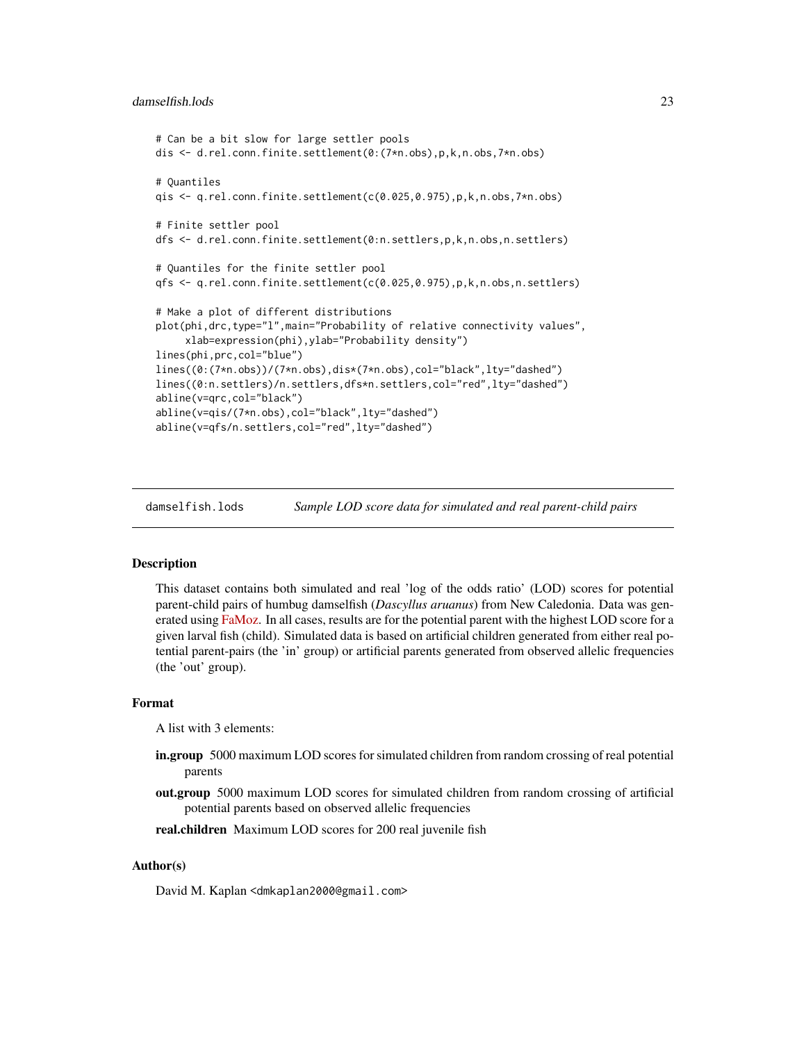```
# Can be a bit slow for large settler pools
dis <- d.rel.conn.finite.settlement(0:(7*n.obs),p,k,n.obs,7*n.obs)

# Quantiles
qis <- q.rel.conn.finite.settlement(c(0.025,0.975),p,k,n.obs,7*n.obs)

# Finite settler pool
dfs <- d.rel.conn.finite.settlement(0:n.settlers,p,k,n.obs,n.settlers)

# Quantiles for the finite settler pool
qfs <- q.rel.conn.finite.settlement(c(0.025,0.975),p,k,n.obs,n.settlers)

# Make a plot of different distributions
plot(phi,drc,type="l",main="Probability of relative connectivity values",
     xlab=expression(phi),ylab="Probability density")
lines(phi,prc,col="blue")
lines((0:(7*n.obs))/(7*n.obs),dis*(7*n.obs),col="black",lty="dashed")
lines((0:n.settlers)/n.settlers,dfs*n.settlers,col="red",lty="dashed")
abline(v=qrc,col="black")
abline(v=qis/(7*n.obs),col="black",lty="dashed")
abline(v=qfs/n.settlers,col="red",lty="dashed")
```

---

## damselfish.lods — *Sample LOD score data for simulated and real parent-child pairs*

### Description

This dataset contains both simulated and real 'log of the odds ratio' (LOD) scores for potential parent-child pairs of humbug damselfish (*Dascyllus aruanus*) from New Caledonia. Data was generated using FaMoz. In all cases, results are for the potential parent with the highest LOD score for a given larval fish (child). Simulated data is based on artificial children generated from either real potential parent-pairs (the 'in' group) or artificial parents generated from observed allelic frequencies (the 'out' group).

### Format

A list with 3 elements:

**in.group** 5000 maximum LOD scores for simulated children from random crossing of real potential parents

**out.group** 5000 maximum LOD scores for simulated children from random crossing of artificial potential parents based on observed allelic frequencies

**real.children** Maximum LOD scores for 200 real juvenile fish

### Author(s)

David M. Kaplan <dmkaplan2000@gmail.com>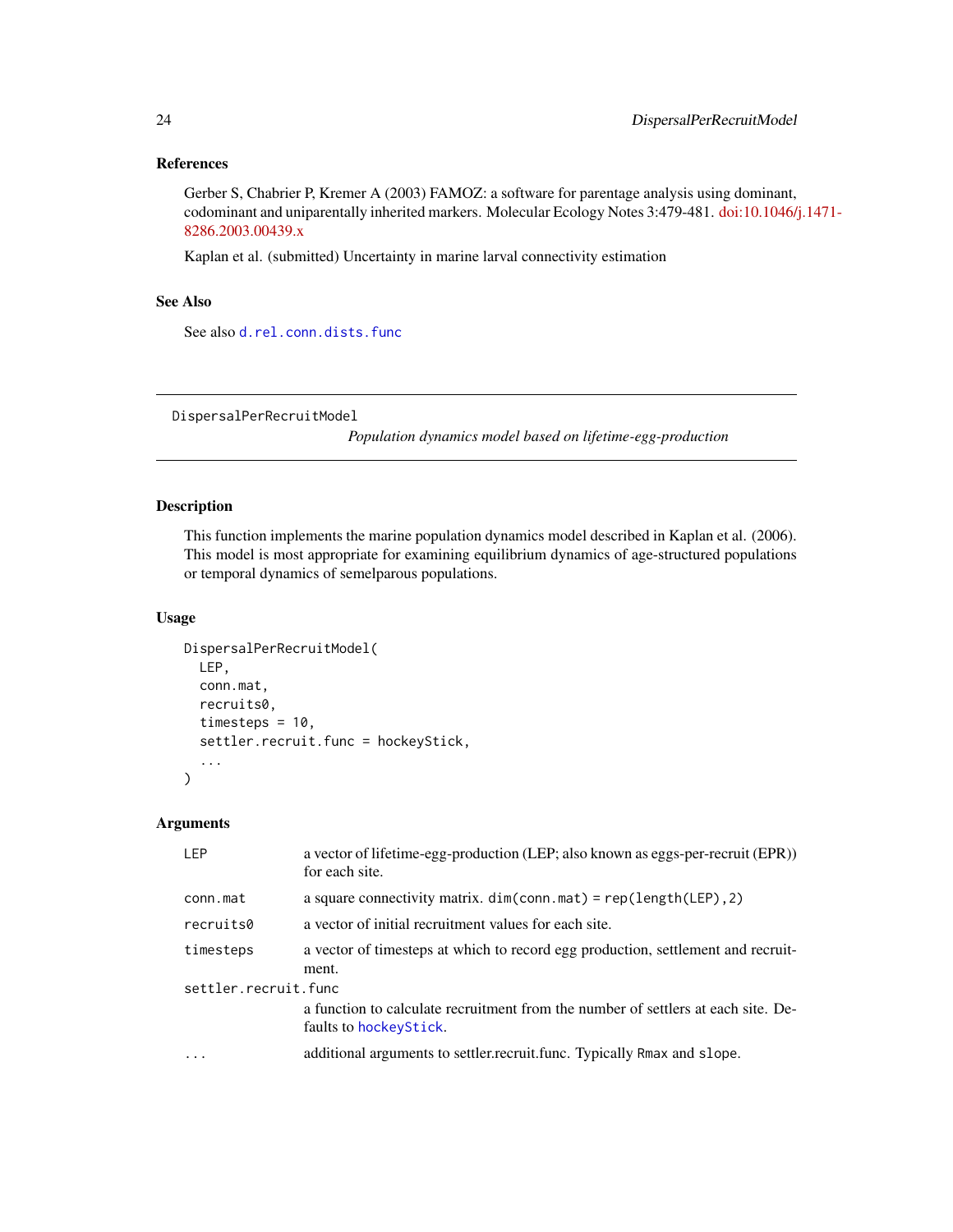### References

Gerber S, Chabrier P, Kremer A (2003) FAMOZ: a software for parentage analysis using dominant, codominant and uniparentally inherited markers. Molecular Ecology Notes 3:479-481. doi:10.1046/j.1471-8286.2003.00439.x

Kaplan et al. (submitted) Uncertainty in marine larval connectivity estimation

### See Also

See also `d.rel.conn.dists.func`

---

## DispersalPerRecruitModel

*Population dynamics model based on lifetime-egg-production*

---

### Description

This function implements the marine population dynamics model described in Kaplan et al. (2006). This model is most appropriate for examining equilibrium dynamics of age-structured populations or temporal dynamics of semelparous populations.

### Usage

```
DispersalPerRecruitModel(
  LEP,
  conn.mat,
  recruits0,
  timesteps = 10,
  settler.recruit.func = hockeyStick,
  ...
)
```

### Arguments

| | |
|---|---|
| `LEP` | a vector of lifetime-egg-production (LEP; also known as eggs-per-recruit (EPR)) for each site. |
| `conn.mat` | a square connectivity matrix. `dim(conn.mat) = rep(length(LEP),2)` |
| `recruits0` | a vector of initial recruitment values for each site. |
| `timesteps` | a vector of timesteps at which to record egg production, settlement and recruitment. |
| `settler.recruit.func` | a function to calculate recruitment from the number of settlers at each site. Defaults to `hockeyStick`. |
| `...` | additional arguments to settler.recruit.func. Typically `Rmax` and `slope`. |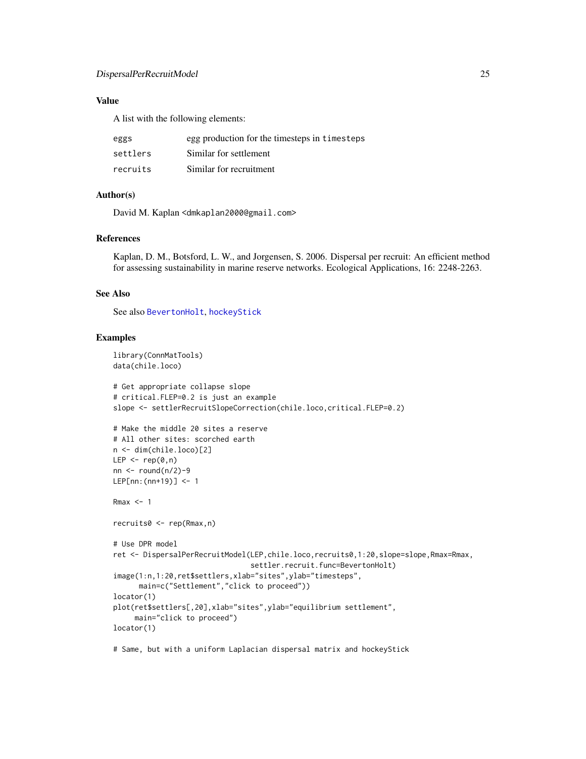### Value

A list with the following elements:

| | |
|---|---|
| eggs | egg production for the timesteps in timesteps |
| settlers | Similar for settlement |
| recruits | Similar for recruitment |

### Author(s)

David M. Kaplan <dmkaplan2000@gmail.com>

### References

Kaplan, D. M., Botsford, L. W., and Jorgensen, S. 2006. Dispersal per recruit: An efficient method for assessing sustainability in marine reserve networks. Ecological Applications, 16: 2248-2263.

### See Also

See also BevertonHolt, hockeyStick

### Examples

```
library(ConnMatTools)
data(chile.loco)

# Get appropriate collapse slope
# critical.FLEP=0.2 is just an example
slope <- settlerRecruitSlopeCorrection(chile.loco,critical.FLEP=0.2)

# Make the middle 20 sites a reserve
# All other sites: scorched earth
n <- dim(chile.loco)[2]
LEP <- rep(0,n)
nn <- round(n/2)-9
LEP[nn:(nn+19)] <- 1

Rmax <- 1

recruits0 <- rep(Rmax,n)

# Use DPR model
ret <- DispersalPerRecruitModel(LEP,chile.loco,recruits0,1:20,slope=slope,Rmax=Rmax,
                                settler.recruit.func=BevertonHolt)
image(1:n,1:20,ret$settlers,xlab="sites",ylab="timesteps",
      main=c("Settlement","click to proceed"))
locator(1)
plot(ret$settlers[,20],xlab="sites",ylab="equilibrium settlement",
     main="click to proceed")
locator(1)

# Same, but with a uniform Laplacian dispersal matrix and hockeyStick
```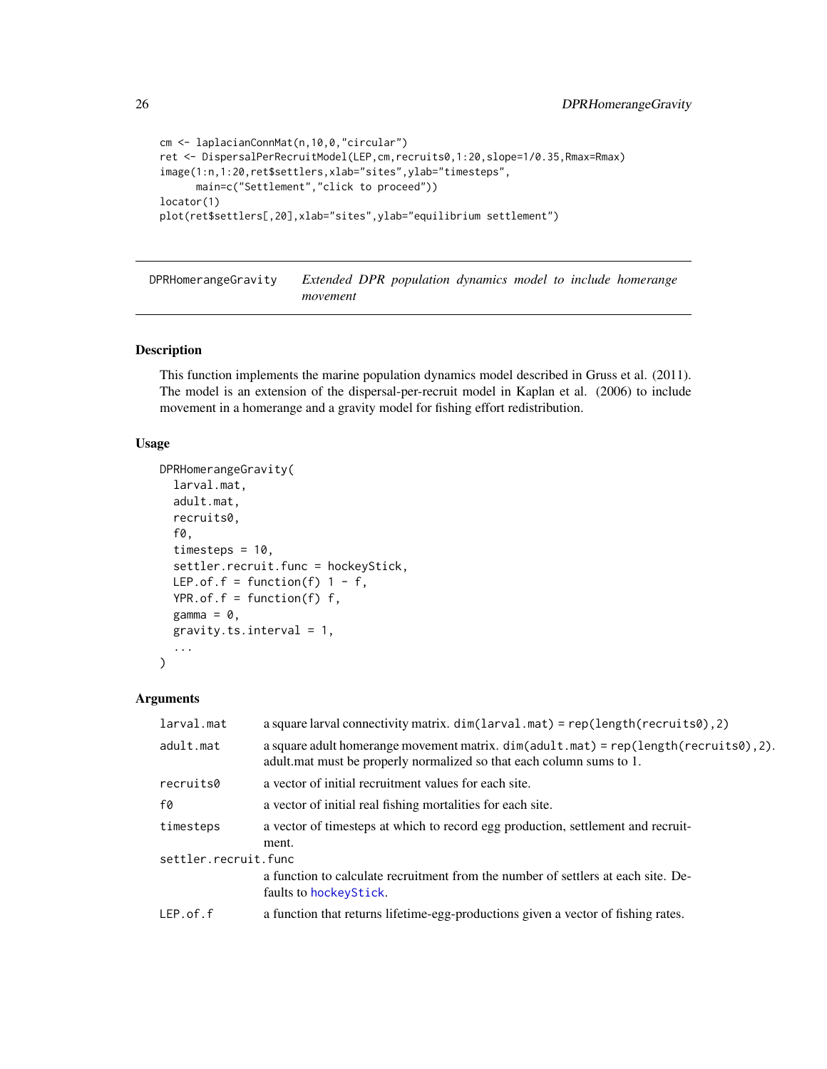```
cm <- laplacianConnMat(n,10,0,"circular")
ret <- DispersalPerRecruitModel(LEP,cm,recruits0,1:20,slope=1/0.35,Rmax=Rmax)
image(1:n,1:20,ret$settlers,xlab="sites",ylab="timesteps",
      main=c("Settlement","click to proceed"))
locator(1)
plot(ret$settlers[,20],xlab="sites",ylab="equilibrium settlement")
```

## DPRHomerangeGravity — *Extended DPR population dynamics model to include homerange movement*

### Description

This function implements the marine population dynamics model described in Gruss et al. (2011). The model is an extension of the dispersal-per-recruit model in Kaplan et al. (2006) to include movement in a homerange and a gravity model for fishing effort redistribution.

### Usage

```
DPRHomerangeGravity(
  larval.mat,
  adult.mat,
  recruits0,
  f0,
  timesteps = 10,
  settler.recruit.func = hockeyStick,
  LEP.of.f = function(f) 1 - f,
  YPR.of.f = function(f) f,
  gamma = 0,
  gravity.ts.interval = 1,
  ...
)
```

### Arguments

| | |
|---|---|
| `larval.mat` | a square larval connectivity matrix. `dim(larval.mat) = rep(length(recruits0),2)` |
| `adult.mat` | a square adult homerange movement matrix. `dim(adult.mat) = rep(length(recruits0),2)`. adult.mat must be properly normalized so that each column sums to 1. |
| `recruits0` | a vector of initial recruitment values for each site. |
| `f0` | a vector of initial real fishing mortalities for each site. |
| `timesteps` | a vector of timesteps at which to record egg production, settlement and recruitment. |
| `settler.recruit.func` | a function to calculate recruitment from the number of settlers at each site. Defaults to `hockeyStick`. |
| `LEP.of.f` | a function that returns lifetime-egg-productions given a vector of fishing rates. |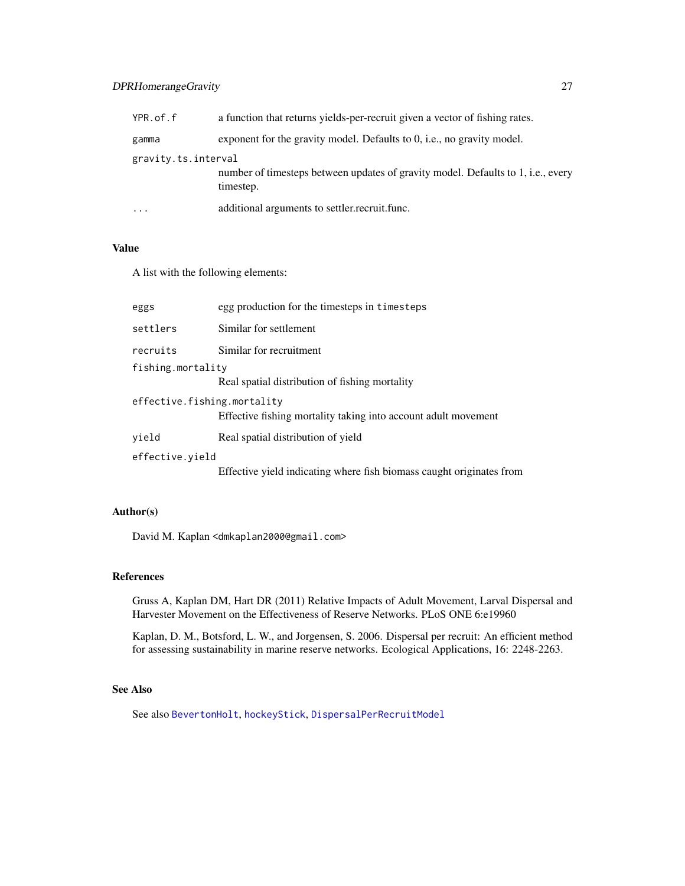| | |
|---|---|
| `YPR.of.f` | a function that returns yields-per-recruit given a vector of fishing rates. |
| `gamma` | exponent for the gravity model. Defaults to 0, i.e., no gravity model. |
| `gravity.ts.interval` | number of timesteps between updates of gravity model. Defaults to 1, i.e., every timestep. |
| `...` | additional arguments to settler.recruit.func. |

### Value

A list with the following elements:

| | |
|---|---|
| `eggs` | egg production for the timesteps in `timesteps` |
| `settlers` | Similar for settlement |
| `recruits` | Similar for recruitment |
| `fishing.mortality` | Real spatial distribution of fishing mortality |
| `effective.fishing.mortality` | Effective fishing mortality taking into account adult movement |
| `yield` | Real spatial distribution of yield |
| `effective.yield` | Effective yield indicating where fish biomass caught originates from |

### Author(s)

David M. Kaplan <dmkaplan2000@gmail.com>

### References

Gruss A, Kaplan DM, Hart DR (2011) Relative Impacts of Adult Movement, Larval Dispersal and Harvester Movement on the Effectiveness of Reserve Networks. PLoS ONE 6:e19960

Kaplan, D. M., Botsford, L. W., and Jorgensen, S. 2006. Dispersal per recruit: An efficient method for assessing sustainability in marine reserve networks. Ecological Applications, 16: 2248-2263.

### See Also

See also `BevertonHolt`, `hockeyStick`, `DispersalPerRecruitModel`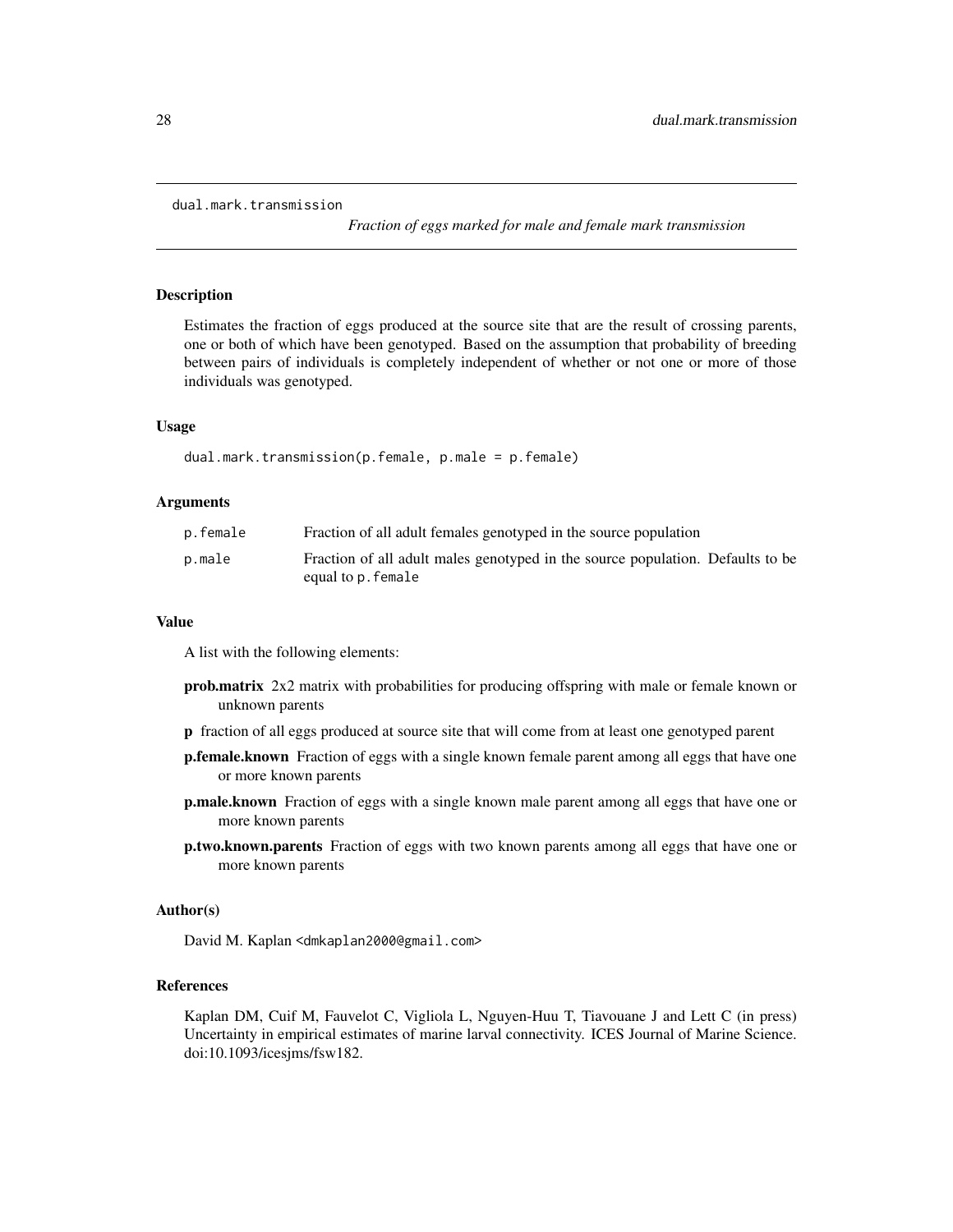dual.mark.transmission *Fraction of eggs marked for male and female mark transmission*

## Description

Estimates the fraction of eggs produced at the source site that are the result of crossing parents, one or both of which have been genotyped. Based on the assumption that probability of breeding between pairs of individuals is completely independent of whether or not one or more of those individuals was genotyped.

## Usage

```
dual.mark.transmission(p.female, p.male = p.female)
```

## Arguments

| | |
|---|---|
| p.female | Fraction of all adult females genotyped in the source population |
| p.male | Fraction of all adult males genotyped in the source population. Defaults to be equal to p.female |

## Value

A list with the following elements:

- **prob.matrix** 2x2 matrix with probabilities for producing offspring with male or female known or unknown parents
- **p** fraction of all eggs produced at source site that will come from at least one genotyped parent
- **p.female.known** Fraction of eggs with a single known female parent among all eggs that have one or more known parents
- **p.male.known** Fraction of eggs with a single known male parent among all eggs that have one or more known parents
- **p.two.known.parents** Fraction of eggs with two known parents among all eggs that have one or more known parents

## Author(s)

David M. Kaplan <dmkaplan2000@gmail.com>

## References

Kaplan DM, Cuif M, Fauvelot C, Vigliola L, Nguyen-Huu T, Tiavouane J and Lett C (in press) Uncertainty in empirical estimates of marine larval connectivity. ICES Journal of Marine Science. doi:10.1093/icesjms/fsw182.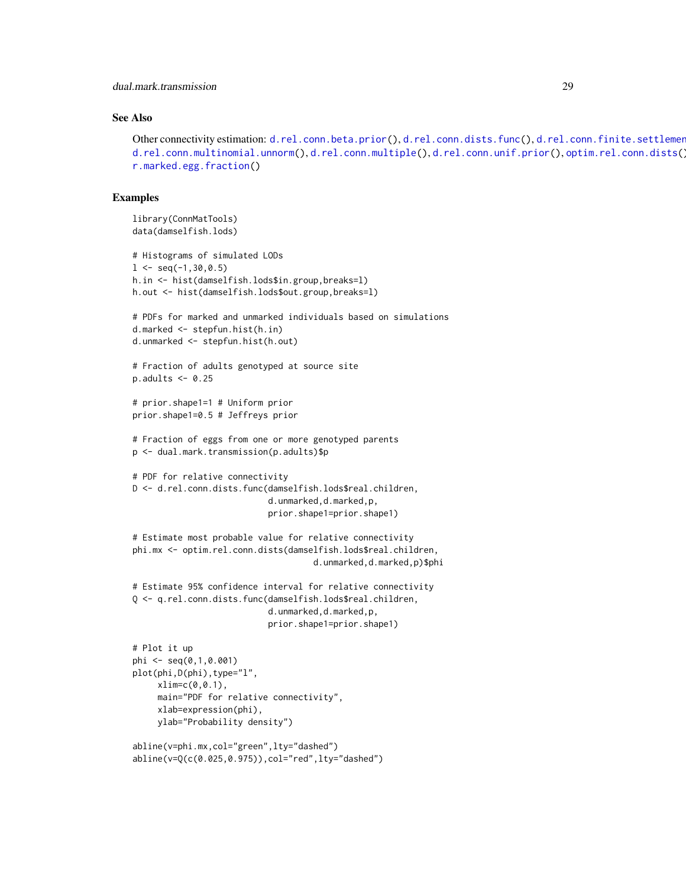### See Also

Other connectivity estimation: d.rel.conn.beta.prior(), d.rel.conn.dists.func(), d.rel.conn.finite.settlemen d.rel.conn.multinomial.unnorm(), d.rel.conn.multiple(), d.rel.conn.unif.prior(), optim.rel.conn.dists() r.marked.egg.fraction()

### Examples

```
library(ConnMatTools)
data(damselfish.lods)

# Histograms of simulated LODs
l <- seq(-1,30,0.5)
h.in <- hist(damselfish.lods$in.group,breaks=l)
h.out <- hist(damselfish.lods$out.group,breaks=l)

# PDFs for marked and unmarked individuals based on simulations
d.marked <- stepfun.hist(h.in)
d.unmarked <- stepfun.hist(h.out)

# Fraction of adults genotyped at source site
p.adults <- 0.25

# prior.shape1=1 # Uniform prior
prior.shape1=0.5 # Jeffreys prior

# Fraction of eggs from one or more genotyped parents
p <- dual.mark.transmission(p.adults)$p

# PDF for relative connectivity
D <- d.rel.conn.dists.func(damselfish.lods$real.children,
                           d.unmarked,d.marked,p,
                           prior.shape1=prior.shape1)

# Estimate most probable value for relative connectivity
phi.mx <- optim.rel.conn.dists(damselfish.lods$real.children,
                                    d.unmarked,d.marked,p)$phi

# Estimate 95% confidence interval for relative connectivity
Q <- q.rel.conn.dists.func(damselfish.lods$real.children,
                           d.unmarked,d.marked,p,
                           prior.shape1=prior.shape1)

# Plot it up
phi <- seq(0,1,0.001)
plot(phi,D(phi),type="l",
     xlim=c(0,0.1),
     main="PDF for relative connectivity",
     xlab=expression(phi),
     ylab="Probability density")

abline(v=phi.mx,col="green",lty="dashed")
abline(v=Q(c(0.025,0.975)),col="red",lty="dashed")
```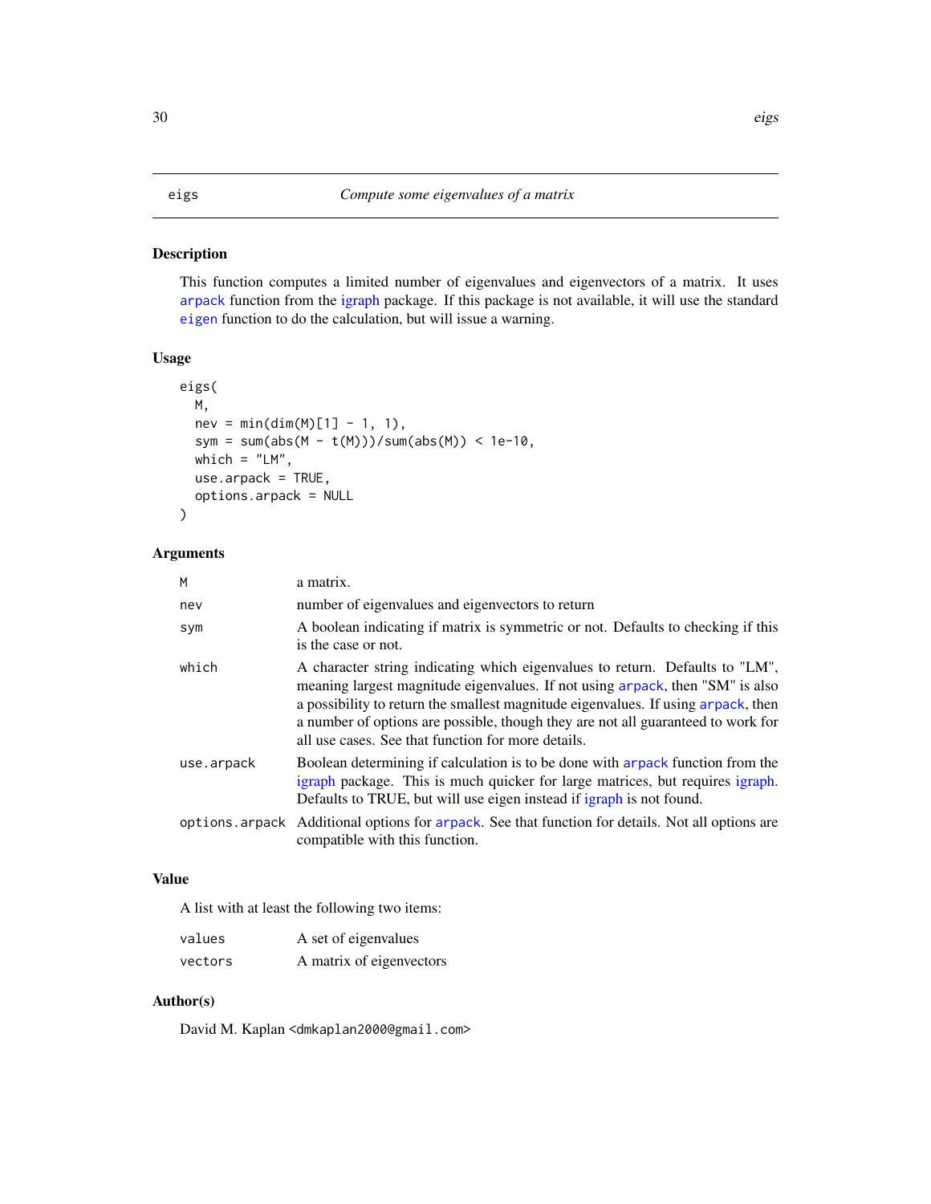## eigs — *Compute some eigenvalues of a matrix*

### Description

This function computes a limited number of eigenvalues and eigenvectors of a matrix. It uses arpack function from the igraph package. If this package is not available, it will use the standard eigen function to do the calculation, but will issue a warning.

### Usage

```
eigs(
  M,
  nev = min(dim(M)[1] - 1, 1),
  sym = sum(abs(M - t(M)))/sum(abs(M)) < 1e-10,
  which = "LM",
  use.arpack = TRUE,
  options.arpack = NULL
)
```

### Arguments

| | |
|---|---|
| `M` | a matrix. |
| `nev` | number of eigenvalues and eigenvectors to return |
| `sym` | A boolean indicating if matrix is symmetric or not. Defaults to checking if this is the case or not. |
| `which` | A character string indicating which eigenvalues to return. Defaults to "LM", meaning largest magnitude eigenvalues. If not using arpack, then "SM" is also a possibility to return the smallest magnitude eigenvalues. If using arpack, then a number of options are possible, though they are not all guaranteed to work for all use cases. See that function for more details. |
| `use.arpack` | Boolean determining if calculation is to be done with arpack function from the igraph package. This is much quicker for large matrices, but requires igraph. Defaults to TRUE, but will use eigen instead if igraph is not found. |
| `options.arpack` | Additional options for arpack. See that function for details. Not all options are compatible with this function. |

### Value

A list with at least the following two items:

| | |
|---|---|
| `values` | A set of eigenvalues |
| `vectors` | A matrix of eigenvectors |

### Author(s)

David M. Kaplan <dmkaplan2000@gmail.com>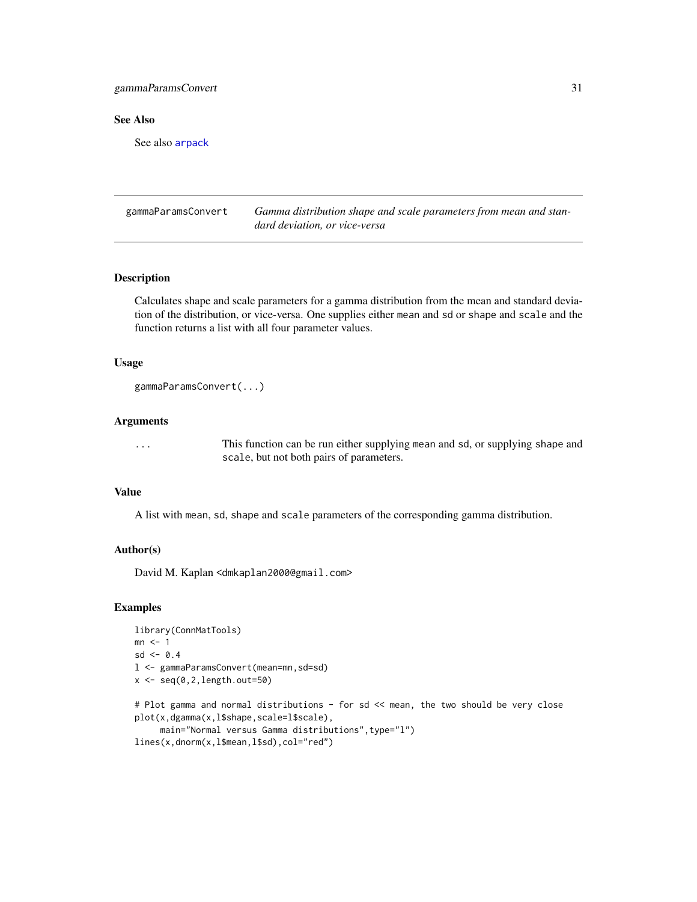### See Also

See also arpack

---

## gammaParamsConvert — *Gamma distribution shape and scale parameters from mean and standard deviation, or vice-versa*

---

### Description

Calculates shape and scale parameters for a gamma distribution from the mean and standard deviation of the distribution, or vice-versa. One supplies either `mean` and `sd` or `shape` and `scale` and the function returns a list with all four parameter values.

### Usage

```
gammaParamsConvert(...)
```

### Arguments

| | |
|---|---|
| `...` | This function can be run either supplying `mean` and `sd`, or supplying `shape` and `scale`, but not both pairs of parameters. |

### Value

A list with `mean`, `sd`, `shape` and `scale` parameters of the corresponding gamma distribution.

### Author(s)

David M. Kaplan <dmkaplan2000@gmail.com>

### Examples

```
library(ConnMatTools)
mn <- 1
sd <- 0.4
l <- gammaParamsConvert(mean=mn,sd=sd)
x <- seq(0,2,length.out=50)

# Plot gamma and normal distributions - for sd << mean, the two should be very close
plot(x,dgamma(x,l$shape,scale=l$scale),
     main="Normal versus Gamma distributions",type="l")
lines(x,dnorm(x,l$mean,l$sd),col="red")
```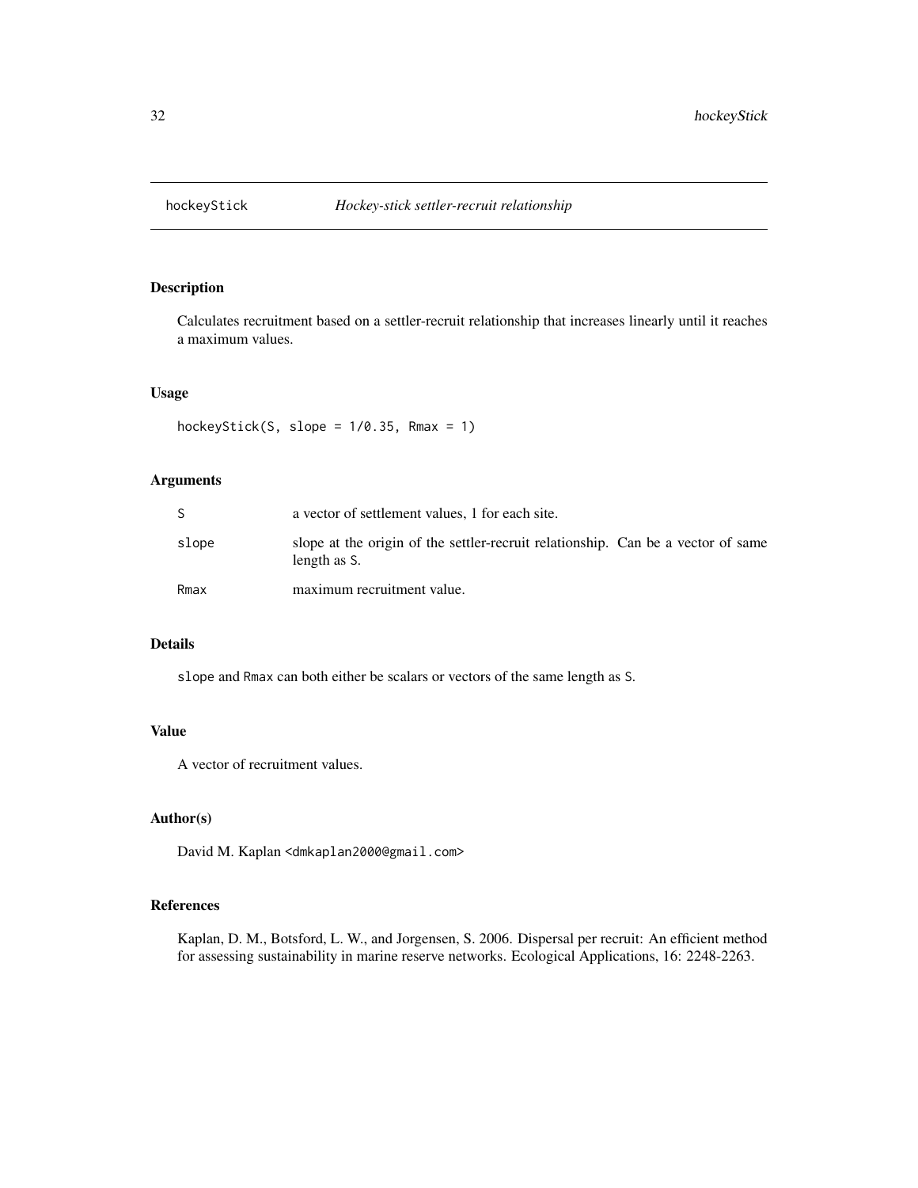# hockeyStick *Hockey-stick settler-recruit relationship*

## Description

Calculates recruitment based on a settler-recruit relationship that increases linearly until it reaches a maximum values.

## Usage

```
hockeyStick(S, slope = 1/0.35, Rmax = 1)
```

## Arguments

| | |
|---|---|
| S | a vector of settlement values, 1 for each site. |
| slope | slope at the origin of the settler-recruit relationship. Can be a vector of same length as S. |
| Rmax | maximum recruitment value. |

## Details

slope and Rmax can both either be scalars or vectors of the same length as S.

## Value

A vector of recruitment values.

## Author(s)

David M. Kaplan <dmkaplan2000@gmail.com>

## References

Kaplan, D. M., Botsford, L. W., and Jorgensen, S. 2006. Dispersal per recruit: An efficient method for assessing sustainability in marine reserve networks. Ecological Applications, 16: 2248-2263.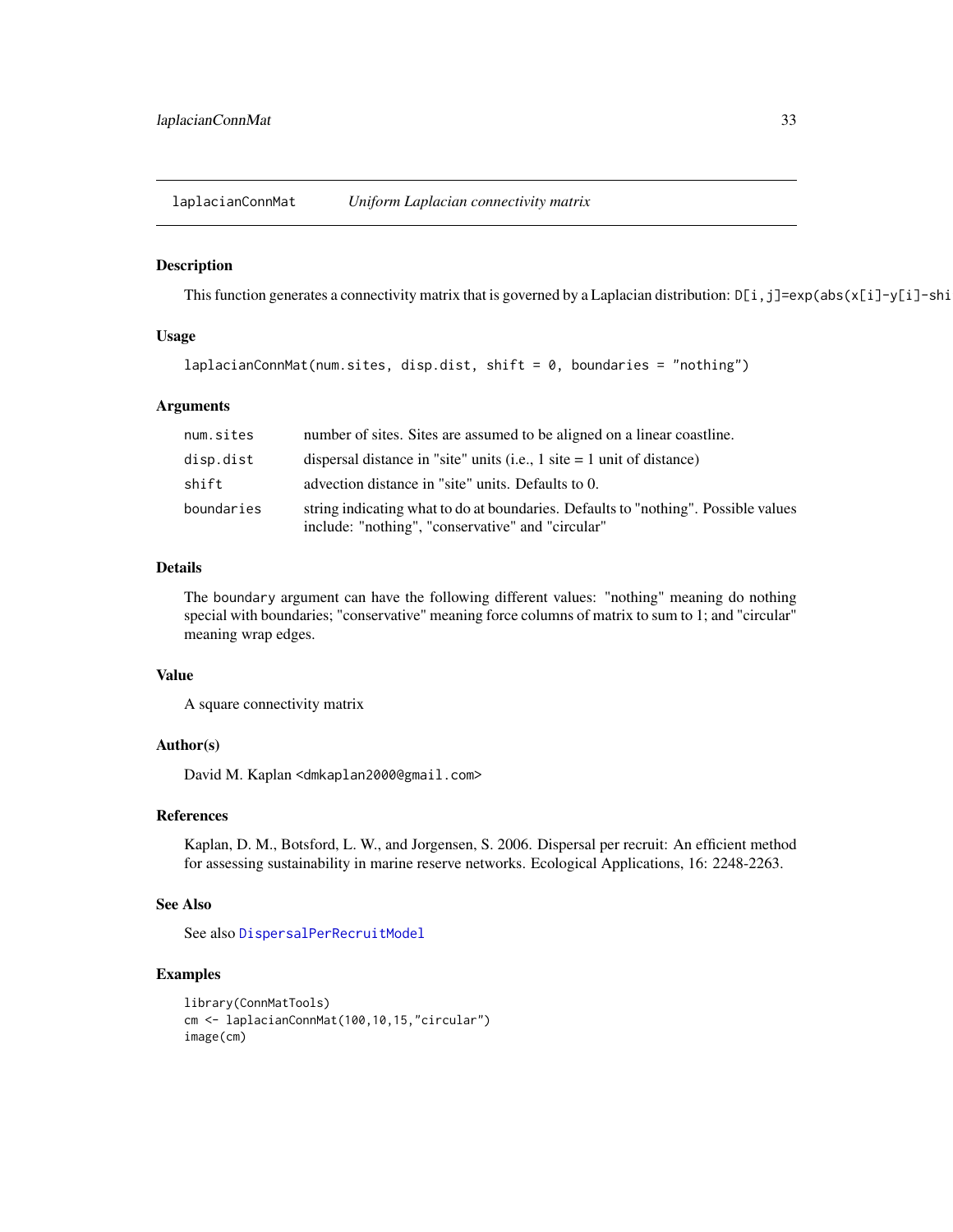laplacianConnMat *Uniform Laplacian connectivity matrix*

## Description

This function generates a connectivity matrix that is governed by a Laplacian distribution: `D[i,j]=exp(abs(x[i]-y[i]-shi`

## Usage

```
laplacianConnMat(num.sites, disp.dist, shift = 0, boundaries = "nothing")
```

## Arguments

| | |
|---|---|
| num.sites | number of sites. Sites are assumed to be aligned on a linear coastline. |
| disp.dist | dispersal distance in "site" units (i.e., 1 site = 1 unit of distance) |
| shift | advection distance in "site" units. Defaults to 0. |
| boundaries | string indicating what to do at boundaries. Defaults to "nothing". Possible values include: "nothing", "conservative" and "circular" |

## Details

The `boundary` argument can have the following different values: "nothing" meaning do nothing special with boundaries; "conservative" meaning force columns of matrix to sum to 1; and "circular" meaning wrap edges.

## Value

A square connectivity matrix

## Author(s)

David M. Kaplan <dmkaplan2000@gmail.com>

## References

Kaplan, D. M., Botsford, L. W., and Jorgensen, S. 2006. Dispersal per recruit: An efficient method for assessing sustainability in marine reserve networks. Ecological Applications, 16: 2248-2263.

## See Also

See also DispersalPerRecruitModel

## Examples

```
library(ConnMatTools)
cm <- laplacianConnMat(100,10,15,"circular")
image(cm)
```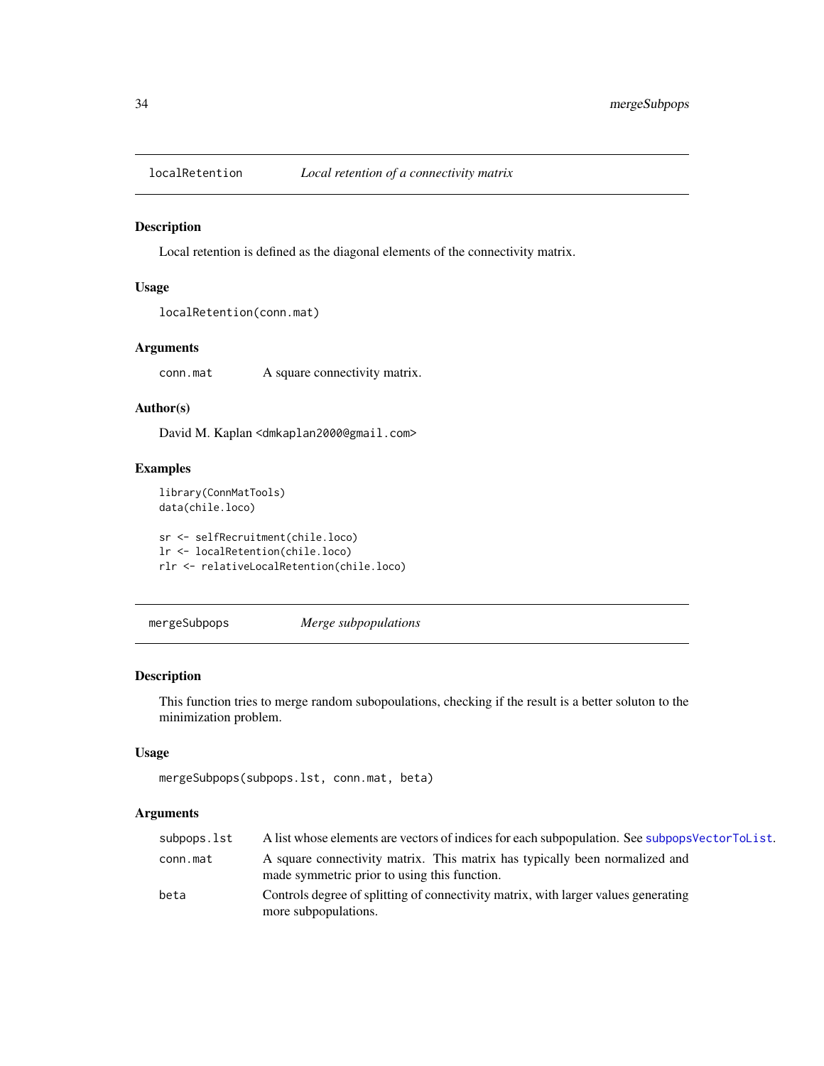## localRetention — *Local retention of a connectivity matrix*

### Description

Local retention is defined as the diagonal elements of the connectivity matrix.

### Usage

```
localRetention(conn.mat)
```

### Arguments

| | |
|---|---|
| conn.mat | A square connectivity matrix. |

### Author(s)

David M. Kaplan <dmkaplan2000@gmail.com>

### Examples

```
library(ConnMatTools)
data(chile.loco)

sr <- selfRecruitment(chile.loco)
lr <- localRetention(chile.loco)
rlr <- relativeLocalRetention(chile.loco)
```

## mergeSubpops — *Merge subpopulations*

### Description

This function tries to merge random subopoulations, checking if the result is a better soluton to the minimization problem.

### Usage

```
mergeSubpops(subpops.lst, conn.mat, beta)
```

### Arguments

| | |
|---|---|
| subpops.lst | A list whose elements are vectors of indices for each subpopulation. See subpopsVectorToList. |
| conn.mat | A square connectivity matrix. This matrix has typically been normalized and made symmetric prior to using this function. |
| beta | Controls degree of splitting of connectivity matrix, with larger values generating more subpopulations. |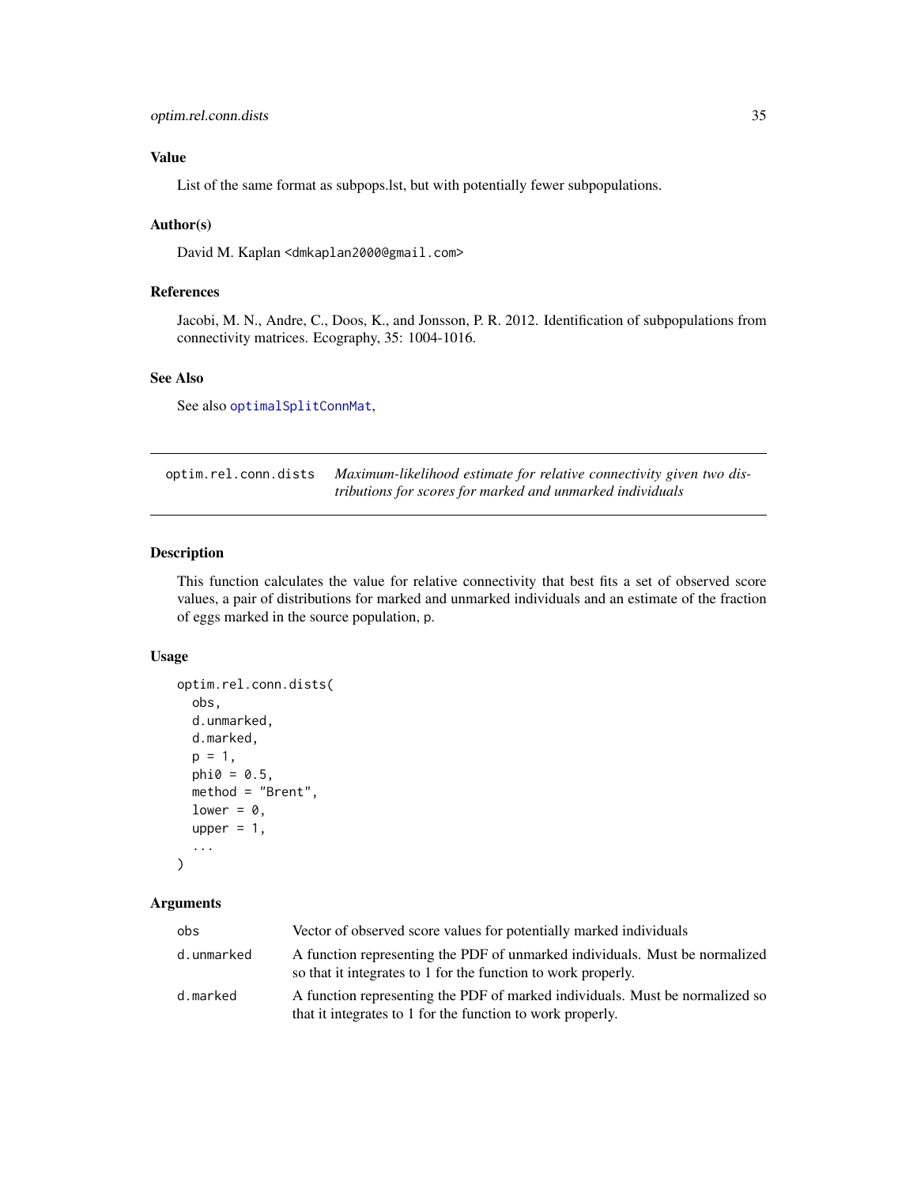## Value

List of the same format as subpops.lst, but with potentially fewer subpopulations.

## Author(s)

David M. Kaplan <dmkaplan2000@gmail.com>

## References

Jacobi, M. N., Andre, C., Doos, K., and Jonsson, P. R. 2012. Identification of subpopulations from connectivity matrices. Ecography, 35: 1004-1016.

## See Also

See also optimalSplitConnMat,

---

# optim.rel.conn.dists — *Maximum-likelihood estimate for relative connectivity given two distributions for scores for marked and unmarked individuals*

## Description

This function calculates the value for relative connectivity that best fits a set of observed score values, a pair of distributions for marked and unmarked individuals and an estimate of the fraction of eggs marked in the source population, p.

## Usage

```
optim.rel.conn.dists(
  obs,
  d.unmarked,
  d.marked,
  p = 1,
  phi0 = 0.5,
  method = "Brent",
  lower = 0,
  upper = 1,
  ...
)
```

## Arguments

| | |
|---|---|
| obs | Vector of observed score values for potentially marked individuals |
| d.unmarked | A function representing the PDF of unmarked individuals. Must be normalized so that it integrates to 1 for the function to work properly. |
| d.marked | A function representing the PDF of marked individuals. Must be normalized so that it integrates to 1 for the function to work properly. |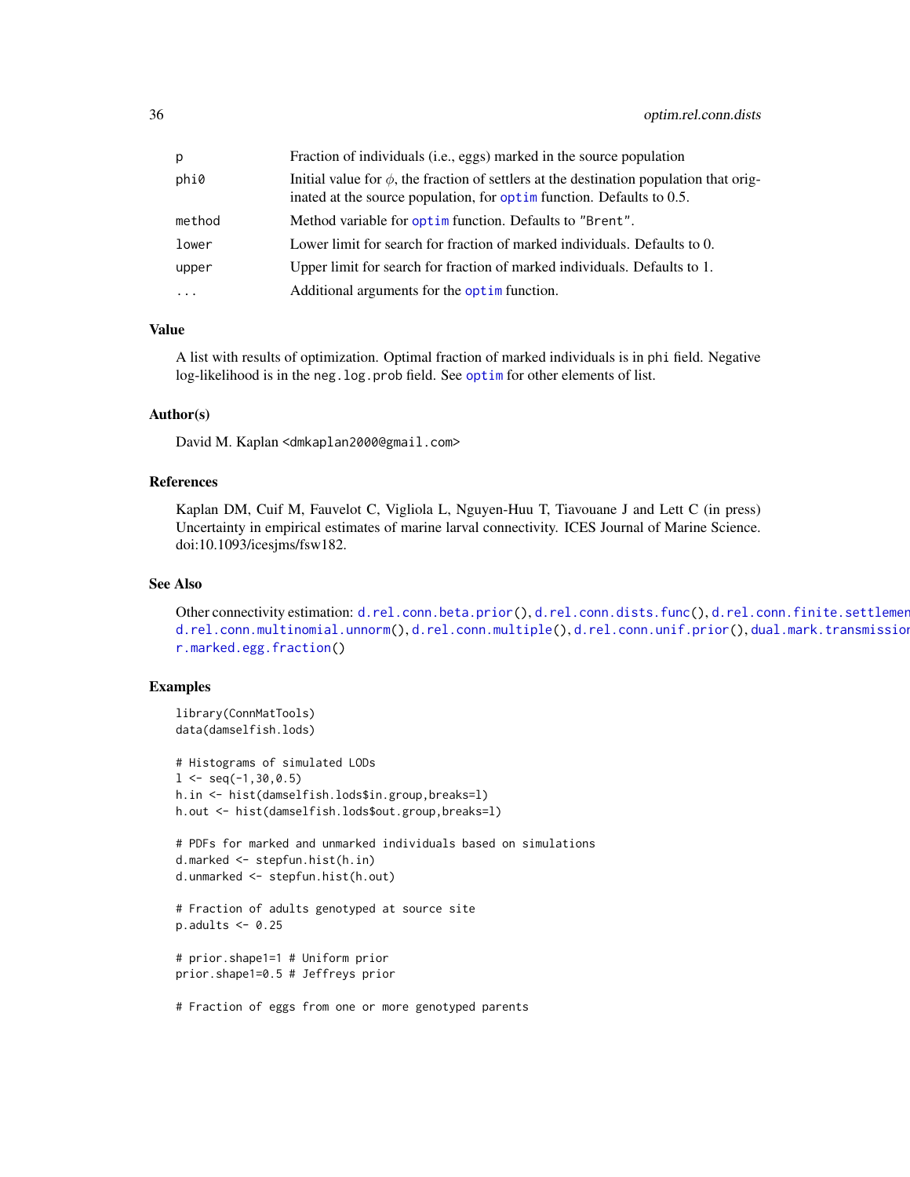| | |
|---|---|
| p | Fraction of individuals (i.e., eggs) marked in the source population |
| phi0 | Initial value for $\phi$, the fraction of settlers at the destination population that originated at the source population, for optim function. Defaults to 0.5. |
| method | Method variable for optim function. Defaults to "Brent". |
| lower | Lower limit for search for fraction of marked individuals. Defaults to 0. |
| upper | Upper limit for search for fraction of marked individuals. Defaults to 1. |
| ... | Additional arguments for the optim function. |

### Value

A list with results of optimization. Optimal fraction of marked individuals is in phi field. Negative log-likelihood is in the neg.log.prob field. See optim for other elements of list.

### Author(s)

David M. Kaplan <dmkaplan2000@gmail.com>

### References

Kaplan DM, Cuif M, Fauvelot C, Vigliola L, Nguyen-Huu T, Tiavouane J and Lett C (in press) Uncertainty in empirical estimates of marine larval connectivity. ICES Journal of Marine Science. doi:10.1093/icesjms/fsw182.

### See Also

Other connectivity estimation: d.rel.conn.beta.prior(), d.rel.conn.dists.func(), d.rel.conn.finite.settlemen d.rel.conn.multinomial.unnorm(), d.rel.conn.multiple(), d.rel.conn.unif.prior(), dual.mark.transmissio r.marked.egg.fraction()

### Examples

```
library(ConnMatTools)
data(damselfish.lods)

# Histograms of simulated LODs
l <- seq(-1,30,0.5)
h.in <- hist(damselfish.lods$in.group,breaks=l)
h.out <- hist(damselfish.lods$out.group,breaks=l)

# PDFs for marked and unmarked individuals based on simulations
d.marked <- stepfun.hist(h.in)
d.unmarked <- stepfun.hist(h.out)

# Fraction of adults genotyped at source site
p.adults <- 0.25

# prior.shape1=1 # Uniform prior
prior.shape1=0.5 # Jeffreys prior

# Fraction of eggs from one or more genotyped parents
```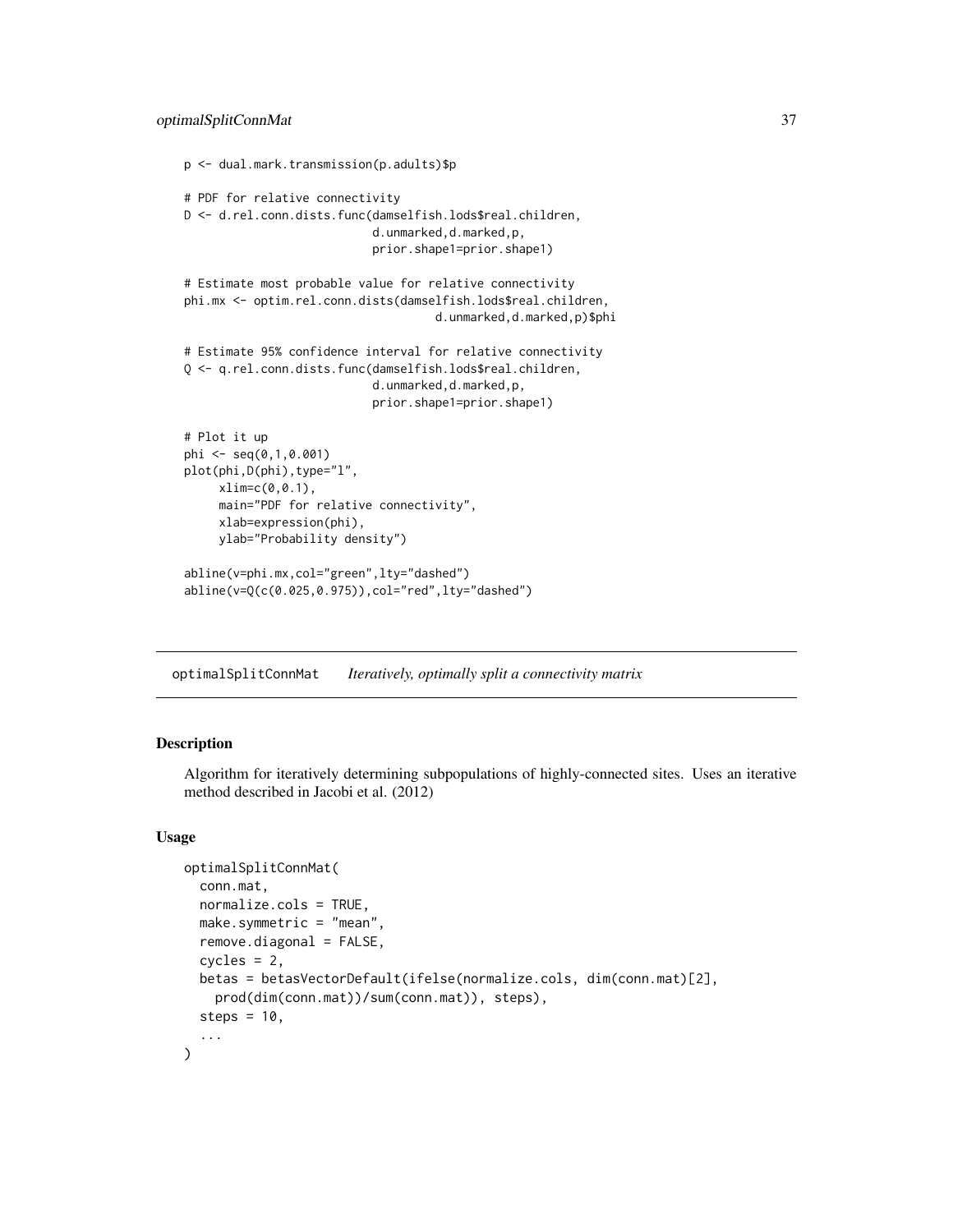```
p <- dual.mark.transmission(p.adults)$p

# PDF for relative connectivity
D <- d.rel.conn.dists.func(damselfish.lods$real.children,
                           d.unmarked,d.marked,p,
                           prior.shape1=prior.shape1)

# Estimate most probable value for relative connectivity
phi.mx <- optim.rel.conn.dists(damselfish.lods$real.children,
                                    d.unmarked,d.marked,p)$phi

# Estimate 95% confidence interval for relative connectivity
Q <- q.rel.conn.dists.func(damselfish.lods$real.children,
                           d.unmarked,d.marked,p,
                           prior.shape1=prior.shape1)

# Plot it up
phi <- seq(0,1,0.001)
plot(phi,D(phi),type="l",
     xlim=c(0,0.1),
     main="PDF for relative connectivity",
     xlab=expression(phi),
     ylab="Probability density")

abline(v=phi.mx,col="green",lty="dashed")
abline(v=Q(c(0.025,0.975)),col="red",lty="dashed")
```

## optimalSplitConnMat    *Iteratively, optimally split a connectivity matrix*

### Description

Algorithm for iteratively determining subpopulations of highly-connected sites. Uses an iterative method described in Jacobi et al. (2012)

### Usage

```
optimalSplitConnMat(
  conn.mat,
  normalize.cols = TRUE,
  make.symmetric = "mean",
  remove.diagonal = FALSE,
  cycles = 2,
  betas = betasVectorDefault(ifelse(normalize.cols, dim(conn.mat)[2],
    prod(dim(conn.mat))/sum(conn.mat)), steps),
  steps = 10,
  ...
)
```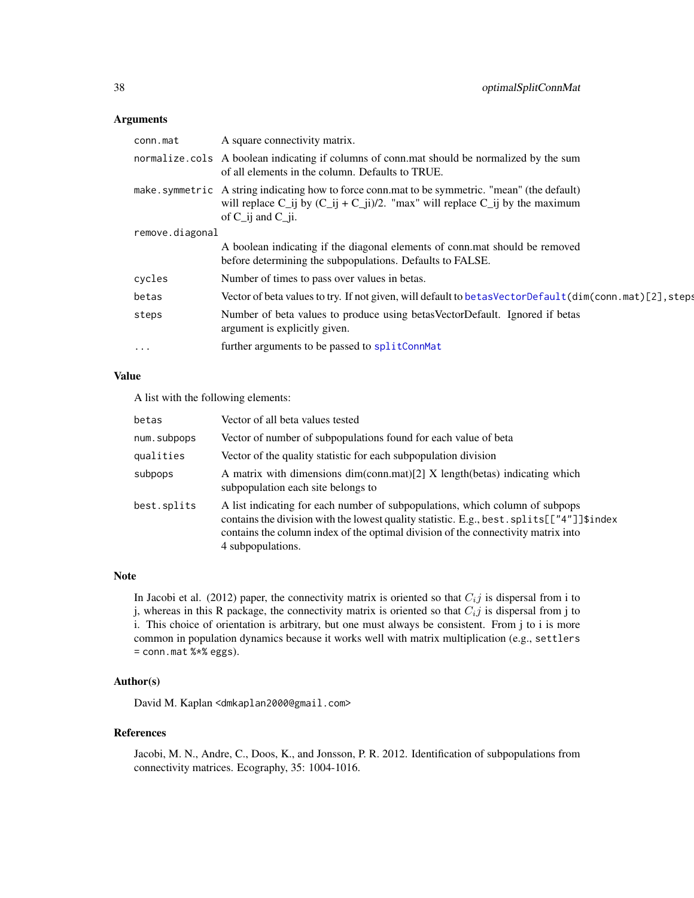### Arguments

| | |
|---|---|
| `conn.mat` | A square connectivity matrix. |
| `normalize.cols` | A boolean indicating if columns of conn.mat should be normalized by the sum of all elements in the column. Defaults to TRUE. |
| `make.symmetric` | A string indicating how to force conn.mat to be symmetric. "mean" (the default) will replace C_ij by (C_ij + C_ji)/2. "max" will replace C_ij by the maximum of C_ij and C_ji. |
| `remove.diagonal` | A boolean indicating if the diagonal elements of conn.mat should be removed before determining the subpopulations. Defaults to FALSE. |
| `cycles` | Number of times to pass over values in betas. |
| `betas` | Vector of beta values to try. If not given, will default to `betasVectorDefault(dim(conn.mat)[2],steps` |
| `steps` | Number of beta values to produce using betasVectorDefault. Ignored if betas argument is explicitly given. |
| `...` | further arguments to be passed to `splitConnMat` |

### Value

A list with the following elements:

| | |
|---|---|
| `betas` | Vector of all beta values tested |
| `num.subpops` | Vector of number of subpopulations found for each value of beta |
| `qualities` | Vector of the quality statistic for each subpopulation division |
| `subpops` | A matrix with dimensions dim(conn.mat)[2] X length(betas) indicating which subpopulation each site belongs to |
| `best.splits` | A list indicating for each number of subpopulations, which column of subpops contains the division with the lowest quality statistic. E.g., `best.splits[["4"]]$index` contains the column index of the optimal division of the connectivity matrix into 4 subpopulations. |

### Note

In Jacobi et al. (2012) paper, the connectivity matrix is oriented so that $C_ij$ is dispersal from i to j, whereas in this R package, the connectivity matrix is oriented so that $C_ij$ is dispersal from j to i. This choice of orientation is arbitrary, but one must always be consistent. From j to i is more common in population dynamics because it works well with matrix multiplication (e.g., `settlers = conn.mat %*% eggs`).

### Author(s)

David M. Kaplan <dmkaplan2000@gmail.com>

### References

Jacobi, M. N., Andre, C., Doos, K., and Jonsson, P. R. 2012. Identification of subpopulations from connectivity matrices. Ecography, 35: 1004-1016.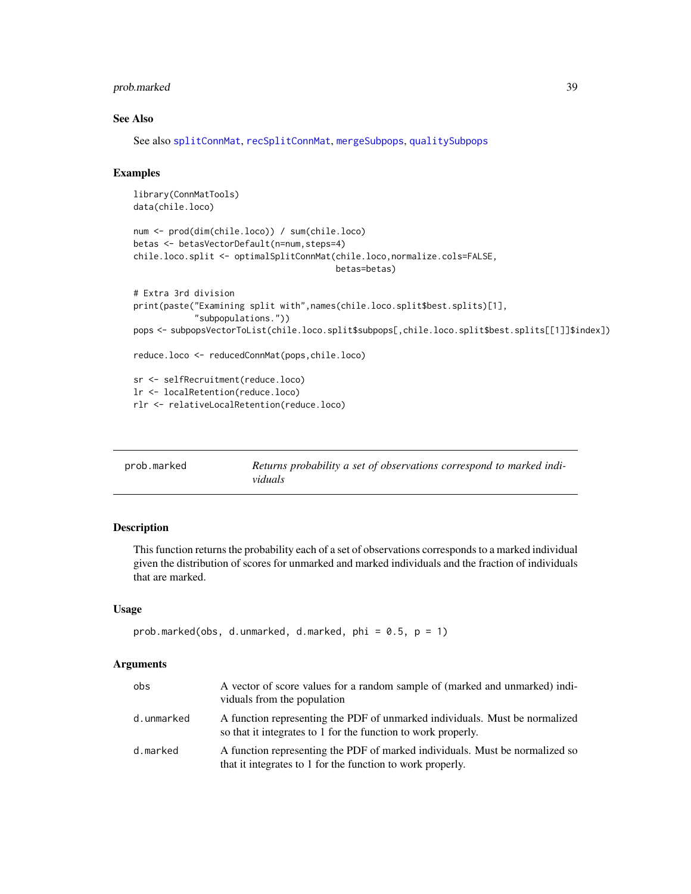## See Also

See also splitConnMat, recSplitConnMat, mergeSubpops, qualitySubpops

## Examples

```
library(ConnMatTools)
data(chile.loco)

num <- prod(dim(chile.loco)) / sum(chile.loco)
betas <- betasVectorDefault(n=num,steps=4)
chile.loco.split <- optimalSplitConnMat(chile.loco,normalize.cols=FALSE,
                                        betas=betas)

# Extra 3rd division
print(paste("Examining split with",names(chile.loco.split$best.splits)[1],
            "subpopulations."))
pops <- subpopsVectorToList(chile.loco.split$subpops[,chile.loco.split$best.splits[[1]]$index])

reduce.loco <- reducedConnMat(pops,chile.loco)

sr <- selfRecruitment(reduce.loco)
lr <- localRetention(reduce.loco)
rlr <- relativeLocalRetention(reduce.loco)
```

---

# prob.marked — *Returns probability a set of observations correspond to marked individuals*

## Description

This function returns the probability each of a set of observations corresponds to a marked individual given the distribution of scores for unmarked and marked individuals and the fraction of individuals that are marked.

## Usage

```
prob.marked(obs, d.unmarked, d.marked, phi = 0.5, p = 1)
```

## Arguments

| | |
|---|---|
| obs | A vector of score values for a random sample of (marked and unmarked) individuals from the population |
| d.unmarked | A function representing the PDF of unmarked individuals. Must be normalized so that it integrates to 1 for the function to work properly. |
| d.marked | A function representing the PDF of marked individuals. Must be normalized so that it integrates to 1 for the function to work properly. |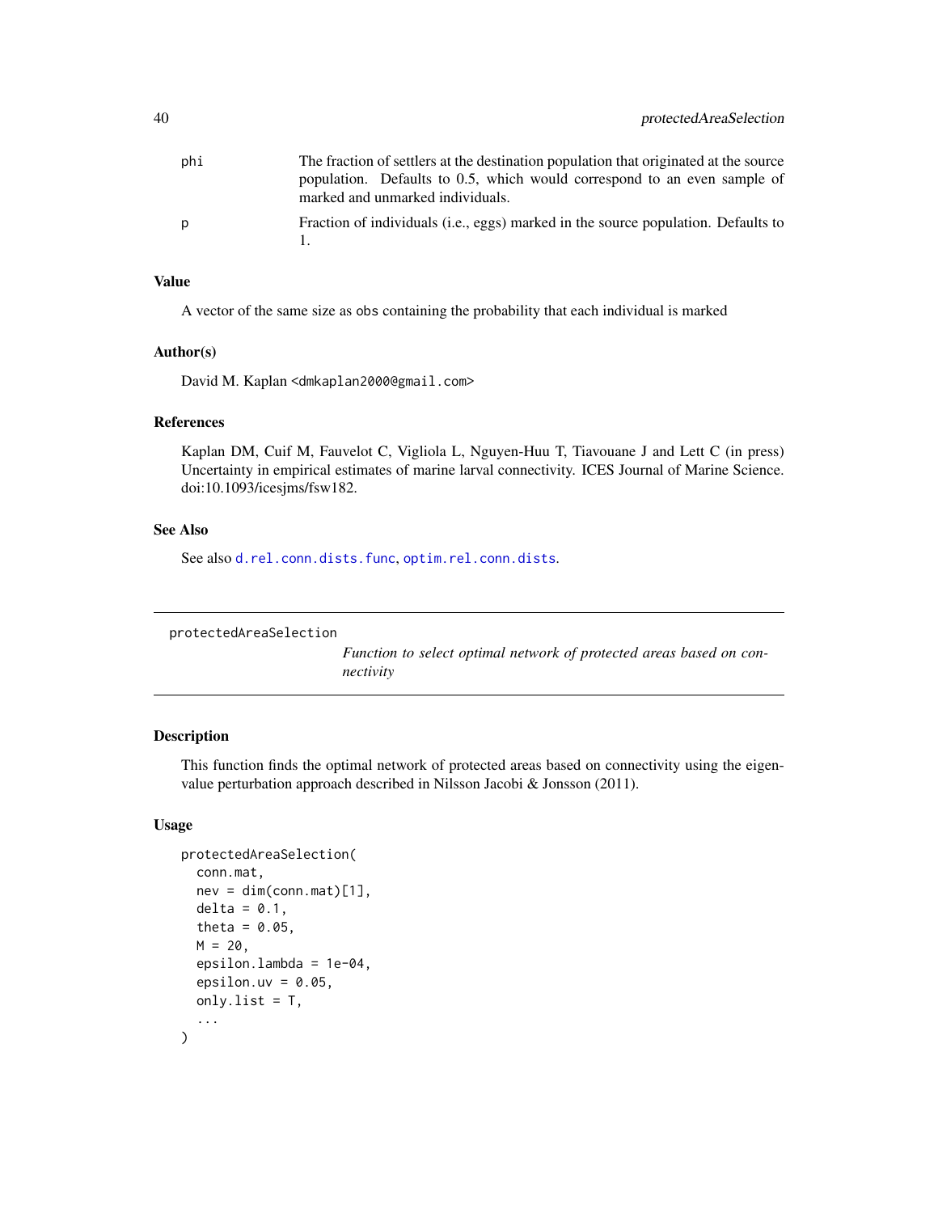| | |
|---|---|
| phi | The fraction of settlers at the destination population that originated at the source population. Defaults to 0.5, which would correspond to an even sample of marked and unmarked individuals. |
| p | Fraction of individuals (i.e., eggs) marked in the source population. Defaults to 1. |

### Value

A vector of the same size as obs containing the probability that each individual is marked

### Author(s)

David M. Kaplan <dmkaplan2000@gmail.com>

### References

Kaplan DM, Cuif M, Fauvelot C, Vigliola L, Nguyen-Huu T, Tiavouane J and Lett C (in press) Uncertainty in empirical estimates of marine larval connectivity. ICES Journal of Marine Science. doi:10.1093/icesjms/fsw182.

### See Also

See also d.rel.conn.dists.func, optim.rel.conn.dists.

---

## protectedAreaSelection

*Function to select optimal network of protected areas based on connectivity*

---

### Description

This function finds the optimal network of protected areas based on connectivity using the eigenvalue perturbation approach described in Nilsson Jacobi & Jonsson (2011).

### Usage

```
protectedAreaSelection(
  conn.mat,
  nev = dim(conn.mat)[1],
  delta = 0.1,
  theta = 0.05,
  M = 20,
  epsilon.lambda = 1e-04,
  epsilon.uv = 0.05,
  only.list = T,
  ...
)
```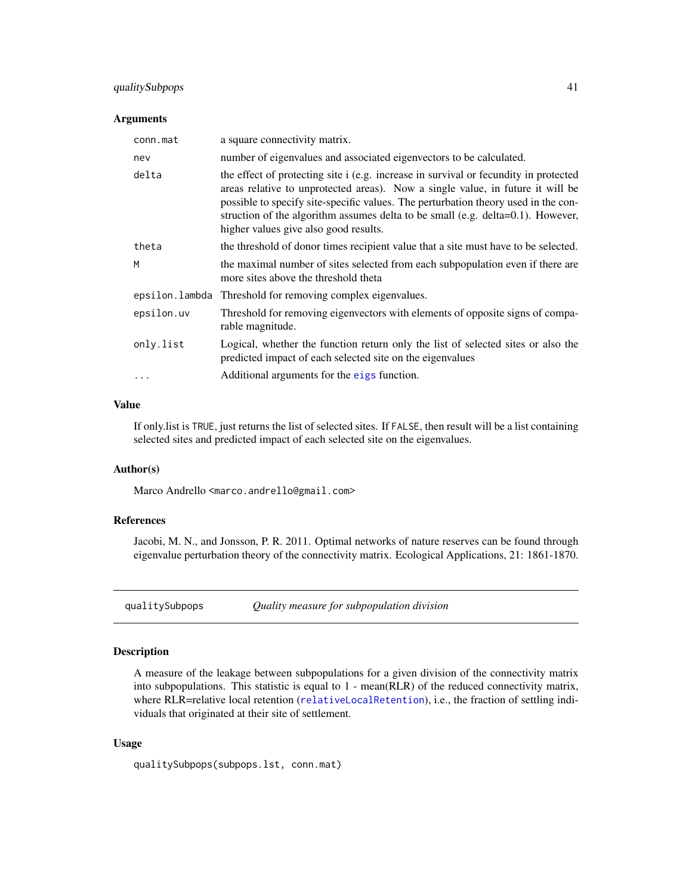### Arguments

| | |
|---|---|
| conn.mat | a square connectivity matrix. |
| nev | number of eigenvalues and associated eigenvectors to be calculated. |
| delta | the effect of protecting site i (e.g. increase in survival or fecundity in protected areas relative to unprotected areas). Now a single value, in future it will be possible to specify site-specific values. The perturbation theory used in the construction of the algorithm assumes delta to be small (e.g. delta=0.1). However, higher values give also good results. |
| theta | the threshold of donor times recipient value that a site must have to be selected. |
| M | the maximal number of sites selected from each subpopulation even if there are more sites above the threshold theta |
| epsilon.lambda | Threshold for removing complex eigenvalues. |
| epsilon.uv | Threshold for removing eigenvectors with elements of opposite signs of comparable magnitude. |
| only.list | Logical, whether the function return only the list of selected sites or also the predicted impact of each selected site on the eigenvalues |
| ... | Additional arguments for the eigs function. |

### Value

If only.list is TRUE, just returns the list of selected sites. If FALSE, then result will be a list containing selected sites and predicted impact of each selected site on the eigenvalues.

### Author(s)

Marco Andrello <marco.andrello@gmail.com>

### References

Jacobi, M. N., and Jonsson, P. R. 2011. Optimal networks of nature reserves can be found through eigenvalue perturbation theory of the connectivity matrix. Ecological Applications, 21: 1861-1870.

---

## qualitySubpops — *Quality measure for subpopulation division*

### Description

A measure of the leakage between subpopulations for a given division of the connectivity matrix into subpopulations. This statistic is equal to 1 - mean(RLR) of the reduced connectivity matrix, where RLR=relative local retention (relativeLocalRetention), i.e., the fraction of settling individuals that originated at their site of settlement.

### Usage

```
qualitySubpops(subpops.lst, conn.mat)
```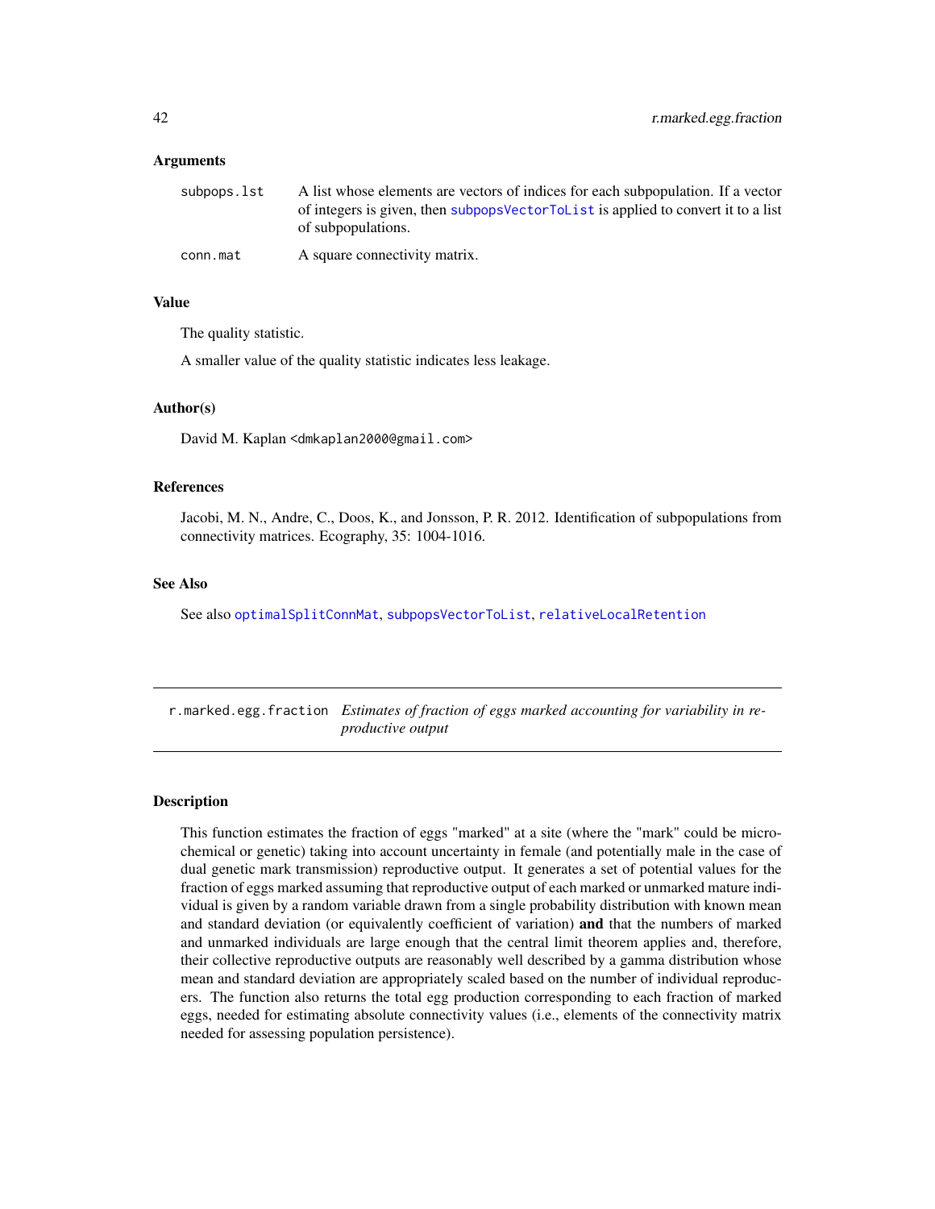### Arguments

| | |
|---|---|
| `subpops.lst` | A list whose elements are vectors of indices for each subpopulation. If a vector of integers is given, then `subpopsVectorToList` is applied to convert it to a list of subpopulations. |
| `conn.mat` | A square connectivity matrix. |

### Value

The quality statistic.

A smaller value of the quality statistic indicates less leakage.

### Author(s)

David M. Kaplan `<dmkaplan2000@gmail.com>`

### References

Jacobi, M. N., Andre, C., Doos, K., and Jonsson, P. R. 2012. Identification of subpopulations from connectivity matrices. Ecography, 35: 1004-1016.

### See Also

See also `optimalSplitConnMat`, `subpopsVectorToList`, `relativeLocalRetention`

---

## `r.marked.egg.fraction` *Estimates of fraction of eggs marked accounting for variability in reproductive output*

---

### Description

This function estimates the fraction of eggs "marked" at a site (where the "mark" could be microchemical or genetic) taking into account uncertainty in female (and potentially male in the case of dual genetic mark transmission) reproductive output. It generates a set of potential values for the fraction of eggs marked assuming that reproductive output of each marked or unmarked mature individual is given by a random variable drawn from a single probability distribution with known mean and standard deviation (or equivalently coefficient of variation) **and** that the numbers of marked and unmarked individuals are large enough that the central limit theorem applies and, therefore, their collective reproductive outputs are reasonably well described by a gamma distribution whose mean and standard deviation are appropriately scaled based on the number of individual reproducers. The function also returns the total egg production corresponding to each fraction of marked eggs, needed for estimating absolute connectivity values (i.e., elements of the connectivity matrix needed for assessing population persistence).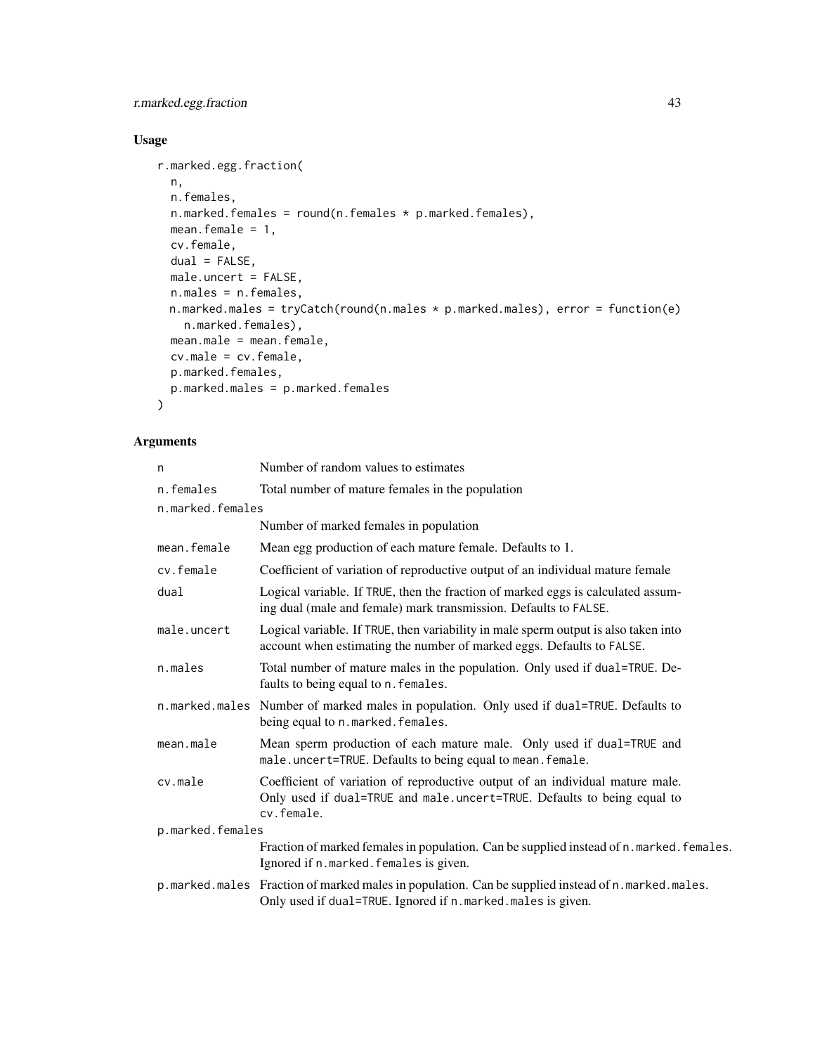## Usage

```
r.marked.egg.fraction(
  n,
  n.females,
  n.marked.females = round(n.females * p.marked.females),
  mean.female = 1,
  cv.female,
  dual = FALSE,
  male.uncert = FALSE,
  n.males = n.females,
  n.marked.males = tryCatch(round(n.males * p.marked.males), error = function(e)
    n.marked.females),
  mean.male = mean.female,
  cv.male = cv.female,
  p.marked.females,
  p.marked.males = p.marked.females
)
```

## Arguments

| Argument | Description |
|---|---|
| `n` | Number of random values to estimates |
| `n.females` | Total number of mature females in the population |
| `n.marked.females` | Number of marked females in population |
| `mean.female` | Mean egg production of each mature female. Defaults to 1. |
| `cv.female` | Coefficient of variation of reproductive output of an individual mature female |
| `dual` | Logical variable. If `TRUE`, then the fraction of marked eggs is calculated assuming dual (male and female) mark transmission. Defaults to `FALSE`. |
| `male.uncert` | Logical variable. If `TRUE`, then variability in male sperm output is also taken into account when estimating the number of marked eggs. Defaults to `FALSE`. |
| `n.males` | Total number of mature males in the population. Only used if `dual=TRUE`. Defaults to being equal to `n.females`. |
| `n.marked.males` | Number of marked males in population. Only used if `dual=TRUE`. Defaults to being equal to `n.marked.females`. |
| `mean.male` | Mean sperm production of each mature male. Only used if `dual=TRUE` and `male.uncert=TRUE`. Defaults to being equal to `mean.female`. |
| `cv.male` | Coefficient of variation of reproductive output of an individual mature male. Only used if `dual=TRUE` and `male.uncert=TRUE`. Defaults to being equal to `cv.female`. |
| `p.marked.females` | Fraction of marked females in population. Can be supplied instead of `n.marked.females`. Ignored if `n.marked.females` is given. |
| `p.marked.males` | Fraction of marked males in population. Can be supplied instead of `n.marked.males`. Only used if `dual=TRUE`. Ignored if `n.marked.males` is given. |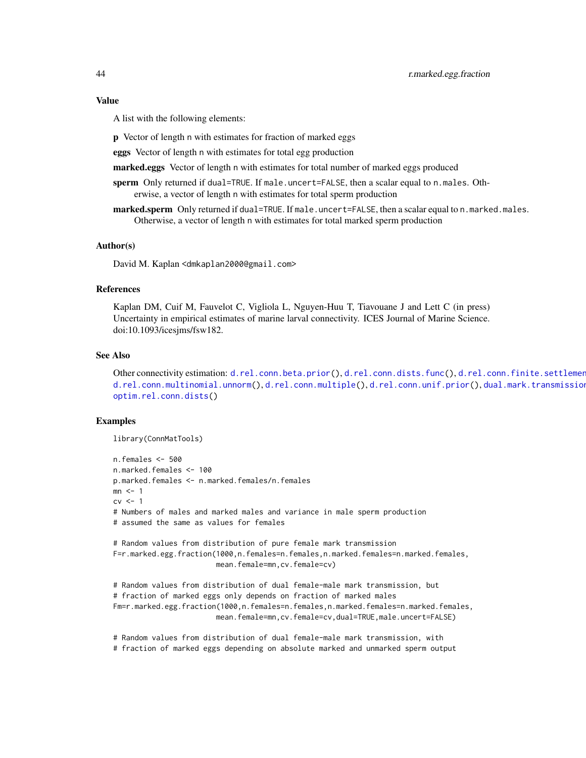### Value

A list with the following elements:

**p** Vector of length n with estimates for fraction of marked eggs

**eggs** Vector of length n with estimates for total egg production

**marked.eggs** Vector of length n with estimates for total number of marked eggs produced

**sperm** Only returned if dual=TRUE. If male.uncert=FALSE, then a scalar equal to n.males. Otherwise, a vector of length n with estimates for total sperm production

**marked.sperm** Only returned if dual=TRUE. If male.uncert=FALSE, then a scalar equal to n.marked.males. Otherwise, a vector of length n with estimates for total marked sperm production

### Author(s)

David M. Kaplan <dmkaplan2000@gmail.com>

### References

Kaplan DM, Cuif M, Fauvelot C, Vigliola L, Nguyen-Huu T, Tiavouane J and Lett C (in press) Uncertainty in empirical estimates of marine larval connectivity. ICES Journal of Marine Science. doi:10.1093/icesjms/fsw182.

### See Also

Other connectivity estimation: d.rel.conn.beta.prior(), d.rel.conn.dists.func(), d.rel.conn.finite.settlement d.rel.conn.multinomial.unnorm(), d.rel.conn.multiple(), d.rel.conn.unif.prior(), dual.mark.transmission optim.rel.conn.dists()

### Examples

```
library(ConnMatTools)

n.females <- 500
n.marked.females <- 100
p.marked.females <- n.marked.females/n.females
mn <- 1
cv <- 1
# Numbers of males and marked males and variance in male sperm production
# assumed the same as values for females

# Random values from distribution of pure female mark transmission
F=r.marked.egg.fraction(1000,n.females=n.females,n.marked.females=n.marked.females,
                        mean.female=mn,cv.female=cv)

# Random values from distribution of dual female-male mark transmission, but
# fraction of marked eggs only depends on fraction of marked males
Fm=r.marked.egg.fraction(1000,n.females=n.females,n.marked.females=n.marked.females,
                        mean.female=mn,cv.female=cv,dual=TRUE,male.uncert=FALSE)

# Random values from distribution of dual female-male mark transmission, with
# fraction of marked eggs depending on absolute marked and unmarked sperm output
```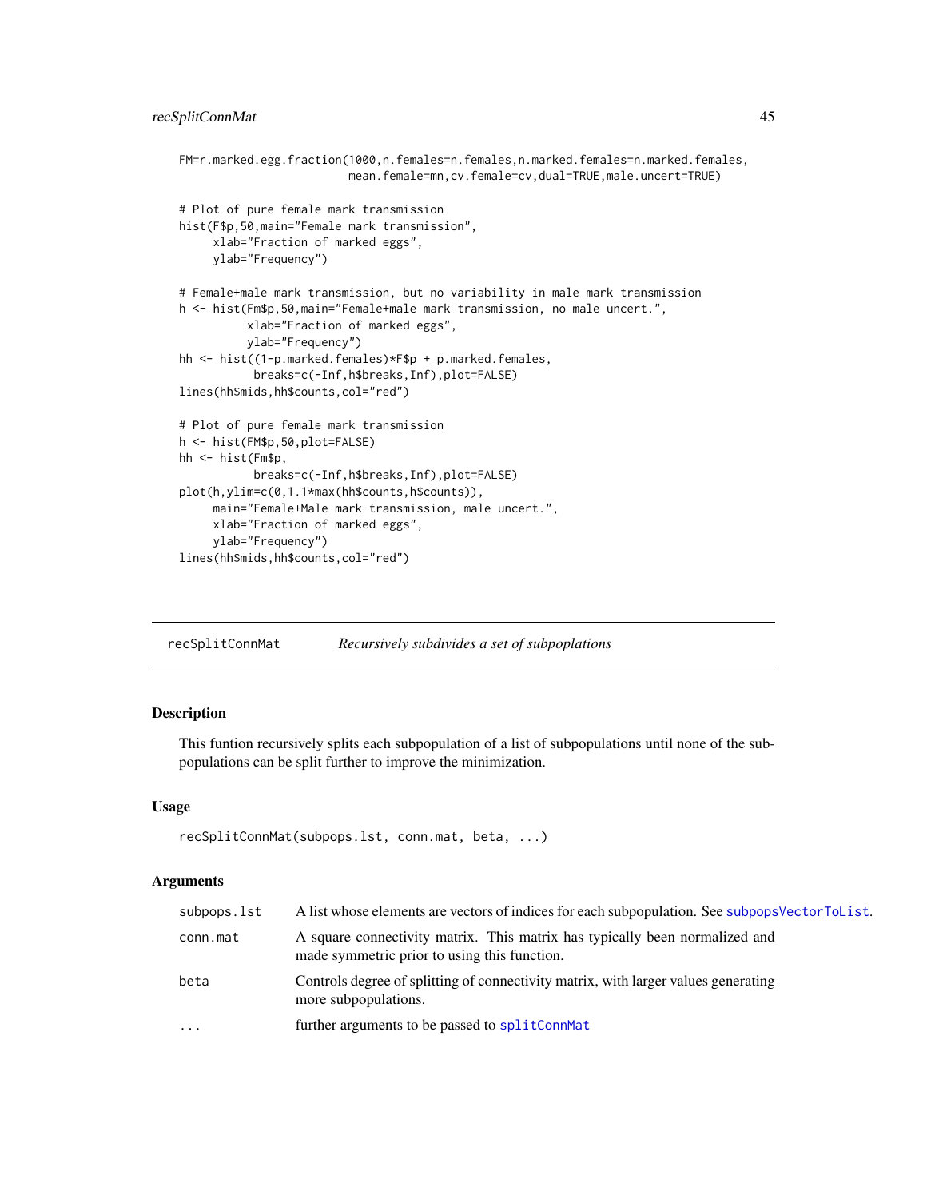```
FM=r.marked.egg.fraction(1000,n.females=n.females,n.marked.females=n.marked.females,
                         mean.female=mn,cv.female=cv,dual=TRUE,male.uncert=TRUE)

# Plot of pure female mark transmission
hist(F$p,50,main="Female mark transmission",
     xlab="Fraction of marked eggs",
     ylab="Frequency")

# Female+male mark transmission, but no variability in male mark transmission
h <- hist(Fm$p,50,main="Female+male mark transmission, no male uncert.",
          xlab="Fraction of marked eggs",
          ylab="Frequency")
hh <- hist((1-p.marked.females)*F$p + p.marked.females,
           breaks=c(-Inf,h$breaks,Inf),plot=FALSE)
lines(hh$mids,hh$counts,col="red")

# Plot of pure female mark transmission
h <- hist(FM$p,50,plot=FALSE)
hh <- hist(Fm$p,
           breaks=c(-Inf,h$breaks,Inf),plot=FALSE)
plot(h,ylim=c(0,1.1*max(hh$counts,h$counts)),
     main="Female+Male mark transmission, male uncert.",
     xlab="Fraction of marked eggs",
     ylab="Frequency")
lines(hh$mids,hh$counts,col="red")
```

---

## recSplitConnMat — *Recursively subdivides a set of subpoplations*

### Description

This funtion recursively splits each subpopulation of a list of subpopulations until none of the subpopulations can be split further to improve the minimization.

### Usage

```
recSplitConnMat(subpops.lst, conn.mat, beta, ...)
```

### Arguments

| | |
|---|---|
| subpops.lst | A list whose elements are vectors of indices for each subpopulation. See subpopsVectorToList. |
| conn.mat | A square connectivity matrix. This matrix has typically been normalized and made symmetric prior to using this function. |
| beta | Controls degree of splitting of connectivity matrix, with larger values generating more subpopulations. |
| ... | further arguments to be passed to splitConnMat |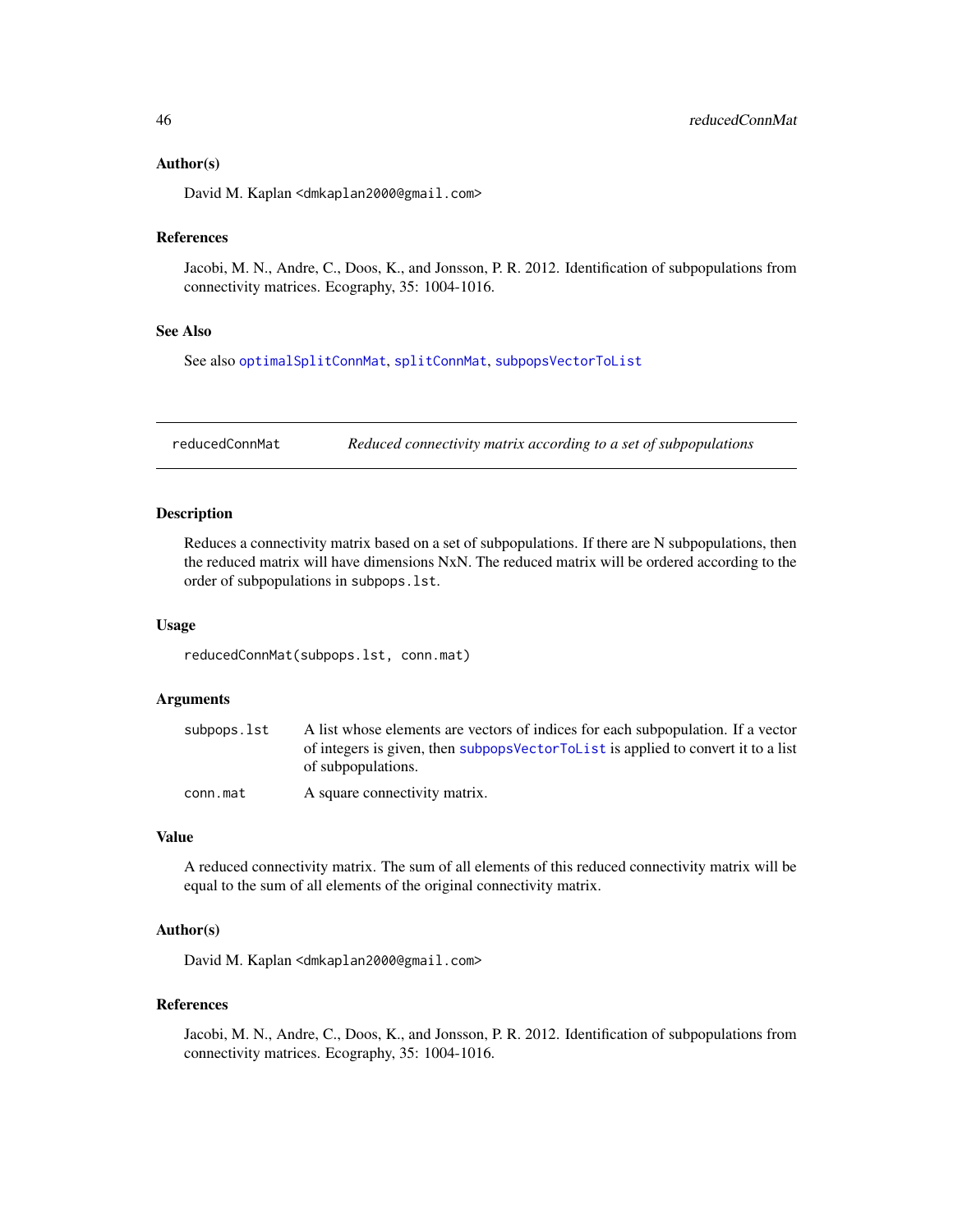### Author(s)

David M. Kaplan <dmkaplan2000@gmail.com>

### References

Jacobi, M. N., Andre, C., Doos, K., and Jonsson, P. R. 2012. Identification of subpopulations from connectivity matrices. Ecography, 35: 1004-1016.

### See Also

See also optimalSplitConnMat, splitConnMat, subpopsVectorToList

---

## reducedConnMat — *Reduced connectivity matrix according to a set of subpopulations*

### Description

Reduces a connectivity matrix based on a set of subpopulations. If there are N subpopulations, then the reduced matrix will have dimensions NxN. The reduced matrix will be ordered according to the order of subpopulations in subpops.lst.

### Usage

```
reducedConnMat(subpops.lst, conn.mat)
```

### Arguments

| | |
|---|---|
| subpops.lst | A list whose elements are vectors of indices for each subpopulation. If a vector of integers is given, then subpopsVectorToList is applied to convert it to a list of subpopulations. |
| conn.mat | A square connectivity matrix. |

### Value

A reduced connectivity matrix. The sum of all elements of this reduced connectivity matrix will be equal to the sum of all elements of the original connectivity matrix.

### Author(s)

David M. Kaplan <dmkaplan2000@gmail.com>

### References

Jacobi, M. N., Andre, C., Doos, K., and Jonsson, P. R. 2012. Identification of subpopulations from connectivity matrices. Ecography, 35: 1004-1016.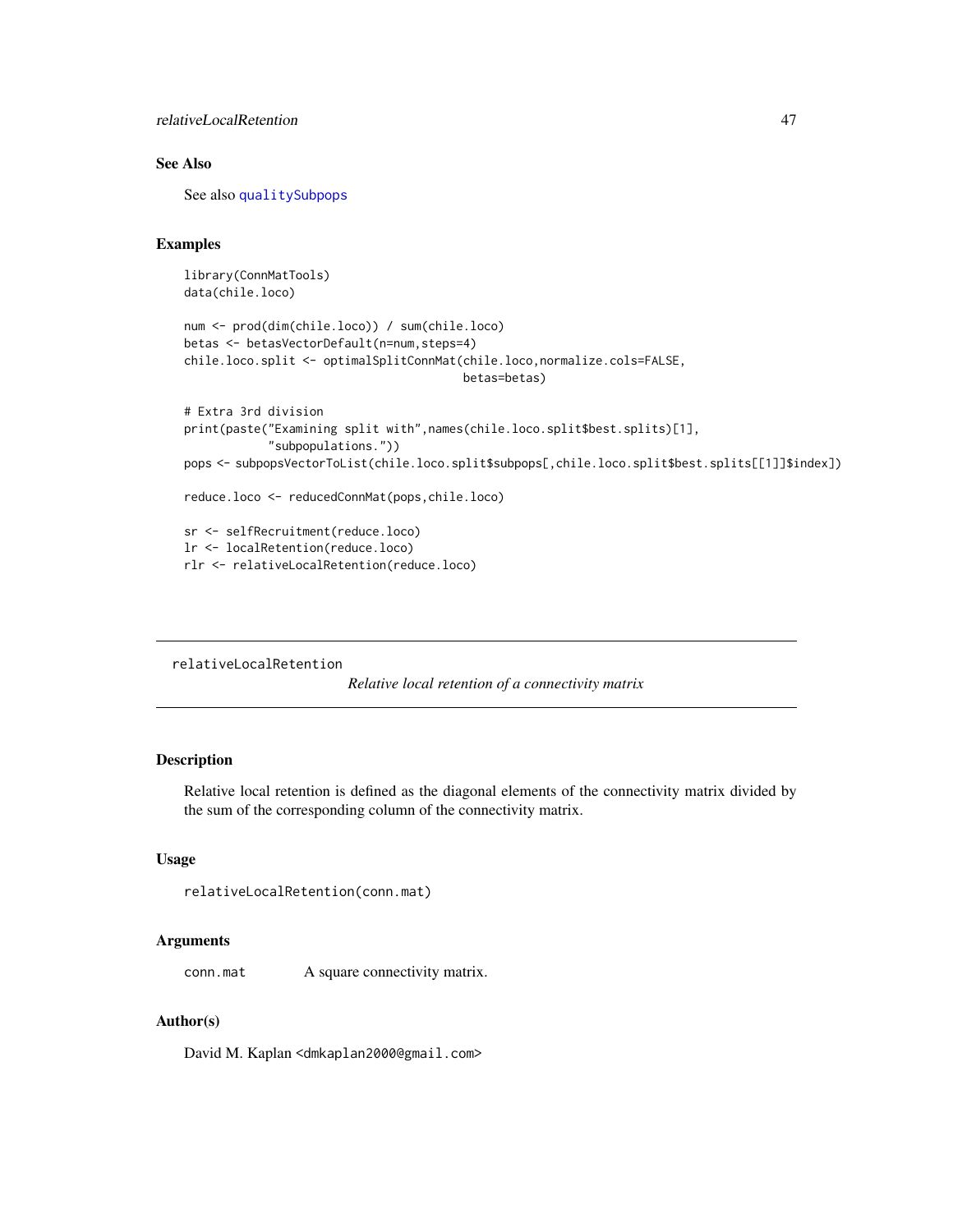## See Also

See also `qualitySubpops`

## Examples

```
library(ConnMatTools)
data(chile.loco)

num <- prod(dim(chile.loco)) / sum(chile.loco)
betas <- betasVectorDefault(n=num,steps=4)
chile.loco.split <- optimalSplitConnMat(chile.loco,normalize.cols=FALSE,
                                        betas=betas)

# Extra 3rd division
print(paste("Examining split with",names(chile.loco.split$best.splits)[1],
            "subpopulations."))
pops <- subpopsVectorToList(chile.loco.split$subpops[,chile.loco.split$best.splits[[1]]$index])

reduce.loco <- reducedConnMat(pops,chile.loco)

sr <- selfRecruitment(reduce.loco)
lr <- localRetention(reduce.loco)
rlr <- relativeLocalRetention(reduce.loco)
```

---

# relativeLocalRetention — *Relative local retention of a connectivity matrix*

---

## Description

Relative local retention is defined as the diagonal elements of the connectivity matrix divided by the sum of the corresponding column of the connectivity matrix.

## Usage

```
relativeLocalRetention(conn.mat)
```

## Arguments

| | |
|---|---|
| `conn.mat` | A square connectivity matrix. |

## Author(s)

David M. Kaplan <dmkaplan2000@gmail.com>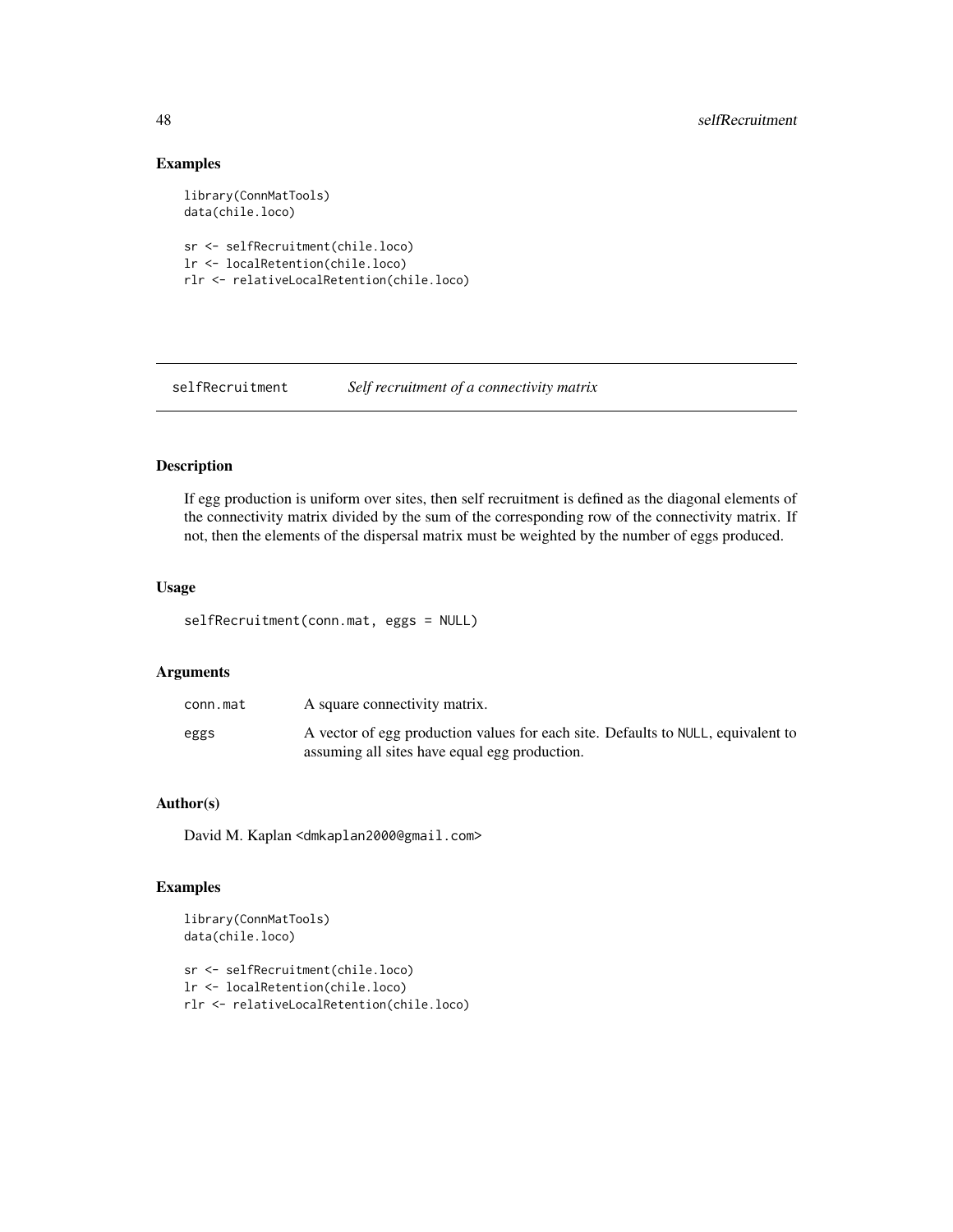## Examples

```
library(ConnMatTools)
data(chile.loco)

sr <- selfRecruitment(chile.loco)
lr <- localRetention(chile.loco)
rlr <- relativeLocalRetention(chile.loco)
```

---

# selfRecruitment *Self recruitment of a connectivity matrix*

---

## Description

If egg production is uniform over sites, then self recruitment is defined as the diagonal elements of the connectivity matrix divided by the sum of the corresponding row of the connectivity matrix. If not, then the elements of the dispersal matrix must be weighted by the number of eggs produced.

## Usage

```
selfRecruitment(conn.mat, eggs = NULL)
```

## Arguments

| | |
|---|---|
| conn.mat | A square connectivity matrix. |
| eggs | A vector of egg production values for each site. Defaults to NULL, equivalent to assuming all sites have equal egg production. |

## Author(s)

David M. Kaplan <dmkaplan2000@gmail.com>

## Examples

```
library(ConnMatTools)
data(chile.loco)

sr <- selfRecruitment(chile.loco)
lr <- localRetention(chile.loco)
rlr <- relativeLocalRetention(chile.loco)
```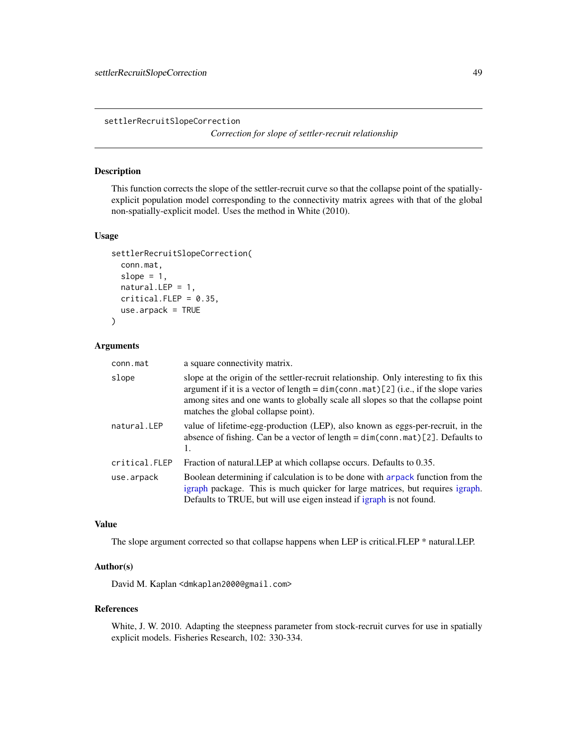## settlerRecruitSlopeCorrection

*Correction for slope of settler-recruit relationship*

### Description

This function corrects the slope of the settler-recruit curve so that the collapse point of the spatially-explicit population model corresponding to the connectivity matrix agrees with that of the global non-spatially-explicit model. Uses the method in White (2010).

### Usage

```
settlerRecruitSlopeCorrection(
  conn.mat,
  slope = 1,
  natural.LEP = 1,
  critical.FLEP = 0.35,
  use.arpack = TRUE
)
```

### Arguments

| | |
|---|---|
| `conn.mat` | a square connectivity matrix. |
| `slope` | slope at the origin of the settler-recruit relationship. Only interesting to fix this argument if it is a vector of length = `dim(conn.mat)[2]` (i.e., if the slope varies among sites and one wants to globally scale all slopes so that the collapse point matches the global collapse point). |
| `natural.LEP` | value of lifetime-egg-production (LEP), also known as eggs-per-recruit, in the absence of fishing. Can be a vector of length = `dim(conn.mat)[2]`. Defaults to 1. |
| `critical.FLEP` | Fraction of natural.LEP at which collapse occurs. Defaults to 0.35. |
| `use.arpack` | Boolean determining if calculation is to be done with `arpack` function from the igraph package. This is much quicker for large matrices, but requires igraph. Defaults to TRUE, but will use eigen instead if igraph is not found. |

### Value

The slope argument corrected so that collapse happens when LEP is critical.FLEP * natural.LEP.

### Author(s)

David M. Kaplan <dmkaplan2000@gmail.com>

### References

White, J. W. 2010. Adapting the steepness parameter from stock-recruit curves for use in spatially explicit models. Fisheries Research, 102: 330-334.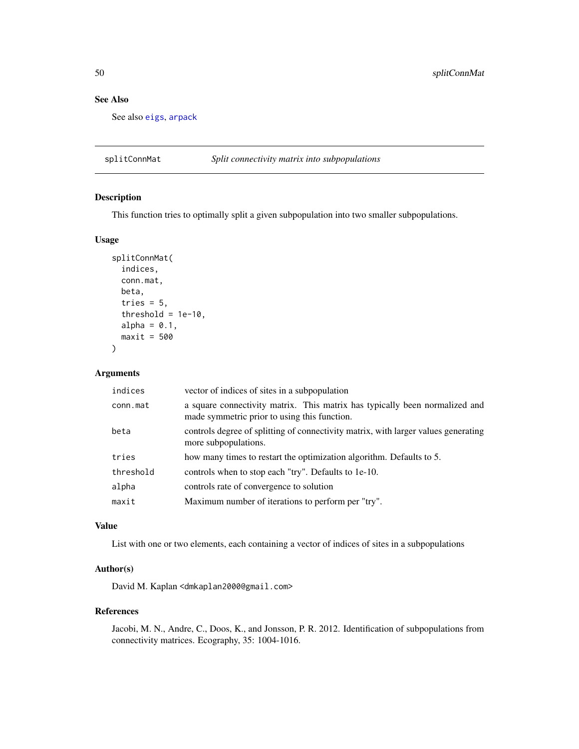## See Also

See also eigs, arpack

---

## splitConnMat — *Split connectivity matrix into subpopulations*

### Description

This function tries to optimally split a given subpopulation into two smaller subpopulations.

### Usage

```
splitConnMat(
  indices,
  conn.mat,
  beta,
  tries = 5,
  threshold = 1e-10,
  alpha = 0.1,
  maxit = 500
)
```

### Arguments

| | |
|---|---|
| indices | vector of indices of sites in a subpopulation |
| conn.mat | a square connectivity matrix. This matrix has typically been normalized and made symmetric prior to using this function. |
| beta | controls degree of splitting of connectivity matrix, with larger values generating more subpopulations. |
| tries | how many times to restart the optimization algorithm. Defaults to 5. |
| threshold | controls when to stop each "try". Defaults to 1e-10. |
| alpha | controls rate of convergence to solution |
| maxit | Maximum number of iterations to perform per "try". |

### Value

List with one or two elements, each containing a vector of indices of sites in a subpopulations

### Author(s)

David M. Kaplan <dmkaplan2000@gmail.com>

### References

Jacobi, M. N., Andre, C., Doos, K., and Jonsson, P. R. 2012. Identification of subpopulations from connectivity matrices. Ecography, 35: 1004-1016.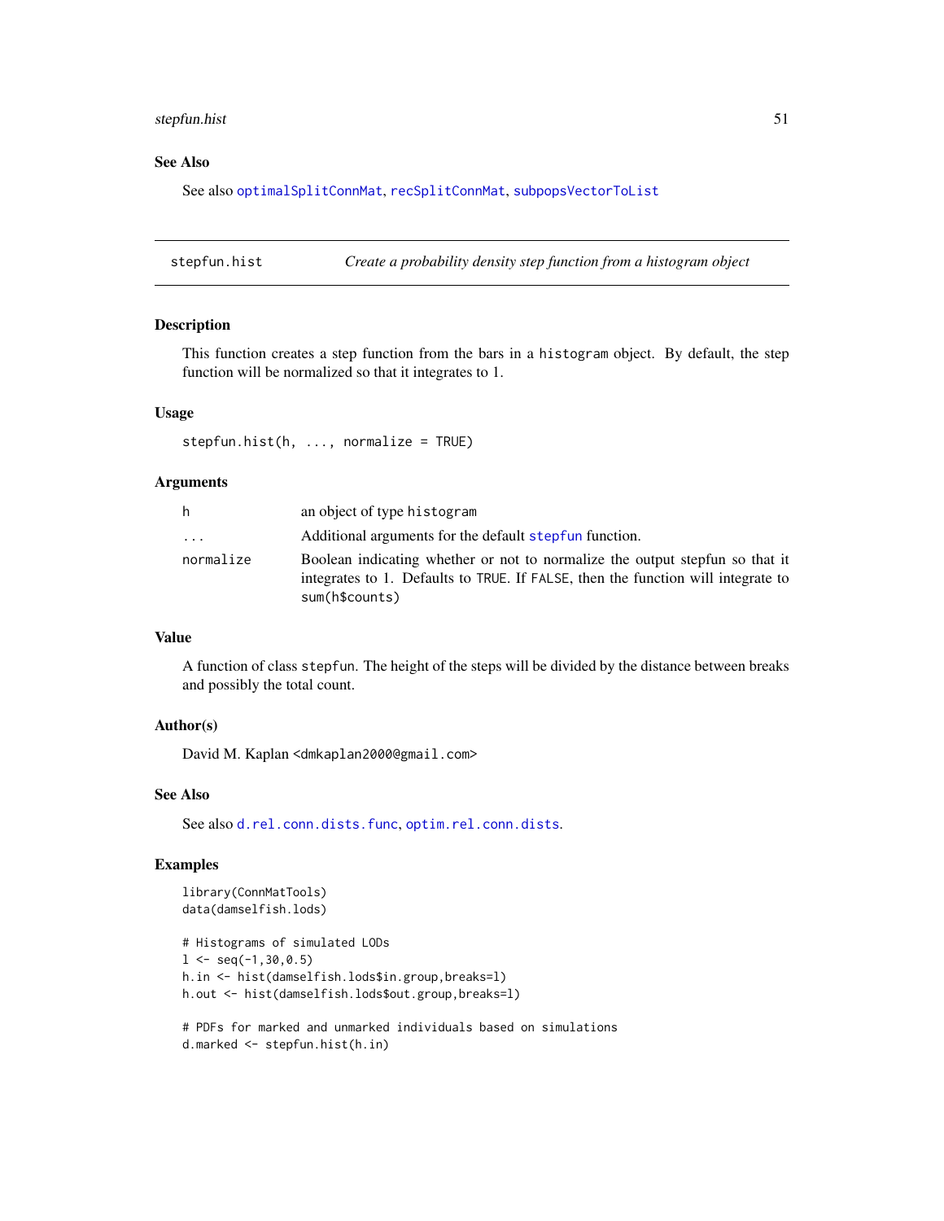## See Also

See also `optimalSplitConnMat`, `recSplitConnMat`, `subpopsVectorToList`

---

## stepfun.hist — *Create a probability density step function from a histogram object*

### Description

This function creates a step function from the bars in a `histogram` object. By default, the step function will be normalized so that it integrates to 1.

### Usage

```
stepfun.hist(h, ..., normalize = TRUE)
```

### Arguments

| | |
|---|---|
| `h` | an object of type `histogram` |
| `...` | Additional arguments for the default `stepfun` function. |
| `normalize` | Boolean indicating whether or not to normalize the output stepfun so that it integrates to 1. Defaults to `TRUE`. If `FALSE`, then the function will integrate to `sum(h$counts)` |

### Value

A function of class `stepfun`. The height of the steps will be divided by the distance between breaks and possibly the total count.

### Author(s)

David M. Kaplan <dmkaplan2000@gmail.com>

### See Also

See also `d.rel.conn.dists.func`, `optim.rel.conn.dists`.

### Examples

```
library(ConnMatTools)
data(damselfish.lods)

# Histograms of simulated LODs
l <- seq(-1,30,0.5)
h.in <- hist(damselfish.lods$in.group,breaks=l)
h.out <- hist(damselfish.lods$out.group,breaks=l)

# PDFs for marked and unmarked individuals based on simulations
d.marked <- stepfun.hist(h.in)
```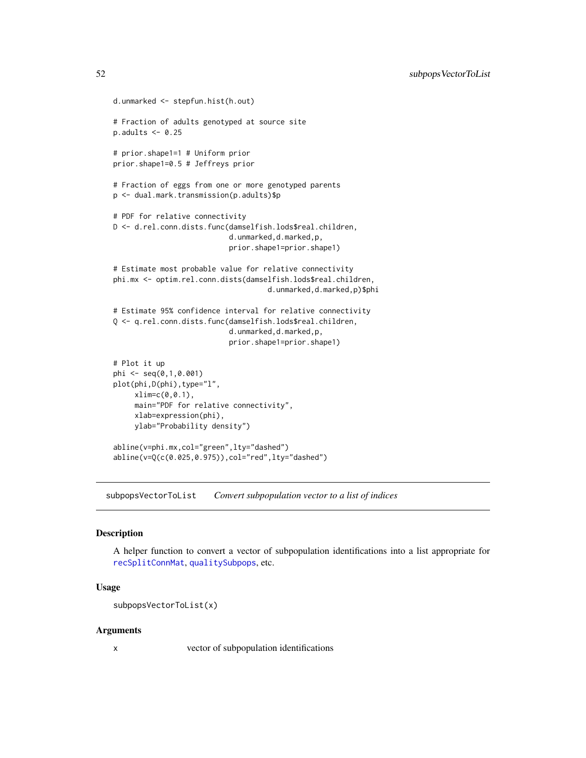```
d.unmarked <- stepfun.hist(h.out)

# Fraction of adults genotyped at source site
p.adults <- 0.25

# prior.shape1=1 # Uniform prior
prior.shape1=0.5 # Jeffreys prior

# Fraction of eggs from one or more genotyped parents
p <- dual.mark.transmission(p.adults)$p

# PDF for relative connectivity
D <- d.rel.conn.dists.func(damselfish.lods$real.children,
                           d.unmarked,d.marked,p,
                           prior.shape1=prior.shape1)

# Estimate most probable value for relative connectivity
phi.mx <- optim.rel.conn.dists(damselfish.lods$real.children,
                                    d.unmarked,d.marked,p)$phi

# Estimate 95% confidence interval for relative connectivity
Q <- q.rel.conn.dists.func(damselfish.lods$real.children,
                           d.unmarked,d.marked,p,
                           prior.shape1=prior.shape1)

# Plot it up
phi <- seq(0,1,0.001)
plot(phi,D(phi),type="l",
     xlim=c(0,0.1),
     main="PDF for relative connectivity",
     xlab=expression(phi),
     ylab="Probability density")

abline(v=phi.mx,col="green",lty="dashed")
abline(v=Q(c(0.025,0.975)),col="red",lty="dashed")
```

## subpopsVectorToList &nbsp;&nbsp;&nbsp; *Convert subpopulation vector to a list of indices*

### Description

A helper function to convert a vector of subpopulation identifications into a list appropriate for recSplitConnMat, qualitySubpops, etc.

### Usage

```
subpopsVectorToList(x)
```

### Arguments

| | |
|---|---|
| x | vector of subpopulation identifications |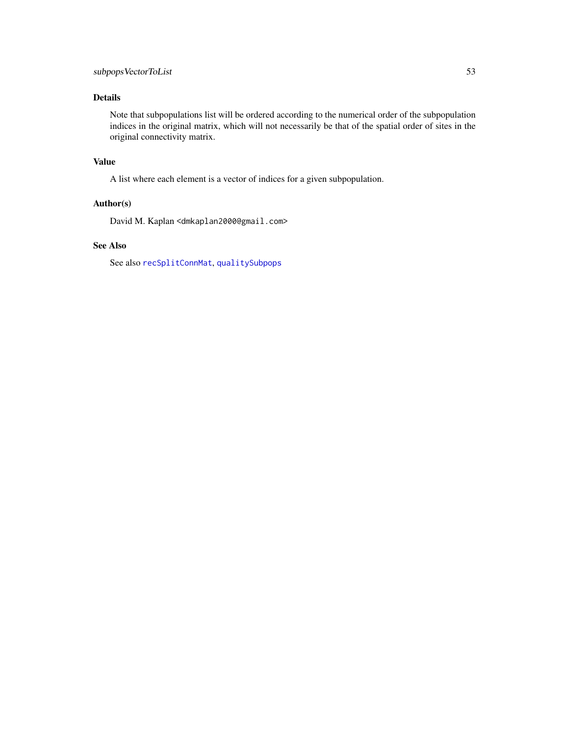## Details

Note that subpopulations list will be ordered according to the numerical order of the subpopulation indices in the original matrix, which will not necessarily be that of the spatial order of sites in the original connectivity matrix.

## Value

A list where each element is a vector of indices for a given subpopulation.

## Author(s)

David M. Kaplan <dmkaplan2000@gmail.com>

## See Also

See also `recSplitConnMat`, `qualitySubpops`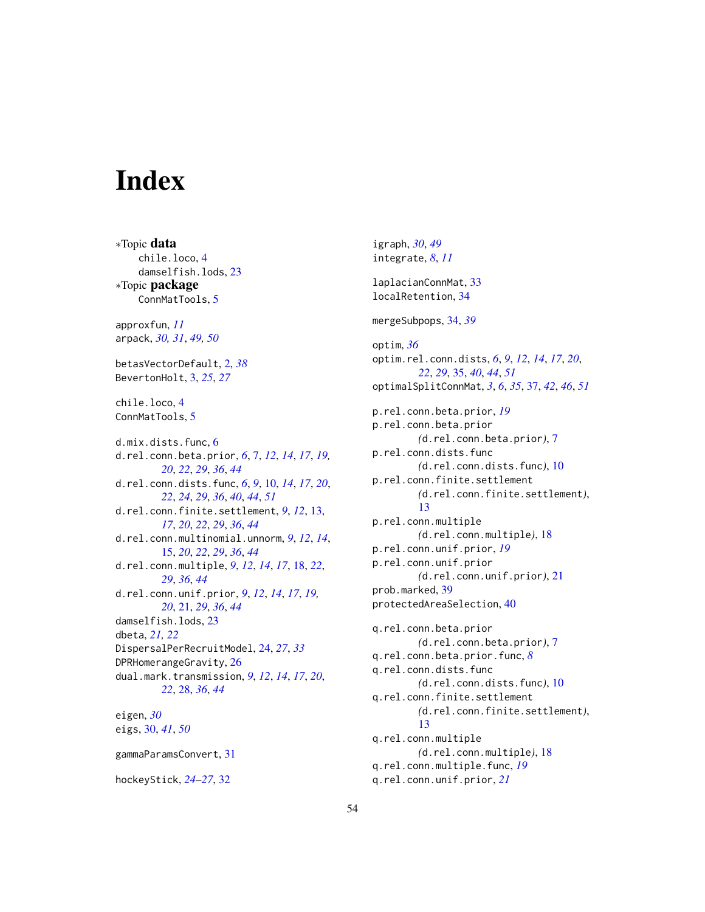# Index

*Topic **data**
  chile.loco, 4
  damselfish.lods, 23
*Topic **package**
  ConnMatTools, 5

approxfun, *11*
arpack, *30, 31*, *49, 50*

betasVectorDefault, 2, *38*
BevertonHolt, 3, *25*, *27*

chile.loco, 4
ConnMatTools, 5

d.mix.dists.func, 6
d.rel.conn.beta.prior, *6*, 7, *12*, *14*, *17*, *19, 20*, *22*, *29*, *36*, *44*
d.rel.conn.dists.func, *6*, *9*, 10, *14*, *17*, *20*, *22*, *24*, *29*, *36*, *40*, *44*, *51*
d.rel.conn.finite.settlement, *9*, *12*, 13, *17*, *20*, *22*, *29*, *36*, *44*
d.rel.conn.multinomial.unnorm, *9*, *12*, *14*, 15, *20*, *22*, *29*, *36*, *44*
d.rel.conn.multiple, *9*, *12*, *14*, *17*, 18, *22*, *29*, *36*, *44*
d.rel.conn.unif.prior, *9*, *12*, *14*, *17*, *19, 20*, 21, *29*, *36*, *44*
damselfish.lods, 23
dbeta, *21, 22*
DispersalPerRecruitModel, 24, *27*, *33*
DPRHomerangeGravity, 26
dual.mark.transmission, *9*, *12*, *14*, *17*, *20*, *22*, 28, *36*, *44*

eigen, *30*
eigs, 30, *41*, *50*

gammaParamsConvert, 31

hockeyStick, *24–27*, 32

igraph, *30*, *49*
integrate, *8*, *11*

laplacianConnMat, 33
localRetention, 34

mergeSubpops, 34, *39*

optim, *36*
optim.rel.conn.dists, *6*, *9*, *12*, *14*, *17*, *20*, *22*, *29*, 35, *40*, *44*, *51*
optimalSplitConnMat, *3*, *6*, *35*, 37, *42*, *46*, *51*

p.rel.conn.beta.prior, *19*
p.rel.conn.beta.prior *(d.rel.conn.beta.prior)*, 7
p.rel.conn.dists.func *(d.rel.conn.dists.func)*, 10
p.rel.conn.finite.settlement *(d.rel.conn.finite.settlement)*, 13
p.rel.conn.multiple *(d.rel.conn.multiple)*, 18
p.rel.conn.unif.prior, *19*
p.rel.conn.unif.prior *(d.rel.conn.unif.prior)*, 21
prob.marked, 39
protectedAreaSelection, 40

q.rel.conn.beta.prior *(d.rel.conn.beta.prior)*, 7
q.rel.conn.beta.prior.func, *8*
q.rel.conn.dists.func *(d.rel.conn.dists.func)*, 10
q.rel.conn.finite.settlement *(d.rel.conn.finite.settlement)*, 13
q.rel.conn.multiple *(d.rel.conn.multiple)*, 18
q.rel.conn.multiple.func, *19*
q.rel.conn.unif.prior, *21*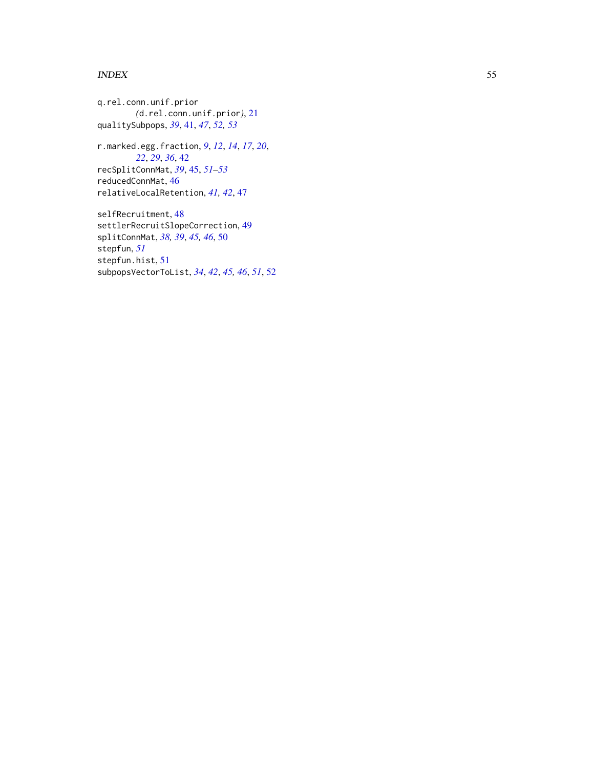q.rel.conn.unif.prior
  (d.rel.conn.unif.prior), 21
qualitySubpops, *39*, 41, *47*, *52, 53*

r.marked.egg.fraction, *9*, *12*, *14*, *17*, *20*, *22*, *29*, *36*, 42
recSplitConnMat, *39*, 45, *51–53*
reducedConnMat, 46
relativeLocalRetention, *41, 42*, 47

selfRecruitment, 48
settlerRecruitSlopeCorrection, 49
splitConnMat, *38, 39*, *45, 46*, 50
stepfun, *51*
stepfun.hist, 51
subpopsVectorToList, *34*, *42*, *45, 46*, *51*, 52